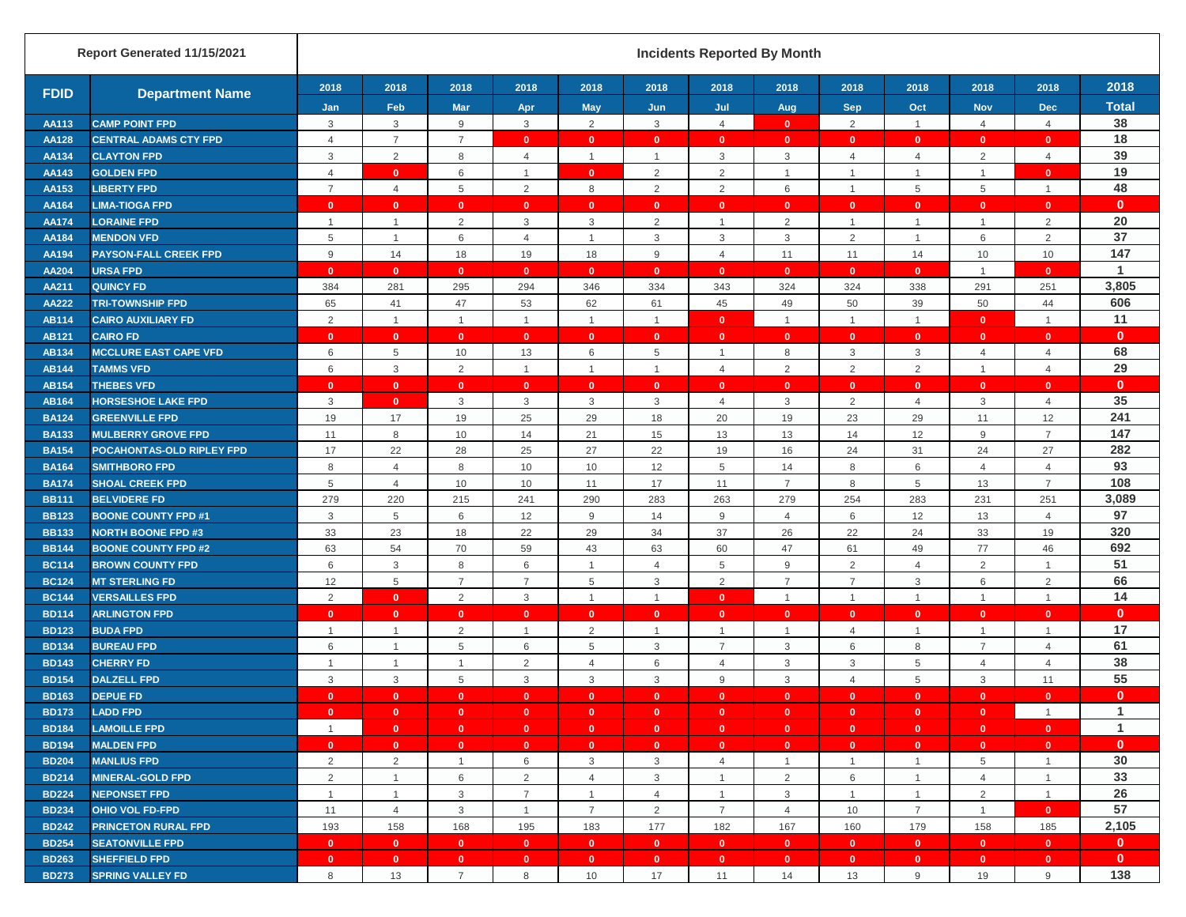| Report Generated 11/15/2021 | | Incidents Reported By Month | | | | | | | | | | | | |
|---|---|---|---|---|---|---|---|---|---|---|---|---|---|---|
| FDID | Department Name | 2018 Jan | 2018 Feb | 2018 Mar | 2018 Apr | 2018 May | 2018 Jun | 2018 Jul | 2018 Aug | 2018 Sep | 2018 Oct | 2018 Nov | 2018 Dec | 2018 Total |
| AA113 | CAMP POINT FPD | 3 | 3 | 9 | 3 | 2 | 3 | 4 | 0 | 2 | 1 | 4 | 4 | 38 |
| AA128 | CENTRAL ADAMS CTY FPD | 4 | 7 | 7 | 0 | 0 | 0 | 0 | 0 | 0 | 0 | 0 | 0 | 18 |
| AA134 | CLAYTON FPD | 3 | 2 | 8 | 4 | 1 | 1 | 3 | 3 | 4 | 4 | 2 | 4 | 39 |
| AA143 | GOLDEN FPD | 4 | 0 | 6 | 1 | 0 | 2 | 2 | 1 | 1 | 1 | 1 | 0 | 19 |
| AA153 | LIBERTY FPD | 7 | 4 | 5 | 2 | 8 | 2 | 2 | 6 | 1 | 5 | 5 | 1 | 48 |
| AA164 | LIMA-TIOGA FPD | 0 | 0 | 0 | 0 | 0 | 0 | 0 | 0 | 0 | 0 | 0 | 0 | 0 |
| AA174 | LORAINE FPD | 1 | 1 | 2 | 3 | 3 | 2 | 1 | 2 | 1 | 1 | 1 | 2 | 20 |
| AA184 | MENDON VFD | 5 | 1 | 6 | 4 | 1 | 3 | 3 | 3 | 2 | 1 | 6 | 2 | 37 |
| AA194 | PAYSON-FALL CREEK FPD | 9 | 14 | 18 | 19 | 18 | 9 | 4 | 11 | 11 | 14 | 10 | 10 | 147 |
| AA204 | URSA FPD | 0 | 0 | 0 | 0 | 0 | 0 | 0 | 0 | 0 | 0 | 1 | 0 | 1 |
| AA211 | QUINCY FD | 384 | 281 | 295 | 294 | 346 | 334 | 343 | 324 | 324 | 338 | 291 | 251 | 3,805 |
| AA222 | TRI-TOWNSHIP FPD | 65 | 41 | 47 | 53 | 62 | 61 | 45 | 49 | 50 | 39 | 50 | 44 | 606 |
| AB114 | CAIRO AUXILIARY FD | 2 | 1 | 1 | 1 | 1 | 1 | 0 | 1 | 1 | 1 | 0 | 1 | 11 |
| AB121 | CAIRO FD | 0 | 0 | 0 | 0 | 0 | 0 | 0 | 0 | 0 | 0 | 0 | 0 | 0 |
| AB134 | MCCLURE EAST CAPE VFD | 6 | 5 | 10 | 13 | 6 | 5 | 1 | 8 | 3 | 3 | 4 | 4 | 68 |
| AB144 | TAMMS VFD | 6 | 3 | 2 | 1 | 1 | 1 | 4 | 2 | 2 | 2 | 1 | 4 | 29 |
| AB154 | THEBES VFD | 0 | 0 | 0 | 0 | 0 | 0 | 0 | 0 | 0 | 0 | 0 | 0 | 0 |
| AB164 | HORSESHOE LAKE FPD | 3 | 0 | 3 | 3 | 3 | 3 | 4 | 3 | 2 | 4 | 3 | 4 | 35 |
| BA124 | GREENVILLE FPD | 19 | 17 | 19 | 25 | 29 | 18 | 20 | 19 | 23 | 29 | 11 | 12 | 241 |
| BA133 | MULBERRY GROVE FPD | 11 | 8 | 10 | 14 | 21 | 15 | 13 | 13 | 14 | 12 | 9 | 7 | 147 |
| BA154 | POCAHONTAS-OLD RIPLEY FPD | 17 | 22 | 28 | 25 | 27 | 22 | 19 | 16 | 24 | 31 | 24 | 27 | 282 |
| BA164 | SMITHBORO FPD | 8 | 4 | 8 | 10 | 10 | 12 | 5 | 14 | 8 | 6 | 4 | 4 | 93 |
| BA174 | SHOAL CREEK FPD | 5 | 4 | 10 | 10 | 11 | 17 | 11 | 7 | 8 | 5 | 13 | 7 | 108 |
| BB111 | BELVIDERE FD | 279 | 220 | 215 | 241 | 290 | 283 | 263 | 279 | 254 | 283 | 231 | 251 | 3,089 |
| BB123 | BOONE COUNTY FPD #1 | 3 | 5 | 6 | 12 | 9 | 14 | 9 | 4 | 6 | 12 | 13 | 4 | 97 |
| BB133 | NORTH BOONE FPD #3 | 33 | 23 | 18 | 22 | 29 | 34 | 37 | 26 | 22 | 24 | 33 | 19 | 320 |
| BB144 | BOONE COUNTY FPD #2 | 63 | 54 | 70 | 59 | 43 | 63 | 60 | 47 | 61 | 49 | 77 | 46 | 692 |
| BC114 | BROWN COUNTY FPD | 6 | 3 | 8 | 6 | 1 | 4 | 5 | 9 | 2 | 4 | 2 | 1 | 51 |
| BC124 | MT STERLING FD | 12 | 5 | 7 | 7 | 5 | 3 | 2 | 7 | 7 | 3 | 6 | 2 | 66 |
| BC144 | VERSAILLES FPD | 2 | 0 | 2 | 3 | 1 | 1 | 0 | 1 | 1 | 1 | 1 | 1 | 14 |
| BD114 | ARLINGTON FPD | 0 | 0 | 0 | 0 | 0 | 0 | 0 | 0 | 0 | 0 | 0 | 0 | 0 |
| BD123 | BUDA FPD | 1 | 1 | 2 | 1 | 2 | 1 | 1 | 1 | 4 | 1 | 1 | 1 | 17 |
| BD134 | BUREAU FPD | 6 | 1 | 5 | 6 | 5 | 3 | 7 | 3 | 6 | 8 | 7 | 4 | 61 |
| BD143 | CHERRY FD | 1 | 1 | 1 | 2 | 4 | 6 | 4 | 3 | 3 | 5 | 4 | 4 | 38 |
| BD154 | DALZELL FPD | 3 | 3 | 5 | 3 | 3 | 3 | 9 | 3 | 4 | 5 | 3 | 11 | 55 |
| BD163 | DEPUE FD | 0 | 0 | 0 | 0 | 0 | 0 | 0 | 0 | 0 | 0 | 0 | 0 | 0 |
| BD173 | LADD FPD | 0 | 0 | 0 | 0 | 0 | 0 | 0 | 0 | 0 | 0 | 0 | 1 | 1 |
| BD184 | LAMOILLE FPD | 1 | 0 | 0 | 0 | 0 | 0 | 0 | 0 | 0 | 0 | 0 | 0 | 1 |
| BD194 | MALDEN FPD | 0 | 0 | 0 | 0 | 0 | 0 | 0 | 0 | 0 | 0 | 0 | 0 | 0 |
| BD204 | MANLIUS FPD | 2 | 2 | 1 | 6 | 3 | 3 | 4 | 1 | 1 | 1 | 5 | 1 | 30 |
| BD214 | MINERAL-GOLD FPD | 2 | 1 | 6 | 2 | 4 | 3 | 1 | 2 | 6 | 1 | 4 | 1 | 33 |
| BD224 | NEPONSET FPD | 1 | 1 | 3 | 7 | 1 | 4 | 1 | 3 | 1 | 1 | 2 | 1 | 26 |
| BD234 | OHIO VOL FD-FPD | 11 | 4 | 3 | 1 | 7 | 2 | 7 | 4 | 10 | 7 | 1 | 0 | 57 |
| BD242 | PRINCETON RURAL FPD | 193 | 158 | 168 | 195 | 183 | 177 | 182 | 167 | 160 | 179 | 158 | 185 | 2,105 |
| BD254 | SEATONVILLE FPD | 0 | 0 | 0 | 0 | 0 | 0 | 0 | 0 | 0 | 0 | 0 | 0 | 0 |
| BD263 | SHEFFIELD FPD | 0 | 0 | 0 | 0 | 0 | 0 | 0 | 0 | 0 | 0 | 0 | 0 | 0 |
| BD273 | SPRING VALLEY FD | 8 | 13 | 7 | 8 | 10 | 17 | 11 | 14 | 13 | 9 | 19 | 9 | 138 |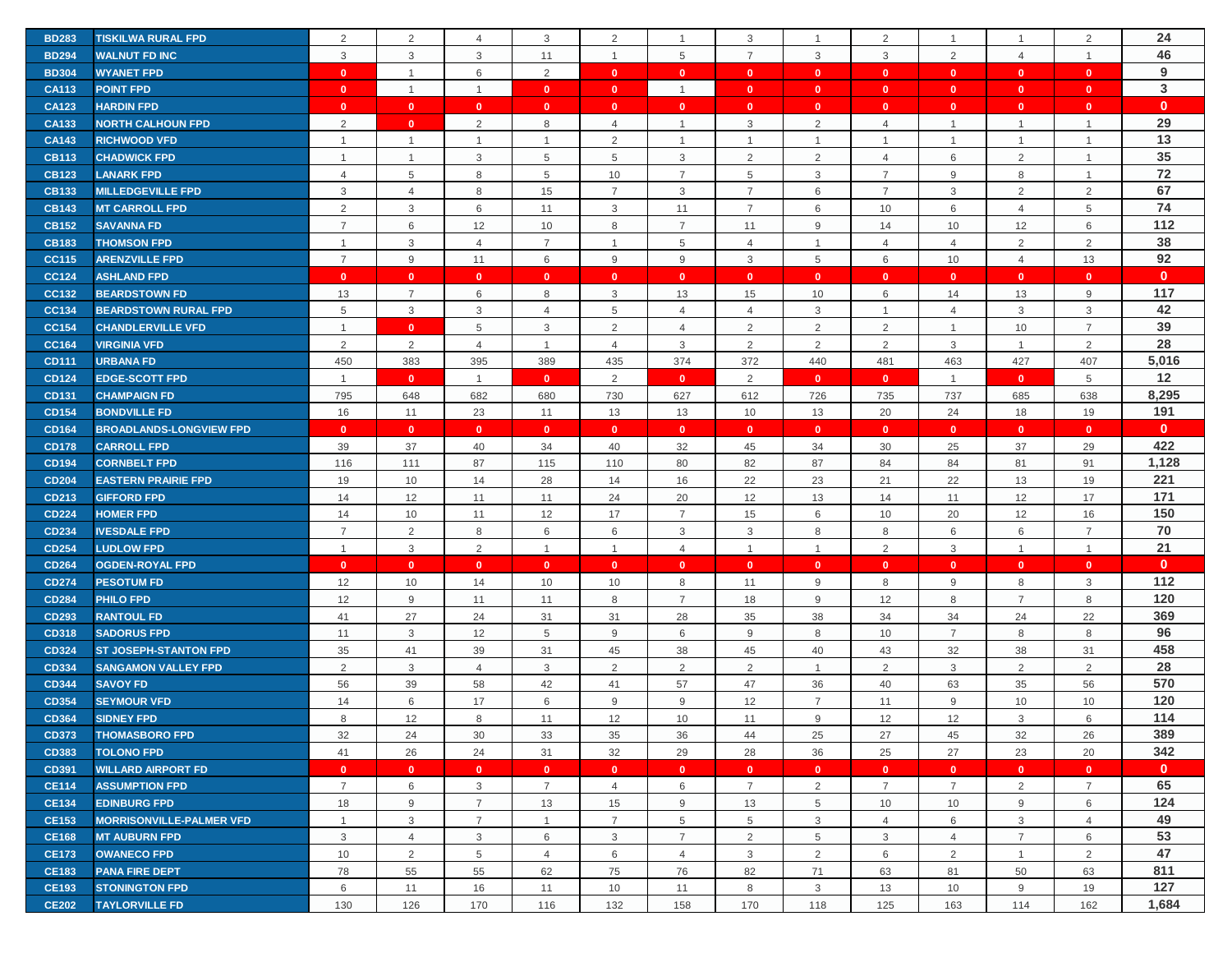| | | | | | | | | | | | | | | |
|---|---|---|---|---|---|---|---|---|---|---|---|---|---|---|
| BD283 | TISKILWA RURAL FPD | 2 | 2 | 4 | 3 | 2 | 1 | 3 | 1 | 2 | 1 | 1 | 2 | 24 |
| BD294 | WALNUT FD INC | 3 | 3 | 3 | 11 | 1 | 5 | 7 | 3 | 3 | 2 | 4 | 1 | 46 |
| BD304 | WYANET FPD | 0 | 1 | 6 | 2 | 0 | 0 | 0 | 0 | 0 | 0 | 0 | 0 | 9 |
| CA113 | POINT FPD | 0 | 1 | 1 | 0 | 0 | 1 | 0 | 0 | 0 | 0 | 0 | 0 | 3 |
| CA123 | HARDIN FPD | 0 | 0 | 0 | 0 | 0 | 0 | 0 | 0 | 0 | 0 | 0 | 0 | 0 |
| CA133 | NORTH CALHOUN FPD | 2 | 0 | 2 | 8 | 4 | 1 | 3 | 2 | 4 | 1 | 1 | 1 | 29 |
| CA143 | RICHWOOD VFD | 1 | 1 | 1 | 1 | 2 | 1 | 1 | 1 | 1 | 1 | 1 | 1 | 13 |
| CB113 | CHADWICK FPD | 1 | 1 | 3 | 5 | 5 | 3 | 2 | 2 | 4 | 6 | 2 | 1 | 35 |
| CB123 | LANARK FPD | 4 | 5 | 8 | 5 | 10 | 7 | 5 | 3 | 7 | 9 | 8 | 1 | 72 |
| CB133 | MILLEDGEVILLE FPD | 3 | 4 | 8 | 15 | 7 | 3 | 7 | 6 | 7 | 3 | 2 | 2 | 67 |
| CB143 | MT CARROLL FPD | 2 | 3 | 6 | 11 | 3 | 11 | 7 | 6 | 10 | 6 | 4 | 5 | 74 |
| CB152 | SAVANNA FD | 7 | 6 | 12 | 10 | 8 | 7 | 11 | 9 | 14 | 10 | 12 | 6 | 112 |
| CB183 | THOMSON FPD | 1 | 3 | 4 | 7 | 1 | 5 | 4 | 1 | 4 | 4 | 2 | 2 | 38 |
| CC115 | ARENZVILLE FPD | 7 | 9 | 11 | 6 | 9 | 9 | 3 | 5 | 6 | 10 | 4 | 13 | 92 |
| CC124 | ASHLAND FPD | 0 | 0 | 0 | 0 | 0 | 0 | 0 | 0 | 0 | 0 | 0 | 0 | 0 |
| CC132 | BEARDSTOWN FD | 13 | 7 | 6 | 8 | 3 | 13 | 15 | 10 | 6 | 14 | 13 | 9 | 117 |
| CC134 | BEARDSTOWN RURAL FPD | 5 | 3 | 3 | 4 | 5 | 4 | 4 | 3 | 1 | 4 | 3 | 3 | 42 |
| CC154 | CHANDLERVILLE VFD | 1 | 0 | 5 | 3 | 2 | 4 | 2 | 2 | 2 | 1 | 10 | 7 | 39 |
| CC164 | VIRGINIA VFD | 2 | 2 | 4 | 1 | 4 | 3 | 2 | 2 | 2 | 3 | 1 | 2 | 28 |
| CD111 | URBANA FD | 450 | 383 | 395 | 389 | 435 | 374 | 372 | 440 | 481 | 463 | 427 | 407 | 5,016 |
| CD124 | EDGE-SCOTT FPD | 1 | 0 | 1 | 0 | 2 | 0 | 2 | 0 | 0 | 1 | 0 | 5 | 12 |
| CD131 | CHAMPAIGN FD | 795 | 648 | 682 | 680 | 730 | 627 | 612 | 726 | 735 | 737 | 685 | 638 | 8,295 |
| CD154 | BONDVILLE FD | 16 | 11 | 23 | 11 | 13 | 13 | 10 | 13 | 20 | 24 | 18 | 19 | 191 |
| CD164 | BROADLANDS-LONGVIEW FPD | 0 | 0 | 0 | 0 | 0 | 0 | 0 | 0 | 0 | 0 | 0 | 0 | 0 |
| CD178 | CARROLL FPD | 39 | 37 | 40 | 34 | 40 | 32 | 45 | 34 | 30 | 25 | 37 | 29 | 422 |
| CD194 | CORNBELT FPD | 116 | 111 | 87 | 115 | 110 | 80 | 82 | 87 | 84 | 84 | 81 | 91 | 1,128 |
| CD204 | EASTERN PRAIRIE FPD | 19 | 10 | 14 | 28 | 14 | 16 | 22 | 23 | 21 | 22 | 13 | 19 | 221 |
| CD213 | GIFFORD FPD | 14 | 12 | 11 | 11 | 24 | 20 | 12 | 13 | 14 | 11 | 12 | 17 | 171 |
| CD224 | HOMER FPD | 14 | 10 | 11 | 12 | 17 | 7 | 15 | 6 | 10 | 20 | 12 | 16 | 150 |
| CD234 | IVESDALE FPD | 7 | 2 | 8 | 6 | 6 | 3 | 3 | 8 | 8 | 6 | 6 | 7 | 70 |
| CD254 | LUDLOW FPD | 1 | 3 | 2 | 1 | 1 | 4 | 1 | 1 | 2 | 3 | 1 | 1 | 21 |
| CD264 | OGDEN-ROYAL FPD | 0 | 0 | 0 | 0 | 0 | 0 | 0 | 0 | 0 | 0 | 0 | 0 | 0 |
| CD274 | PESOTUM FPD | 12 | 10 | 14 | 10 | 10 | 8 | 11 | 9 | 8 | 9 | 8 | 3 | 112 |
| CD284 | PHILO FPD | 12 | 9 | 11 | 11 | 8 | 7 | 18 | 9 | 12 | 8 | 7 | 8 | 120 |
| CD293 | RANTOUL FD | 41 | 27 | 24 | 31 | 31 | 28 | 35 | 38 | 34 | 34 | 24 | 22 | 369 |
| CD318 | SADORUS FPD | 11 | 3 | 12 | 5 | 9 | 6 | 9 | 8 | 10 | 7 | 8 | 8 | 96 |
| CD324 | ST JOSEPH-STANTON FPD | 35 | 41 | 39 | 31 | 45 | 38 | 45 | 40 | 43 | 32 | 38 | 31 | 458 |
| CD334 | SANGAMON VALLEY FPD | 2 | 3 | 4 | 3 | 2 | 2 | 2 | 1 | 2 | 3 | 2 | 2 | 28 |
| CD344 | SAVOY FD | 56 | 39 | 58 | 42 | 41 | 57 | 47 | 36 | 40 | 63 | 35 | 56 | 570 |
| CD354 | SEYMOUR VFD | 14 | 6 | 17 | 6 | 9 | 9 | 12 | 7 | 11 | 9 | 10 | 10 | 120 |
| CD364 | SIDNEY FPD | 8 | 12 | 8 | 11 | 12 | 10 | 11 | 9 | 12 | 12 | 3 | 6 | 114 |
| CD373 | THOMASBORO FPD | 32 | 24 | 30 | 33 | 35 | 36 | 44 | 25 | 27 | 45 | 32 | 26 | 389 |
| CD383 | TOLONO FPD | 41 | 26 | 24 | 31 | 32 | 29 | 28 | 36 | 25 | 27 | 23 | 20 | 342 |
| CD391 | WILLARD AIRPORT FD | 0 | 0 | 0 | 0 | 0 | 0 | 0 | 0 | 0 | 0 | 0 | 0 | 0 |
| CE114 | ASSUMPTION FPD | 7 | 6 | 3 | 7 | 4 | 6 | 7 | 2 | 7 | 7 | 2 | 7 | 65 |
| CE134 | EDINBURG FPD | 18 | 9 | 7 | 13 | 15 | 9 | 13 | 5 | 10 | 10 | 9 | 6 | 124 |
| CE153 | MORRISONVILLE-PALMER VFD | 1 | 3 | 7 | 1 | 7 | 5 | 5 | 3 | 4 | 6 | 3 | 4 | 49 |
| CE168 | MT AUBURN FPD | 3 | 4 | 3 | 6 | 3 | 7 | 2 | 5 | 3 | 4 | 7 | 6 | 53 |
| CE173 | OWANECO FPD | 10 | 2 | 5 | 4 | 6 | 4 | 3 | 2 | 6 | 2 | 1 | 2 | 47 |
| CE183 | PANA FIRE DEPT | 78 | 55 | 55 | 62 | 75 | 76 | 82 | 71 | 63 | 81 | 50 | 63 | 811 |
| CE193 | STONINGTON FPD | 6 | 11 | 16 | 11 | 10 | 11 | 8 | 3 | 13 | 10 | 9 | 19 | 127 |
| CE202 | TAYLORVILLE FD | 130 | 126 | 170 | 116 | 132 | 158 | 170 | 118 | 125 | 163 | 114 | 162 | 1,684 |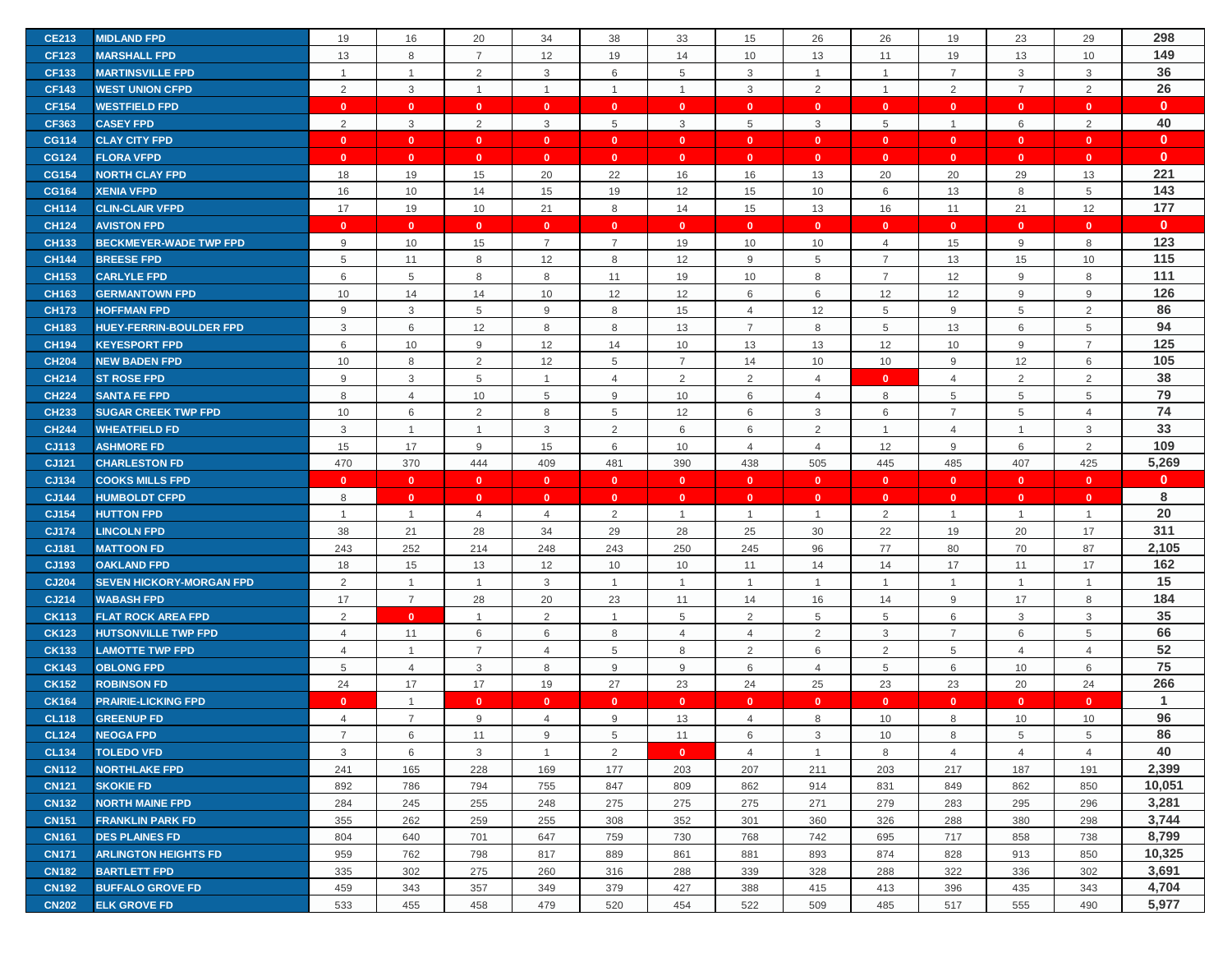| | | | | | | | | | | | | | | |
|---|---|---|---|---|---|---|---|---|---|---|---|---|---|---|
| CE213 | MIDLAND FPD | 19 | 16 | 20 | 34 | 38 | 33 | 15 | 26 | 26 | 19 | 23 | 29 | 298 |
| CF123 | MARSHALL FPD | 13 | 8 | 7 | 12 | 19 | 14 | 10 | 13 | 11 | 19 | 13 | 10 | 149 |
| CF133 | MARTINSVILLE FPD | 1 | 1 | 2 | 3 | 6 | 5 | 3 | 1 | 1 | 7 | 3 | 3 | 36 |
| CF143 | WEST UNION CFPD | 2 | 3 | 1 | 1 | 1 | 1 | 3 | 2 | 1 | 2 | 7 | 2 | 26 |
| CF154 | WESTFIELD FPD | 0 | 0 | 0 | 0 | 0 | 0 | 0 | 0 | 0 | 0 | 0 | 0 | 0 |
| CF363 | CASEY FPD | 2 | 3 | 2 | 3 | 5 | 3 | 5 | 3 | 5 | 1 | 6 | 2 | 40 |
| CG114 | CLAY CITY FPD | 0 | 0 | 0 | 0 | 0 | 0 | 0 | 0 | 0 | 0 | 0 | 0 | 0 |
| CG124 | FLORA VFPD | 0 | 0 | 0 | 0 | 0 | 0 | 0 | 0 | 0 | 0 | 0 | 0 | 0 |
| CG154 | NORTH CLAY FPD | 18 | 19 | 15 | 20 | 22 | 16 | 16 | 13 | 20 | 20 | 29 | 13 | 221 |
| CG164 | XENIA VFPD | 16 | 10 | 14 | 15 | 19 | 12 | 15 | 10 | 6 | 13 | 8 | 5 | 143 |
| CH114 | CLIN-CLAIR VFPD | 17 | 19 | 10 | 21 | 8 | 14 | 15 | 13 | 16 | 11 | 21 | 12 | 177 |
| CH124 | AVISTON FPD | 0 | 0 | 0 | 0 | 0 | 0 | 0 | 0 | 0 | 0 | 0 | 0 | 0 |
| CH133 | BECKMEYER-WADE TWP FPD | 9 | 10 | 15 | 7 | 7 | 19 | 10 | 10 | 4 | 15 | 9 | 8 | 123 |
| CH144 | BREESE FPD | 5 | 11 | 8 | 12 | 8 | 12 | 9 | 5 | 7 | 13 | 15 | 10 | 115 |
| CH153 | CARLYLE FPD | 6 | 5 | 8 | 8 | 11 | 19 | 10 | 8 | 7 | 12 | 9 | 8 | 111 |
| CH163 | GERMANTOWN FPD | 10 | 14 | 14 | 10 | 12 | 12 | 6 | 6 | 12 | 12 | 9 | 9 | 126 |
| CH173 | HOFFMAN FPD | 9 | 3 | 5 | 9 | 8 | 15 | 4 | 12 | 5 | 9 | 5 | 2 | 86 |
| CH183 | HUEY-FERRIN-BOULDER FPD | 3 | 6 | 12 | 8 | 8 | 13 | 7 | 8 | 5 | 13 | 6 | 5 | 94 |
| CH194 | KEYESPORT FPD | 6 | 10 | 9 | 12 | 14 | 10 | 13 | 13 | 12 | 10 | 9 | 7 | 125 |
| CH204 | NEW BADEN FPD | 10 | 8 | 2 | 12 | 5 | 7 | 14 | 10 | 10 | 9 | 12 | 6 | 105 |
| CH214 | ST ROSE FPD | 9 | 3 | 5 | 1 | 4 | 2 | 2 | 4 | 0 | 4 | 2 | 2 | 38 |
| CH224 | SANTA FE FPD | 8 | 4 | 10 | 5 | 9 | 10 | 6 | 4 | 8 | 5 | 5 | 5 | 79 |
| CH233 | SUGAR CREEK TWP FPD | 10 | 6 | 2 | 8 | 5 | 12 | 6 | 3 | 6 | 7 | 5 | 4 | 74 |
| CH244 | WHEATFIELD FD | 3 | 1 | 1 | 3 | 2 | 6 | 6 | 2 | 1 | 4 | 1 | 3 | 33 |
| CJ113 | ASHMORE FD | 15 | 17 | 9 | 15 | 6 | 10 | 4 | 4 | 12 | 9 | 6 | 2 | 109 |
| CJ121 | CHARLESTON FD | 470 | 370 | 444 | 409 | 481 | 390 | 438 | 505 | 445 | 485 | 407 | 425 | 5,269 |
| CJ134 | COOKS MILLS FPD | 0 | 0 | 0 | 0 | 0 | 0 | 0 | 0 | 0 | 0 | 0 | 0 | 0 |
| CJ144 | HUMBOLDT CFPD | 8 | 0 | 0 | 0 | 0 | 0 | 0 | 0 | 0 | 0 | 0 | 0 | 8 |
| CJ154 | HUTTON FPD | 1 | 1 | 4 | 4 | 2 | 1 | 1 | 1 | 2 | 1 | 1 | 1 | 20 |
| CJ174 | LINCOLN FPD | 38 | 21 | 28 | 34 | 29 | 28 | 25 | 30 | 22 | 19 | 20 | 17 | 311 |
| CJ181 | MATTOON FD | 243 | 252 | 214 | 248 | 243 | 250 | 245 | 96 | 77 | 80 | 70 | 87 | 2,105 |
| CJ193 | OAKLAND FPD | 18 | 15 | 13 | 12 | 10 | 10 | 11 | 14 | 14 | 17 | 11 | 17 | 162 |
| CJ204 | SEVEN HICKORY-MORGAN FPD | 2 | 1 | 1 | 3 | 1 | 1 | 1 | 1 | 1 | 1 | 1 | 1 | 15 |
| CJ214 | WABASH FPD | 17 | 7 | 28 | 20 | 23 | 11 | 14 | 16 | 14 | 9 | 17 | 8 | 184 |
| CK113 | FLAT ROCK AREA FPD | 2 | 0 | 1 | 2 | 1 | 5 | 2 | 5 | 5 | 6 | 3 | 3 | 35 |
| CK123 | HUTSONVILLE TWP FPD | 4 | 11 | 6 | 6 | 8 | 4 | 4 | 2 | 3 | 7 | 6 | 5 | 66 |
| CK133 | LAMOTTE TWP FPD | 4 | 1 | 7 | 4 | 5 | 8 | 2 | 6 | 2 | 5 | 4 | 4 | 52 |
| CK143 | OBLONG FPD | 5 | 4 | 3 | 8 | 9 | 9 | 6 | 4 | 5 | 6 | 10 | 6 | 75 |
| CK152 | ROBINSON FD | 24 | 17 | 17 | 19 | 27 | 23 | 24 | 25 | 23 | 23 | 20 | 24 | 266 |
| CK164 | PRAIRIE-LICKING FPD | 0 | 1 | 0 | 0 | 0 | 0 | 0 | 0 | 0 | 0 | 0 | 0 | 1 |
| CL118 | GREENUP FD | 4 | 7 | 9 | 4 | 9 | 13 | 4 | 8 | 10 | 8 | 10 | 10 | 96 |
| CL124 | NEOGA FPD | 7 | 6 | 11 | 9 | 5 | 11 | 6 | 3 | 10 | 8 | 5 | 5 | 86 |
| CL134 | TOLEDO VFD | 3 | 6 | 3 | 1 | 2 | 0 | 4 | 1 | 8 | 4 | 4 | 4 | 40 |
| CN112 | NORTHLAKE FPD | 241 | 165 | 228 | 169 | 177 | 203 | 207 | 211 | 203 | 217 | 187 | 191 | 2,399 |
| CN121 | SKOKIE FD | 892 | 786 | 794 | 755 | 847 | 809 | 862 | 914 | 831 | 849 | 862 | 850 | 10,051 |
| CN132 | NORTH MAINE FPD | 284 | 245 | 255 | 248 | 275 | 275 | 275 | 271 | 279 | 283 | 295 | 296 | 3,281 |
| CN151 | FRANKLIN PARK FD | 355 | 262 | 259 | 255 | 308 | 352 | 301 | 360 | 326 | 288 | 380 | 298 | 3,744 |
| CN161 | DES PLAINES FD | 804 | 640 | 701 | 647 | 759 | 730 | 768 | 742 | 695 | 717 | 858 | 738 | 8,799 |
| CN171 | ARLINGTON HEIGHTS FD | 959 | 762 | 798 | 817 | 889 | 861 | 881 | 893 | 874 | 828 | 913 | 850 | 10,325 |
| CN182 | BARTLETT FPD | 335 | 302 | 275 | 260 | 316 | 288 | 339 | 328 | 288 | 322 | 336 | 302 | 3,691 |
| CN192 | BUFFALO GROVE FD | 459 | 343 | 357 | 349 | 379 | 427 | 388 | 415 | 413 | 396 | 435 | 343 | 4,704 |
| CN202 | ELK GROVE FD | 533 | 455 | 458 | 479 | 520 | 454 | 522 | 509 | 485 | 517 | 555 | 490 | 5,977 |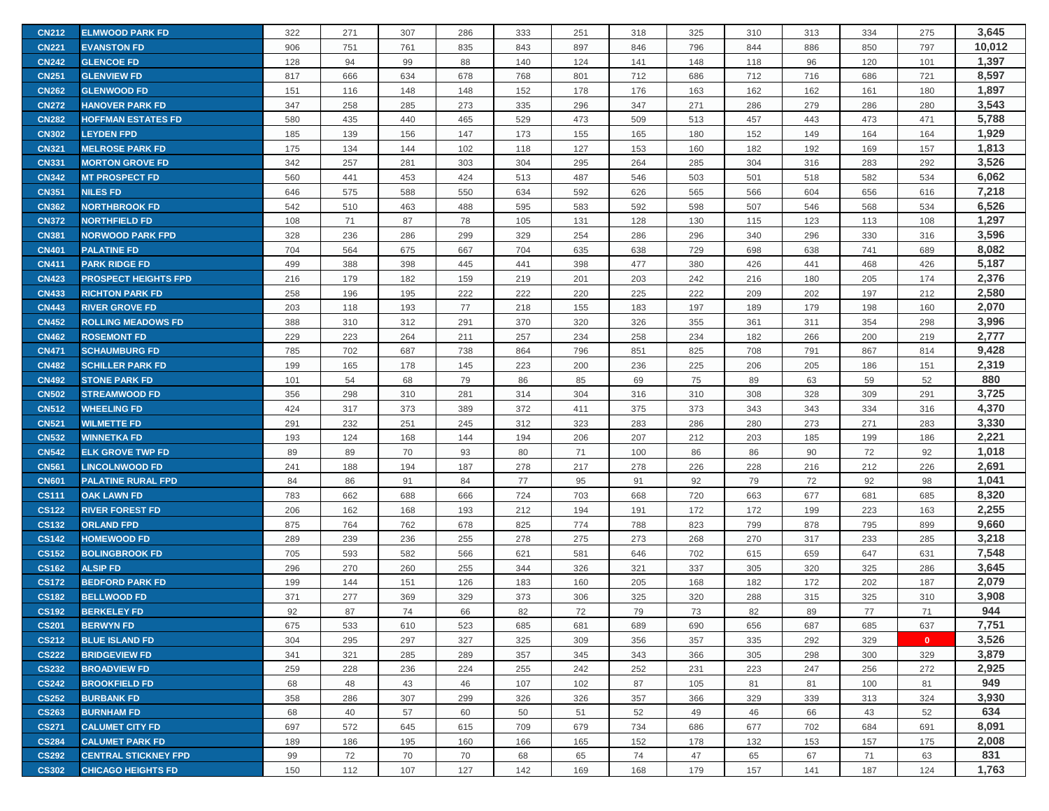| CN212 | ELMWOOD PARK FD | 322 | 271 | 307 | 286 | 333 | 251 | 318 | 325 | 310 | 313 | 334 | 275 | 3,645 |
|---|---|---|---|---|---|---|---|---|---|---|---|---|---|---|
| CN221 | EVANSTON FD | 906 | 751 | 761 | 835 | 843 | 897 | 846 | 796 | 844 | 886 | 850 | 797 | 10,012 |
| CN242 | GLENCOE FD | 128 | 94 | 99 | 88 | 140 | 124 | 141 | 148 | 118 | 96 | 120 | 101 | 1,397 |
| CN251 | GLENVIEW FD | 817 | 666 | 634 | 678 | 768 | 801 | 712 | 686 | 712 | 716 | 686 | 721 | 8,597 |
| CN262 | GLENWOOD FD | 151 | 116 | 148 | 148 | 152 | 178 | 176 | 163 | 162 | 162 | 161 | 180 | 1,897 |
| CN272 | HANOVER PARK FD | 347 | 258 | 285 | 273 | 335 | 296 | 347 | 271 | 286 | 279 | 286 | 280 | 3,543 |
| CN282 | HOFFMAN ESTATES FD | 580 | 435 | 440 | 465 | 529 | 473 | 509 | 513 | 457 | 443 | 473 | 471 | 5,788 |
| CN302 | LEYDEN FPD | 185 | 139 | 156 | 147 | 173 | 155 | 165 | 180 | 152 | 149 | 164 | 164 | 1,929 |
| CN321 | MELROSE PARK FD | 175 | 134 | 144 | 102 | 118 | 127 | 153 | 160 | 182 | 192 | 169 | 157 | 1,813 |
| CN331 | MORTON GROVE FD | 342 | 257 | 281 | 303 | 304 | 295 | 264 | 285 | 304 | 316 | 283 | 292 | 3,526 |
| CN342 | MT PROSPECT FD | 560 | 441 | 453 | 424 | 513 | 487 | 546 | 503 | 501 | 518 | 582 | 534 | 6,062 |
| CN351 | NILES FD | 646 | 575 | 588 | 550 | 634 | 592 | 626 | 565 | 566 | 604 | 656 | 616 | 7,218 |
| CN362 | NORTHBROOK FD | 542 | 510 | 463 | 488 | 595 | 583 | 592 | 598 | 507 | 546 | 568 | 534 | 6,526 |
| CN372 | NORTHFIELD FD | 108 | 71 | 87 | 78 | 105 | 131 | 128 | 130 | 115 | 123 | 113 | 108 | 1,297 |
| CN381 | NORWOOD PARK FPD | 328 | 236 | 286 | 299 | 329 | 254 | 286 | 296 | 340 | 296 | 330 | 316 | 3,596 |
| CN401 | PALATINE FD | 704 | 564 | 675 | 667 | 704 | 635 | 638 | 729 | 698 | 638 | 741 | 689 | 8,082 |
| CN411 | PARK RIDGE FD | 499 | 388 | 398 | 445 | 441 | 398 | 477 | 380 | 426 | 441 | 468 | 426 | 5,187 |
| CN423 | PROSPECT HEIGHTS FPD | 216 | 179 | 182 | 159 | 219 | 201 | 203 | 242 | 216 | 180 | 205 | 174 | 2,376 |
| CN433 | RICHTON PARK FD | 258 | 196 | 195 | 222 | 222 | 220 | 225 | 222 | 209 | 202 | 197 | 212 | 2,580 |
| CN443 | RIVER GROVE FD | 203 | 118 | 193 | 77 | 218 | 155 | 183 | 197 | 189 | 179 | 198 | 160 | 2,070 |
| CN452 | ROLLING MEADOWS FD | 388 | 310 | 312 | 291 | 370 | 320 | 326 | 355 | 361 | 311 | 354 | 298 | 3,996 |
| CN462 | ROSEMONT FD | 229 | 223 | 264 | 211 | 257 | 234 | 258 | 234 | 182 | 266 | 200 | 219 | 2,777 |
| CN471 | SCHAUMBURG FD | 785 | 702 | 687 | 738 | 864 | 796 | 851 | 825 | 708 | 791 | 867 | 814 | 9,428 |
| CN482 | SCHILLER PARK FD | 199 | 165 | 178 | 145 | 223 | 200 | 236 | 225 | 206 | 205 | 186 | 151 | 2,319 |
| CN492 | STONE PARK FD | 101 | 54 | 68 | 79 | 86 | 85 | 69 | 75 | 89 | 63 | 59 | 52 | 880 |
| CN502 | STREAMWOOD FD | 356 | 298 | 310 | 281 | 314 | 304 | 316 | 310 | 308 | 328 | 309 | 291 | 3,725 |
| CN512 | WHEELING FD | 424 | 317 | 373 | 389 | 372 | 411 | 375 | 373 | 343 | 343 | 334 | 316 | 4,370 |
| CN521 | WILMETTE FD | 291 | 232 | 251 | 245 | 312 | 323 | 283 | 286 | 280 | 273 | 271 | 283 | 3,330 |
| CN532 | WINNETKA FD | 193 | 124 | 168 | 144 | 194 | 206 | 207 | 212 | 203 | 185 | 199 | 186 | 2,221 |
| CN542 | ELK GROVE TWP FD | 89 | 89 | 70 | 93 | 80 | 71 | 100 | 86 | 86 | 90 | 72 | 92 | 1,018 |
| CN561 | LINCOLNWOOD FD | 241 | 188 | 194 | 187 | 278 | 217 | 278 | 226 | 228 | 216 | 212 | 226 | 2,691 |
| CN601 | PALATINE RURAL FPD | 84 | 86 | 91 | 84 | 77 | 95 | 91 | 92 | 79 | 72 | 92 | 98 | 1,041 |
| CS111 | OAK LAWN FD | 783 | 662 | 688 | 666 | 724 | 703 | 668 | 720 | 663 | 677 | 681 | 685 | 8,320 |
| CS122 | RIVER FOREST FD | 206 | 162 | 168 | 193 | 212 | 194 | 191 | 172 | 172 | 199 | 223 | 163 | 2,255 |
| CS132 | ORLAND FPD | 875 | 764 | 762 | 678 | 825 | 774 | 788 | 823 | 799 | 878 | 795 | 899 | 9,660 |
| CS142 | HOMEWOOD FD | 289 | 239 | 236 | 255 | 278 | 275 | 273 | 268 | 270 | 317 | 233 | 285 | 3,218 |
| CS152 | BOLINGBROOK FD | 705 | 593 | 582 | 566 | 621 | 581 | 646 | 702 | 615 | 659 | 647 | 631 | 7,548 |
| CS162 | ALSIP FD | 296 | 270 | 260 | 255 | 344 | 326 | 321 | 337 | 305 | 320 | 325 | 286 | 3,645 |
| CS172 | BEDFORD PARK FD | 199 | 144 | 151 | 126 | 183 | 160 | 205 | 168 | 182 | 172 | 202 | 187 | 2,079 |
| CS182 | BELLWOOD FD | 371 | 277 | 369 | 329 | 373 | 306 | 325 | 320 | 288 | 315 | 325 | 310 | 3,908 |
| CS192 | BERKELEY FD | 92 | 87 | 74 | 66 | 82 | 72 | 79 | 73 | 82 | 89 | 77 | 71 | 944 |
| CS201 | BERWYN FD | 675 | 533 | 610 | 523 | 685 | 681 | 689 | 690 | 656 | 687 | 685 | 637 | 7,751 |
| CS212 | BLUE ISLAND FD | 304 | 295 | 297 | 327 | 325 | 309 | 356 | 357 | 335 | 292 | 329 | 0 | 3,526 |
| CS222 | BRIDGEVIEW FD | 341 | 321 | 285 | 289 | 357 | 345 | 343 | 366 | 305 | 298 | 300 | 329 | 3,879 |
| CS232 | BROADVIEW FD | 259 | 228 | 236 | 224 | 255 | 242 | 252 | 231 | 223 | 247 | 256 | 272 | 2,925 |
| CS242 | BROOKFIELD FD | 68 | 48 | 43 | 46 | 107 | 102 | 87 | 105 | 81 | 81 | 100 | 81 | 949 |
| CS252 | BURBANK FD | 358 | 286 | 307 | 299 | 326 | 326 | 357 | 366 | 329 | 339 | 313 | 324 | 3,930 |
| CS263 | BURNHAM FD | 68 | 40 | 57 | 60 | 50 | 51 | 52 | 49 | 46 | 66 | 43 | 52 | 634 |
| CS271 | CALUMET CITY FD | 697 | 572 | 645 | 615 | 709 | 679 | 734 | 686 | 677 | 702 | 684 | 691 | 8,091 |
| CS284 | CALUMET PARK FD | 189 | 186 | 195 | 160 | 166 | 165 | 152 | 178 | 132 | 153 | 157 | 175 | 2,008 |
| CS292 | CENTRAL STICKNEY FPD | 99 | 72 | 70 | 70 | 68 | 65 | 74 | 47 | 65 | 67 | 71 | 63 | 831 |
| CS302 | CHICAGO HEIGHTS FD | 150 | 112 | 107 | 127 | 142 | 169 | 168 | 179 | 157 | 141 | 187 | 124 | 1,763 |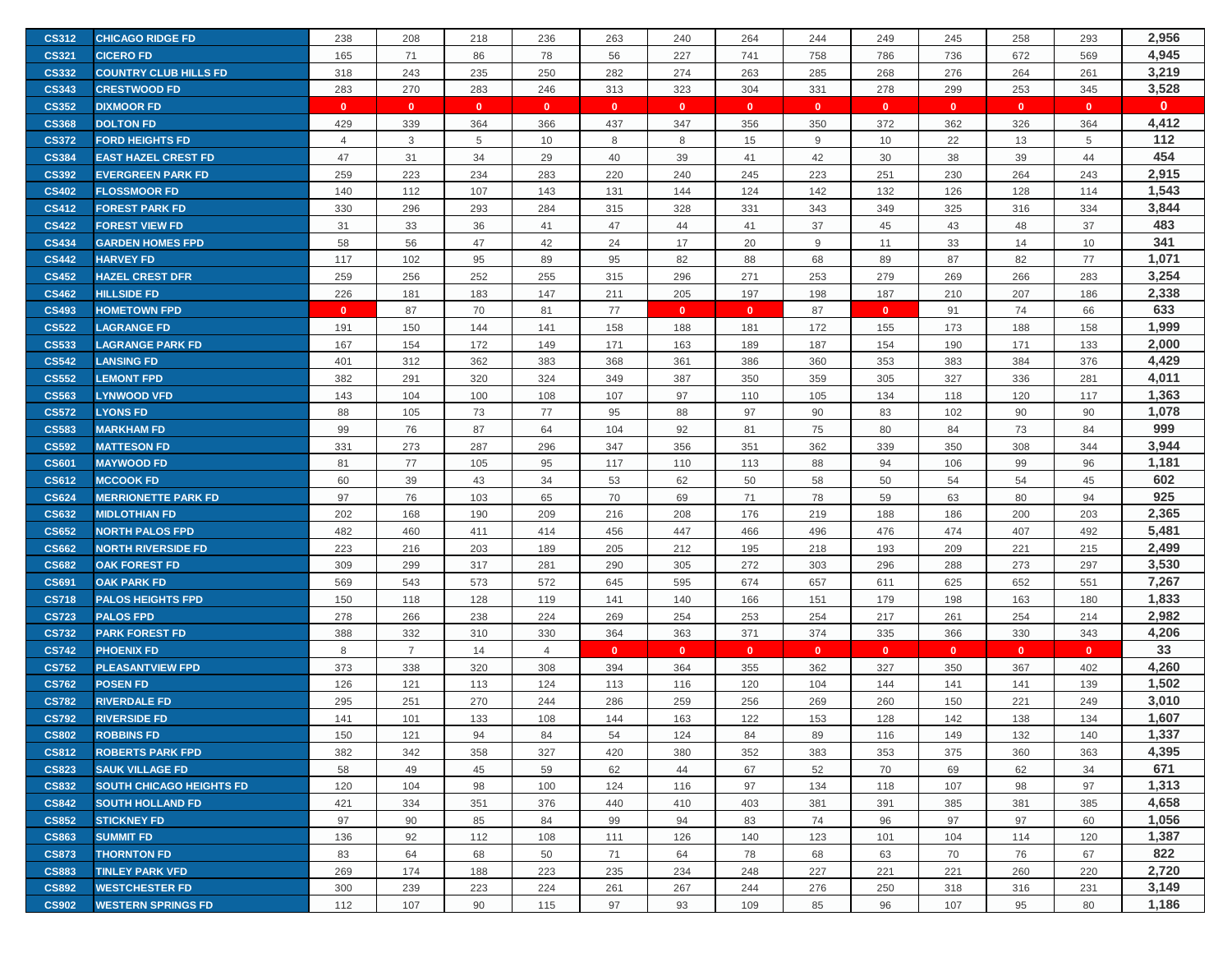| | | | | | | | | | | | | | | |
|---|---|---|---|---|---|---|---|---|---|---|---|---|---|---|
| CS312 | CHICAGO RIDGE FD | 238 | 208 | 218 | 236 | 263 | 240 | 264 | 244 | 249 | 245 | 258 | 293 | 2,956 |
| CS321 | CICERO FD | 165 | 71 | 86 | 78 | 56 | 227 | 741 | 758 | 786 | 736 | 672 | 569 | 4,945 |
| CS332 | COUNTRY CLUB HILLS FD | 318 | 243 | 235 | 250 | 282 | 274 | 263 | 285 | 268 | 276 | 264 | 261 | 3,219 |
| CS343 | CRESTWOOD FD | 283 | 270 | 283 | 246 | 313 | 323 | 304 | 331 | 278 | 299 | 253 | 345 | 3,528 |
| CS352 | DIXMOOR FD | 0 | 0 | 0 | 0 | 0 | 0 | 0 | 0 | 0 | 0 | 0 | 0 | 0 |
| CS368 | DOLTON FD | 429 | 339 | 364 | 366 | 437 | 347 | 356 | 350 | 372 | 362 | 326 | 364 | 4,412 |
| CS372 | FORD HEIGHTS FD | 4 | 3 | 5 | 10 | 8 | 8 | 15 | 9 | 10 | 22 | 13 | 5 | 112 |
| CS384 | EAST HAZEL CREST FD | 47 | 31 | 34 | 29 | 40 | 39 | 41 | 42 | 30 | 38 | 39 | 44 | 454 |
| CS392 | EVERGREEN PARK FD | 259 | 223 | 234 | 283 | 220 | 240 | 245 | 223 | 251 | 230 | 264 | 243 | 2,915 |
| CS402 | FLOSSMOOR FD | 140 | 112 | 107 | 143 | 131 | 144 | 124 | 142 | 132 | 126 | 128 | 114 | 1,543 |
| CS412 | FOREST PARK FD | 330 | 296 | 293 | 284 | 315 | 328 | 331 | 343 | 349 | 325 | 316 | 334 | 3,844 |
| CS422 | FOREST VIEW FD | 31 | 33 | 36 | 41 | 47 | 44 | 41 | 37 | 45 | 43 | 48 | 37 | 483 |
| CS434 | GARDEN HOMES FPD | 58 | 56 | 47 | 42 | 24 | 17 | 20 | 9 | 11 | 33 | 14 | 10 | 341 |
| CS442 | HARVEY FD | 117 | 102 | 95 | 89 | 95 | 82 | 88 | 68 | 89 | 87 | 82 | 77 | 1,071 |
| CS452 | HAZEL CREST DFR | 259 | 256 | 252 | 255 | 315 | 296 | 271 | 253 | 279 | 269 | 266 | 283 | 3,254 |
| CS462 | HILLSIDE FD | 226 | 181 | 183 | 147 | 211 | 205 | 197 | 198 | 187 | 210 | 207 | 186 | 2,338 |
| CS493 | HOMETOWN FPD | 0 | 87 | 70 | 81 | 77 | 0 | 0 | 87 | 0 | 91 | 74 | 66 | 633 |
| CS522 | LAGRANGE FD | 191 | 150 | 144 | 141 | 158 | 188 | 181 | 172 | 155 | 173 | 188 | 158 | 1,999 |
| CS533 | LAGRANGE PARK FD | 167 | 154 | 172 | 149 | 171 | 163 | 189 | 187 | 154 | 190 | 171 | 133 | 2,000 |
| CS542 | LANSING FD | 401 | 312 | 362 | 383 | 368 | 361 | 386 | 360 | 353 | 383 | 384 | 376 | 4,429 |
| CS552 | LEMONT FPD | 382 | 291 | 320 | 324 | 349 | 387 | 350 | 359 | 305 | 327 | 336 | 281 | 4,011 |
| CS563 | LYNWOOD VFD | 143 | 104 | 100 | 108 | 107 | 97 | 110 | 105 | 134 | 118 | 120 | 117 | 1,363 |
| CS572 | LYONS FD | 88 | 105 | 73 | 77 | 95 | 88 | 97 | 90 | 83 | 102 | 90 | 90 | 1,078 |
| CS583 | MARKHAM FD | 99 | 76 | 87 | 64 | 104 | 92 | 81 | 75 | 80 | 84 | 73 | 84 | 999 |
| CS592 | MATTESON FD | 331 | 273 | 287 | 296 | 347 | 356 | 351 | 362 | 339 | 350 | 308 | 344 | 3,944 |
| CS601 | MAYWOOD FD | 81 | 77 | 105 | 95 | 117 | 110 | 113 | 88 | 94 | 106 | 99 | 96 | 1,181 |
| CS612 | MCCOOK FD | 60 | 39 | 43 | 34 | 53 | 62 | 50 | 58 | 50 | 54 | 54 | 45 | 602 |
| CS624 | MERRIONETTE PARK FD | 97 | 76 | 103 | 65 | 70 | 69 | 71 | 78 | 59 | 63 | 80 | 94 | 925 |
| CS632 | MIDLOTHIAN FD | 202 | 168 | 190 | 209 | 216 | 208 | 176 | 219 | 188 | 186 | 200 | 203 | 2,365 |
| CS652 | NORTH PALOS FPD | 482 | 460 | 411 | 414 | 456 | 447 | 466 | 496 | 476 | 474 | 407 | 492 | 5,481 |
| CS662 | NORTH RIVERSIDE FD | 223 | 216 | 203 | 189 | 205 | 212 | 195 | 218 | 193 | 209 | 221 | 215 | 2,499 |
| CS682 | OAK FOREST FD | 309 | 299 | 317 | 281 | 290 | 305 | 272 | 303 | 296 | 288 | 273 | 297 | 3,530 |
| CS691 | OAK PARK FD | 569 | 543 | 573 | 572 | 645 | 595 | 674 | 657 | 611 | 625 | 652 | 551 | 7,267 |
| CS718 | PALOS HEIGHTS FPD | 150 | 118 | 128 | 119 | 141 | 140 | 166 | 151 | 179 | 198 | 163 | 180 | 1,833 |
| CS723 | PALOS FPD | 278 | 266 | 238 | 224 | 269 | 254 | 253 | 254 | 217 | 261 | 254 | 214 | 2,982 |
| CS732 | PARK FOREST FD | 388 | 332 | 310 | 330 | 364 | 363 | 371 | 374 | 335 | 366 | 330 | 343 | 4,206 |
| CS742 | PHOENIX FD | 8 | 7 | 14 | 4 | 0 | 0 | 0 | 0 | 0 | 0 | 0 | 0 | 33 |
| CS752 | PLEASANTVIEW FPD | 373 | 338 | 320 | 308 | 394 | 364 | 355 | 362 | 327 | 350 | 367 | 402 | 4,260 |
| CS762 | POSEN FD | 126 | 121 | 113 | 124 | 113 | 116 | 120 | 104 | 144 | 141 | 141 | 139 | 1,502 |
| CS782 | RIVERDALE FD | 295 | 251 | 270 | 244 | 286 | 259 | 256 | 269 | 260 | 150 | 221 | 249 | 3,010 |
| CS792 | RIVERSIDE FD | 141 | 101 | 133 | 108 | 144 | 163 | 122 | 153 | 128 | 142 | 138 | 134 | 1,607 |
| CS802 | ROBBINS FD | 150 | 121 | 94 | 84 | 54 | 124 | 84 | 89 | 116 | 149 | 132 | 140 | 1,337 |
| CS812 | ROBERTS PARK FPD | 382 | 342 | 358 | 327 | 420 | 380 | 352 | 383 | 353 | 375 | 360 | 363 | 4,395 |
| CS823 | SAUK VILLAGE FD | 58 | 49 | 45 | 59 | 62 | 44 | 67 | 52 | 70 | 69 | 62 | 34 | 671 |
| CS832 | SOUTH CHICAGO HEIGHTS FD | 120 | 104 | 98 | 100 | 124 | 116 | 97 | 134 | 118 | 107 | 98 | 97 | 1,313 |
| CS842 | SOUTH HOLLAND FD | 421 | 334 | 351 | 376 | 440 | 410 | 403 | 381 | 391 | 385 | 381 | 385 | 4,658 |
| CS852 | STICKNEY FD | 97 | 90 | 85 | 84 | 99 | 94 | 83 | 74 | 96 | 97 | 97 | 60 | 1,056 |
| CS863 | SUMMIT FD | 136 | 92 | 112 | 108 | 111 | 126 | 140 | 123 | 101 | 104 | 114 | 120 | 1,387 |
| CS873 | THORNTON FD | 83 | 64 | 68 | 50 | 71 | 64 | 78 | 68 | 63 | 70 | 76 | 67 | 822 |
| CS883 | TINLEY PARK VFD | 269 | 174 | 188 | 223 | 235 | 234 | 248 | 227 | 221 | 221 | 260 | 220 | 2,720 |
| CS892 | WESTCHESTER FD | 300 | 239 | 223 | 224 | 261 | 267 | 244 | 276 | 250 | 318 | 316 | 231 | 3,149 |
| CS902 | WESTERN SPRINGS FD | 112 | 107 | 90 | 115 | 97 | 93 | 109 | 85 | 96 | 107 | 95 | 80 | 1,186 |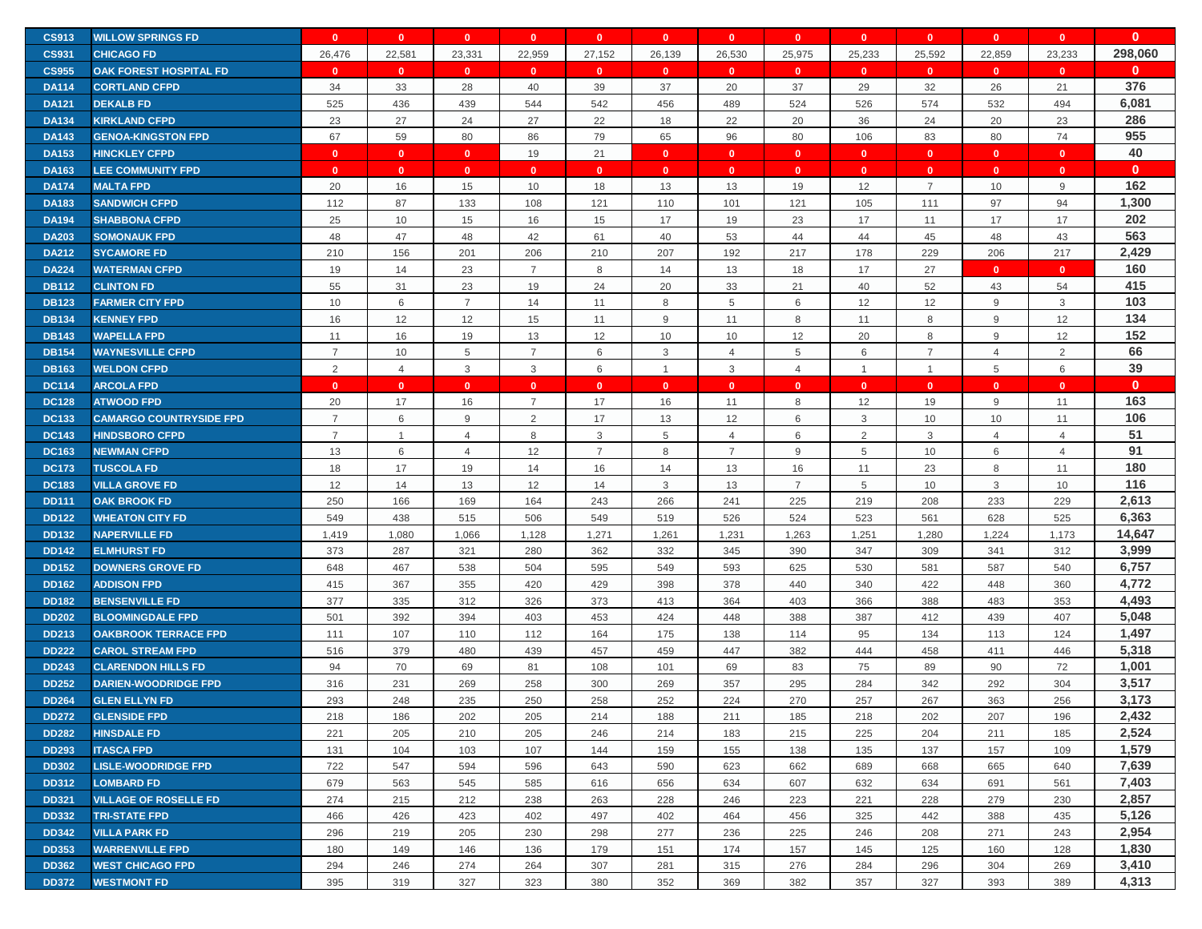| | | | | | | | | | | | | | | |
|---|---|---|---|---|---|---|---|---|---|---|---|---|---|---|
| CS913 | WILLOW SPRINGS FD | 0 | 0 | 0 | 0 | 0 | 0 | 0 | 0 | 0 | 0 | 0 | 0 | 0 |
| CS931 | CHICAGO FD | 26,476 | 22,581 | 23,331 | 22,959 | 27,152 | 26,139 | 26,530 | 25,975 | 25,233 | 25,592 | 22,859 | 23,233 | 298,060 |
| CS955 | OAK FOREST HOSPITAL FD | 0 | 0 | 0 | 0 | 0 | 0 | 0 | 0 | 0 | 0 | 0 | 0 | 0 |
| DA114 | CORTLAND CFPD | 34 | 33 | 28 | 40 | 39 | 37 | 20 | 37 | 29 | 32 | 26 | 21 | 376 |
| DA121 | DEKALB FD | 525 | 436 | 439 | 544 | 542 | 456 | 489 | 524 | 526 | 574 | 532 | 494 | 6,081 |
| DA134 | KIRKLAND CFPD | 23 | 27 | 24 | 27 | 22 | 18 | 22 | 20 | 36 | 24 | 20 | 23 | 286 |
| DA143 | GENOA-KINGSTON FPD | 67 | 59 | 80 | 86 | 79 | 65 | 96 | 80 | 106 | 83 | 80 | 74 | 955 |
| DA153 | HINCKLEY CFPD | 0 | 0 | 0 | 19 | 21 | 0 | 0 | 0 | 0 | 0 | 0 | 0 | 40 |
| DA163 | LEE COMMUNITY FPD | 0 | 0 | 0 | 0 | 0 | 0 | 0 | 0 | 0 | 0 | 0 | 0 | 0 |
| DA174 | MALTA FPD | 20 | 16 | 15 | 10 | 18 | 13 | 13 | 19 | 12 | 7 | 10 | 9 | 162 |
| DA183 | SANDWICH CFPD | 112 | 87 | 133 | 108 | 121 | 110 | 101 | 121 | 105 | 111 | 97 | 94 | 1,300 |
| DA194 | SHABBONA CFPD | 25 | 10 | 15 | 16 | 15 | 17 | 19 | 23 | 17 | 11 | 17 | 17 | 202 |
| DA203 | SOMONAUK FPD | 48 | 47 | 48 | 42 | 61 | 40 | 53 | 44 | 44 | 45 | 48 | 43 | 563 |
| DA212 | SYCAMORE FD | 210 | 156 | 201 | 206 | 210 | 207 | 192 | 217 | 178 | 229 | 206 | 217 | 2,429 |
| DA224 | WATERMAN CFPD | 19 | 14 | 23 | 7 | 8 | 14 | 13 | 18 | 17 | 27 | 0 | 0 | 160 |
| DB112 | CLINTON FD | 55 | 31 | 23 | 19 | 24 | 20 | 33 | 21 | 40 | 52 | 43 | 54 | 415 |
| DB123 | FARMER CITY FPD | 10 | 6 | 7 | 14 | 11 | 8 | 5 | 6 | 12 | 12 | 9 | 3 | 103 |
| DB134 | KENNEY FPD | 16 | 12 | 12 | 15 | 11 | 9 | 11 | 8 | 11 | 8 | 9 | 12 | 134 |
| DB143 | WAPELLA FPD | 11 | 16 | 19 | 13 | 12 | 10 | 10 | 12 | 20 | 8 | 9 | 12 | 152 |
| DB154 | WAYNESVILLE CFPD | 7 | 10 | 5 | 7 | 6 | 3 | 4 | 5 | 6 | 7 | 4 | 2 | 66 |
| DB163 | WELDON CFPD | 2 | 4 | 3 | 3 | 6 | 1 | 3 | 4 | 1 | 1 | 5 | 6 | 39 |
| DC114 | ARCOLA FPD | 0 | 0 | 0 | 0 | 0 | 0 | 0 | 0 | 0 | 0 | 0 | 0 | 0 |
| DC128 | ATWOOD FPD | 20 | 17 | 16 | 7 | 17 | 16 | 11 | 8 | 12 | 19 | 9 | 11 | 163 |
| DC133 | CAMARGO COUNTRYSIDE FPD | 7 | 6 | 9 | 2 | 17 | 13 | 12 | 6 | 3 | 10 | 10 | 11 | 106 |
| DC143 | HINDSBORO CFPD | 7 | 1 | 4 | 8 | 3 | 5 | 4 | 6 | 2 | 3 | 4 | 4 | 51 |
| DC163 | NEWMAN CFPD | 13 | 6 | 4 | 12 | 7 | 8 | 7 | 9 | 5 | 10 | 6 | 4 | 91 |
| DC173 | TUSCOLA FD | 18 | 17 | 19 | 14 | 16 | 14 | 13 | 16 | 11 | 23 | 8 | 11 | 180 |
| DC183 | VILLA GROVE FD | 12 | 14 | 13 | 12 | 14 | 3 | 13 | 7 | 5 | 10 | 3 | 10 | 116 |
| DD111 | OAK BROOK FD | 250 | 166 | 169 | 164 | 243 | 266 | 241 | 225 | 219 | 208 | 233 | 229 | 2,613 |
| DD122 | WHEATON CITY FD | 549 | 438 | 515 | 506 | 549 | 519 | 526 | 524 | 523 | 561 | 628 | 525 | 6,363 |
| DD132 | NAPERVILLE FD | 1,419 | 1,080 | 1,066 | 1,128 | 1,271 | 1,261 | 1,231 | 1,263 | 1,251 | 1,280 | 1,224 | 1,173 | 14,647 |
| DD142 | ELMHURST FD | 373 | 287 | 321 | 280 | 362 | 332 | 345 | 390 | 347 | 309 | 341 | 312 | 3,999 |
| DD152 | DOWNERS GROVE FD | 648 | 467 | 538 | 504 | 595 | 549 | 593 | 625 | 530 | 581 | 587 | 540 | 6,757 |
| DD162 | ADDISON FPD | 415 | 367 | 355 | 420 | 429 | 398 | 378 | 440 | 340 | 422 | 448 | 360 | 4,772 |
| DD182 | BENSENVILLE FD | 377 | 335 | 312 | 326 | 373 | 413 | 364 | 403 | 366 | 388 | 483 | 353 | 4,493 |
| DD202 | BLOOMINGDALE FPD | 501 | 392 | 394 | 403 | 453 | 424 | 448 | 388 | 387 | 412 | 439 | 407 | 5,048 |
| DD213 | OAKBROOK TERRACE FPD | 111 | 107 | 110 | 112 | 164 | 175 | 138 | 114 | 95 | 134 | 113 | 124 | 1,497 |
| DD222 | CAROL STREAM FPD | 516 | 379 | 480 | 439 | 457 | 459 | 447 | 382 | 444 | 458 | 411 | 446 | 5,318 |
| DD243 | CLARENDON HILLS FD | 94 | 70 | 69 | 81 | 108 | 101 | 69 | 83 | 75 | 89 | 90 | 72 | 1,001 |
| DD252 | DARIEN-WOODRIDGE FPD | 316 | 231 | 269 | 258 | 300 | 269 | 357 | 295 | 284 | 342 | 292 | 304 | 3,517 |
| DD264 | GLEN ELLYN FD | 293 | 248 | 235 | 250 | 258 | 252 | 224 | 270 | 257 | 267 | 363 | 256 | 3,173 |
| DD272 | GLENSIDE FPD | 218 | 186 | 202 | 205 | 214 | 188 | 211 | 185 | 218 | 202 | 207 | 196 | 2,432 |
| DD282 | HINSDALE FD | 221 | 205 | 210 | 205 | 246 | 214 | 183 | 215 | 225 | 204 | 211 | 185 | 2,524 |
| DD293 | ITASCA FPD | 131 | 104 | 103 | 107 | 144 | 159 | 155 | 138 | 135 | 137 | 157 | 109 | 1,579 |
| DD302 | LISLE-WOODRIDGE FPD | 722 | 547 | 594 | 596 | 643 | 590 | 623 | 662 | 689 | 668 | 665 | 640 | 7,639 |
| DD312 | LOMBARD FD | 679 | 563 | 545 | 585 | 616 | 656 | 634 | 607 | 632 | 634 | 691 | 561 | 7,403 |
| DD321 | VILLAGE OF ROSELLE FD | 274 | 215 | 212 | 238 | 263 | 228 | 246 | 223 | 221 | 228 | 279 | 230 | 2,857 |
| DD332 | TRI-STATE FPD | 466 | 426 | 423 | 402 | 497 | 402 | 464 | 456 | 325 | 442 | 388 | 435 | 5,126 |
| DD342 | VILLA PARK FD | 296 | 219 | 205 | 230 | 298 | 277 | 236 | 225 | 246 | 208 | 271 | 243 | 2,954 |
| DD353 | WARRENVILLE FPD | 180 | 149 | 146 | 136 | 179 | 151 | 174 | 157 | 145 | 125 | 160 | 128 | 1,830 |
| DD362 | WEST CHICAGO FPD | 294 | 246 | 274 | 264 | 307 | 281 | 315 | 276 | 284 | 296 | 304 | 269 | 3,410 |
| DD372 | WESTMONT FD | 395 | 319 | 327 | 323 | 380 | 352 | 369 | 382 | 357 | 327 | 393 | 389 | 4,313 |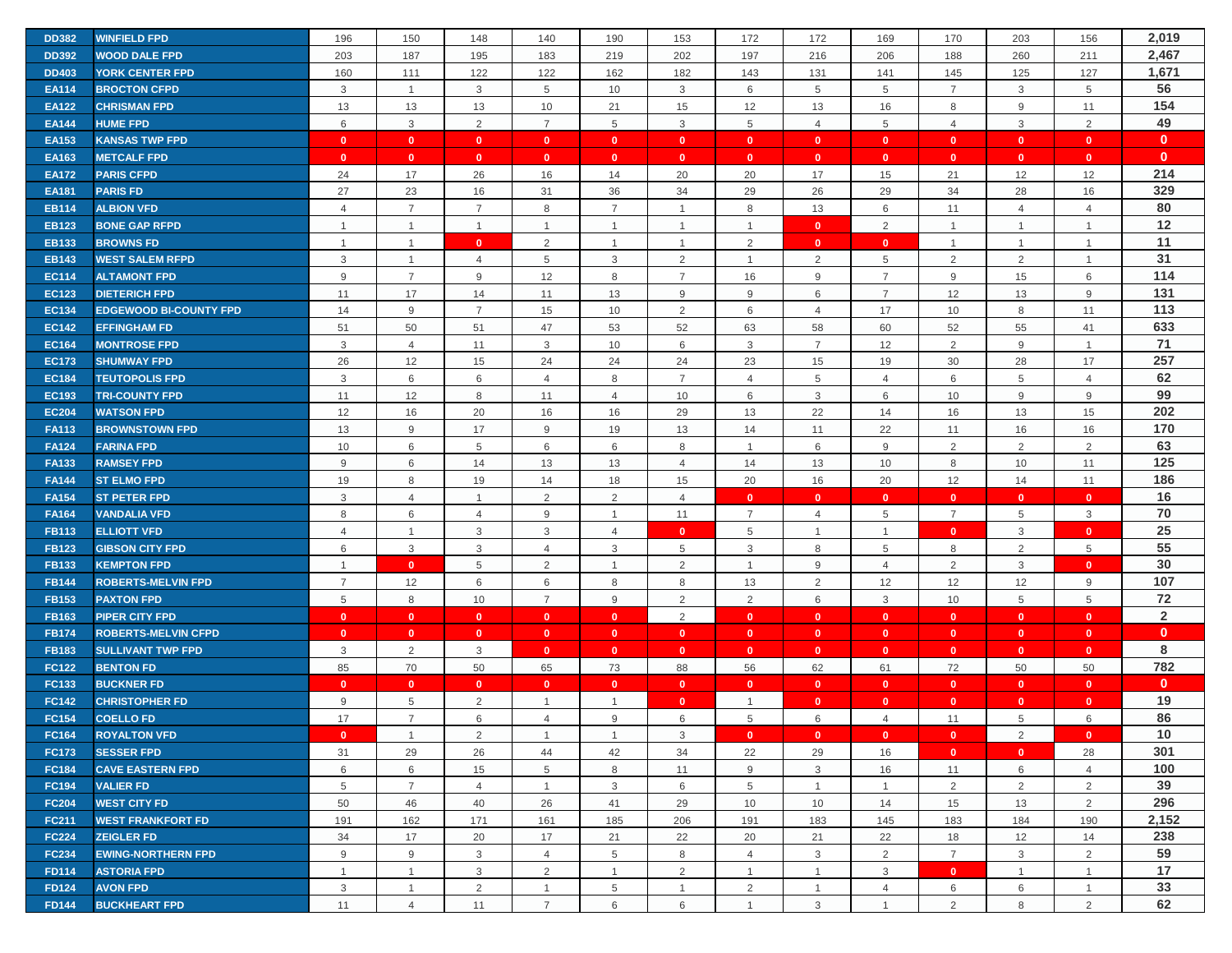| DD382 | WINFIELD FPD | 196 | 150 | 148 | 140 | 190 | 153 | 172 | 172 | 169 | 170 | 203 | 156 | 2,019 |
|---|---|---|---|---|---|---|---|---|---|---|---|---|---|---|
| DD392 | WOOD DALE FPD | 203 | 187 | 195 | 183 | 219 | 202 | 197 | 216 | 206 | 188 | 260 | 211 | 2,467 |
| DD403 | YORK CENTER FPD | 160 | 111 | 122 | 122 | 162 | 182 | 143 | 131 | 141 | 145 | 125 | 127 | 1,671 |
| EA114 | BROCTON CFPD | 3 | 1 | 3 | 5 | 10 | 3 | 6 | 5 | 5 | 7 | 3 | 5 | 56 |
| EA122 | CHRISMAN FPD | 13 | 13 | 13 | 10 | 21 | 15 | 12 | 13 | 16 | 8 | 9 | 11 | 154 |
| EA144 | HUME FPD | 6 | 3 | 2 | 7 | 5 | 3 | 5 | 4 | 5 | 4 | 3 | 2 | 49 |
| EA153 | KANSAS TWP FPD | 0 | 0 | 0 | 0 | 0 | 0 | 0 | 0 | 0 | 0 | 0 | 0 | 0 |
| EA163 | METCALF FPD | 0 | 0 | 0 | 0 | 0 | 0 | 0 | 0 | 0 | 0 | 0 | 0 | 0 |
| EA172 | PARIS CFPD | 24 | 17 | 26 | 16 | 14 | 20 | 20 | 17 | 15 | 21 | 12 | 12 | 214 |
| EA181 | PARIS FD | 27 | 23 | 16 | 31 | 36 | 34 | 29 | 26 | 29 | 34 | 28 | 16 | 329 |
| EB114 | ALBION VFD | 4 | 7 | 7 | 8 | 7 | 1 | 8 | 13 | 6 | 11 | 4 | 4 | 80 |
| EB123 | BONE GAP RFPD | 1 | 1 | 1 | 1 | 1 | 1 | 1 | 0 | 2 | 1 | 1 | 1 | 12 |
| EB133 | BROWNS FD | 1 | 1 | 0 | 2 | 1 | 1 | 2 | 0 | 0 | 1 | 1 | 1 | 11 |
| EB143 | WEST SALEM RFPD | 3 | 1 | 4 | 5 | 3 | 2 | 1 | 2 | 5 | 2 | 2 | 1 | 31 |
| EC114 | ALTAMONT FPD | 9 | 7 | 9 | 12 | 8 | 7 | 16 | 9 | 7 | 9 | 15 | 6 | 114 |
| EC123 | DIETERICH FPD | 11 | 17 | 14 | 11 | 13 | 9 | 9 | 6 | 7 | 12 | 13 | 9 | 131 |
| EC134 | EDGEWOOD BI-COUNTY FPD | 14 | 9 | 7 | 15 | 10 | 2 | 6 | 4 | 17 | 10 | 8 | 11 | 113 |
| EC142 | EFFINGHAM FD | 51 | 50 | 51 | 47 | 53 | 52 | 63 | 58 | 60 | 52 | 55 | 41 | 633 |
| EC164 | MONTROSE FPD | 3 | 4 | 11 | 3 | 10 | 6 | 3 | 7 | 12 | 2 | 9 | 1 | 71 |
| EC173 | SHUMWAY FPD | 26 | 12 | 15 | 24 | 24 | 24 | 23 | 15 | 19 | 30 | 28 | 17 | 257 |
| EC184 | TEUTOPOLIS FPD | 3 | 6 | 6 | 4 | 8 | 7 | 4 | 5 | 4 | 6 | 5 | 4 | 62 |
| EC193 | TRI-COUNTY FPD | 11 | 12 | 8 | 11 | 4 | 10 | 6 | 3 | 6 | 10 | 9 | 9 | 99 |
| EC204 | WATSON FPD | 12 | 16 | 20 | 16 | 16 | 29 | 13 | 22 | 14 | 16 | 13 | 15 | 202 |
| FA113 | BROWNSTOWN FPD | 13 | 9 | 17 | 9 | 19 | 13 | 14 | 11 | 22 | 11 | 16 | 16 | 170 |
| FA124 | FARINA FPD | 10 | 6 | 5 | 6 | 6 | 8 | 1 | 6 | 9 | 2 | 2 | 2 | 63 |
| FA133 | RAMSEY FPD | 9 | 6 | 14 | 13 | 13 | 4 | 14 | 13 | 10 | 8 | 10 | 11 | 125 |
| FA144 | ST ELMO FPD | 19 | 8 | 19 | 14 | 18 | 15 | 20 | 16 | 20 | 12 | 14 | 11 | 186 |
| FA154 | ST PETER FPD | 3 | 4 | 1 | 2 | 2 | 4 | 0 | 0 | 0 | 0 | 0 | 0 | 16 |
| FA164 | VANDALIA VFD | 8 | 6 | 4 | 9 | 1 | 11 | 7 | 4 | 5 | 7 | 5 | 3 | 70 |
| FB113 | ELLIOTT VFD | 4 | 1 | 3 | 3 | 4 | 0 | 5 | 1 | 1 | 0 | 3 | 0 | 25 |
| FB123 | GIBSON CITY FPD | 6 | 3 | 3 | 4 | 3 | 5 | 3 | 8 | 5 | 8 | 2 | 5 | 55 |
| FB133 | KEMPTON FPD | 1 | 0 | 5 | 2 | 1 | 2 | 1 | 9 | 4 | 2 | 3 | 0 | 30 |
| FB144 | ROBERTS-MELVIN FPD | 7 | 12 | 6 | 6 | 8 | 8 | 13 | 2 | 12 | 12 | 12 | 9 | 107 |
| FB153 | PAXTON FPD | 5 | 8 | 10 | 7 | 9 | 2 | 2 | 6 | 3 | 10 | 5 | 5 | 72 |
| FB163 | PIPER CITY FPD | 0 | 0 | 0 | 0 | 0 | 2 | 0 | 0 | 0 | 0 | 0 | 0 | 2 |
| FB174 | ROBERTS-MELVIN CFPD | 0 | 0 | 0 | 0 | 0 | 0 | 0 | 0 | 0 | 0 | 0 | 0 | 0 |
| FB183 | SULLIVANT TWP FPD | 3 | 2 | 3 | 0 | 0 | 0 | 0 | 0 | 0 | 0 | 0 | 0 | 8 |
| FC122 | BENTON FD | 85 | 70 | 50 | 65 | 73 | 88 | 56 | 62 | 61 | 72 | 50 | 50 | 782 |
| FC133 | BUCKNER FD | 0 | 0 | 0 | 0 | 0 | 0 | 0 | 0 | 0 | 0 | 0 | 0 | 0 |
| FC142 | CHRISTOPHER FD | 9 | 5 | 2 | 1 | 1 | 0 | 1 | 0 | 0 | 0 | 0 | 0 | 19 |
| FC154 | COELLO FD | 17 | 7 | 6 | 4 | 9 | 6 | 5 | 6 | 4 | 11 | 5 | 6 | 86 |
| FC164 | ROYALTON VFD | 0 | 1 | 2 | 1 | 1 | 3 | 0 | 0 | 0 | 0 | 2 | 0 | 10 |
| FC173 | SESSER FPD | 31 | 29 | 26 | 44 | 42 | 34 | 22 | 29 | 16 | 0 | 0 | 28 | 301 |
| FC184 | CAVE EASTERN FPD | 6 | 6 | 15 | 5 | 8 | 11 | 9 | 3 | 16 | 11 | 6 | 4 | 100 |
| FC194 | VALIER FD | 5 | 7 | 4 | 1 | 3 | 6 | 5 | 1 | 1 | 2 | 2 | 2 | 39 |
| FC204 | WEST CITY FD | 50 | 46 | 40 | 26 | 41 | 29 | 10 | 10 | 14 | 15 | 13 | 2 | 296 |
| FC211 | WEST FRANKFORT FD | 191 | 162 | 171 | 161 | 185 | 206 | 191 | 183 | 145 | 183 | 184 | 190 | 2,152 |
| FC224 | ZEIGLER FD | 34 | 17 | 20 | 17 | 21 | 22 | 20 | 21 | 22 | 18 | 12 | 14 | 238 |
| FC234 | EWING-NORTHERN FPD | 9 | 9 | 3 | 4 | 5 | 8 | 4 | 3 | 2 | 7 | 3 | 2 | 59 |
| FD114 | ASTORIA FPD | 1 | 1 | 3 | 2 | 1 | 2 | 1 | 1 | 3 | 0 | 1 | 1 | 17 |
| FD124 | AVON FPD | 3 | 1 | 2 | 1 | 5 | 1 | 2 | 1 | 4 | 6 | 6 | 1 | 33 |
| FD144 | BUCKHEART FPD | 11 | 4 | 11 | 7 | 6 | 6 | 1 | 3 | 1 | 2 | 8 | 2 | 62 |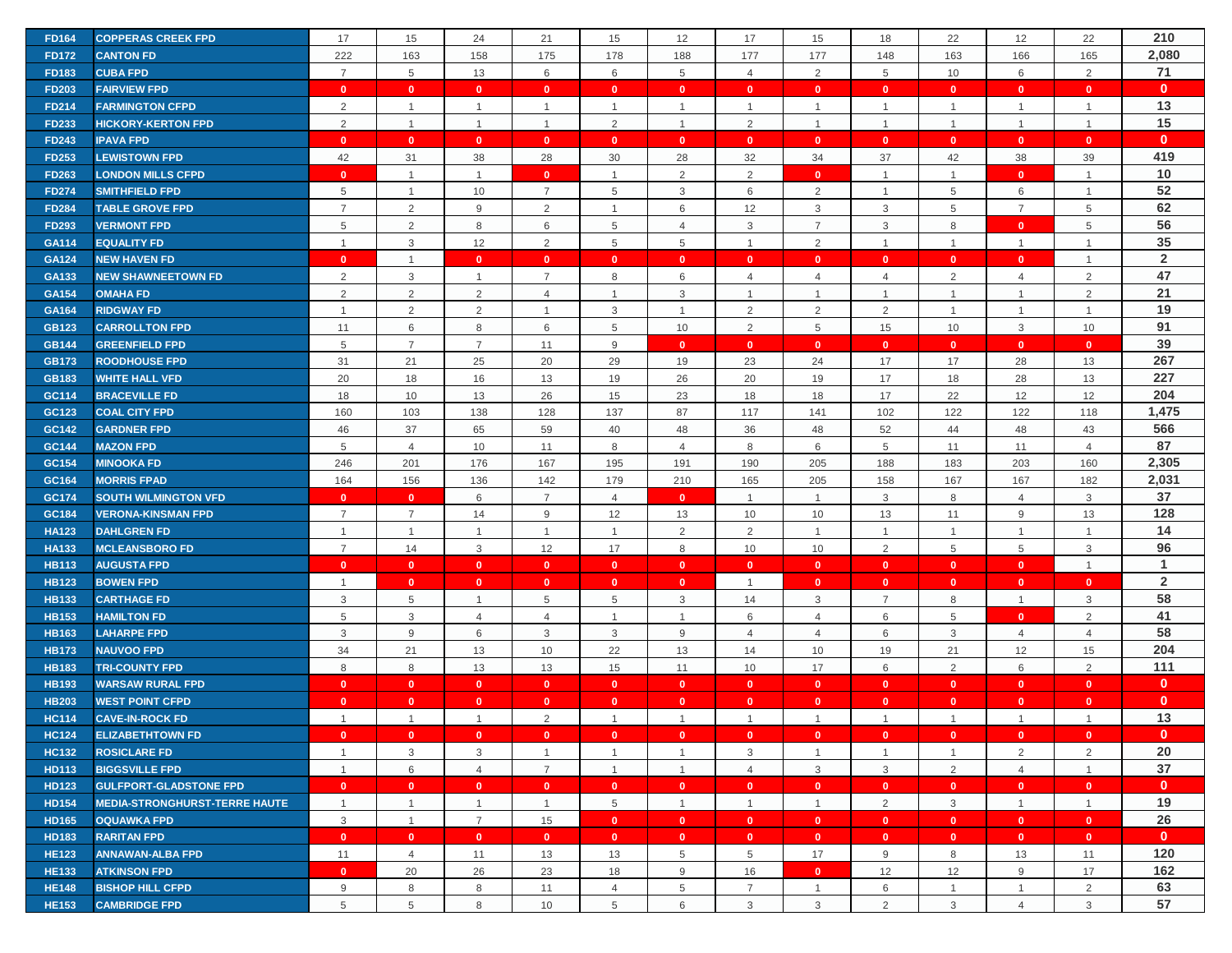| FD164 | COPPERAS CREEK FPD | 17 | 15 | 24 | 21 | 15 | 12 | 17 | 15 | 18 | 22 | 12 | 22 | 210 |
|---|---|---|---|---|---|---|---|---|---|---|---|---|---|---|
| FD172 | CANTON FD | 222 | 163 | 158 | 175 | 178 | 188 | 177 | 177 | 148 | 163 | 166 | 165 | 2,080 |
| FD183 | CUBA FPD | 7 | 5 | 13 | 6 | 6 | 5 | 4 | 2 | 5 | 10 | 6 | 2 | 71 |
| FD203 | FAIRVIEW FPD | 0 | 0 | 0 | 0 | 0 | 0 | 0 | 0 | 0 | 0 | 0 | 0 | 0 |
| FD214 | FARMINGTON CFPD | 2 | 1 | 1 | 1 | 1 | 1 | 1 | 1 | 1 | 1 | 1 | 1 | 13 |
| FD233 | HICKORY-KERTON FPD | 2 | 1 | 1 | 1 | 2 | 1 | 2 | 1 | 1 | 1 | 1 | 1 | 15 |
| FD243 | IPAVA FPD | 0 | 0 | 0 | 0 | 0 | 0 | 0 | 0 | 0 | 0 | 0 | 0 | 0 |
| FD253 | LEWISTOWN FPD | 42 | 31 | 38 | 28 | 30 | 28 | 32 | 34 | 37 | 42 | 38 | 39 | 419 |
| FD263 | LONDON MILLS CFPD | 0 | 1 | 1 | 0 | 1 | 2 | 2 | 0 | 1 | 1 | 0 | 1 | 10 |
| FD274 | SMITHFIELD FPD | 5 | 1 | 10 | 7 | 5 | 3 | 6 | 2 | 1 | 5 | 6 | 1 | 52 |
| FD284 | TABLE GROVE FPD | 7 | 2 | 9 | 2 | 1 | 6 | 12 | 3 | 3 | 5 | 7 | 5 | 62 |
| FD293 | VERMONT FPD | 5 | 2 | 8 | 6 | 5 | 4 | 3 | 7 | 3 | 8 | 0 | 5 | 56 |
| GA114 | EQUALITY FD | 1 | 3 | 12 | 2 | 5 | 5 | 1 | 2 | 1 | 1 | 1 | 1 | 35 |
| GA124 | NEW HAVEN FD | 0 | 1 | 0 | 0 | 0 | 0 | 0 | 0 | 0 | 0 | 0 | 1 | 2 |
| GA133 | NEW SHAWNEETOWN FD | 2 | 3 | 1 | 7 | 8 | 6 | 4 | 4 | 4 | 2 | 4 | 2 | 47 |
| GA154 | OMAHA FD | 2 | 2 | 2 | 4 | 1 | 3 | 1 | 1 | 1 | 1 | 1 | 2 | 21 |
| GA164 | RIDGWAY FD | 1 | 2 | 2 | 1 | 3 | 1 | 2 | 2 | 2 | 1 | 1 | 1 | 19 |
| GB123 | CARROLLTON FPD | 11 | 6 | 8 | 6 | 5 | 10 | 2 | 5 | 15 | 10 | 3 | 10 | 91 |
| GB144 | GREENFIELD FPD | 5 | 7 | 7 | 11 | 9 | 0 | 0 | 0 | 0 | 0 | 0 | 0 | 39 |
| GB173 | ROODHOUSE FPD | 31 | 21 | 25 | 20 | 29 | 19 | 23 | 24 | 17 | 17 | 28 | 13 | 267 |
| GB183 | WHITE HALL VFD | 20 | 18 | 16 | 13 | 19 | 26 | 20 | 19 | 17 | 18 | 28 | 13 | 227 |
| GC114 | BRACEVILLE FD | 18 | 10 | 13 | 26 | 15 | 23 | 18 | 18 | 17 | 22 | 12 | 12 | 204 |
| GC123 | COAL CITY FPD | 160 | 103 | 138 | 128 | 137 | 87 | 117 | 141 | 102 | 122 | 122 | 118 | 1,475 |
| GC142 | GARDNER FPD | 46 | 37 | 65 | 59 | 40 | 48 | 36 | 48 | 52 | 44 | 48 | 43 | 566 |
| GC144 | MAZON FPD | 5 | 4 | 10 | 11 | 8 | 4 | 8 | 6 | 5 | 11 | 11 | 4 | 87 |
| GC154 | MINOOKA FD | 246 | 201 | 176 | 167 | 195 | 191 | 190 | 205 | 188 | 183 | 203 | 160 | 2,305 |
| GC164 | MORRIS FPAD | 164 | 156 | 136 | 142 | 179 | 210 | 165 | 205 | 158 | 167 | 167 | 182 | 2,031 |
| GC174 | SOUTH WILMINGTON VFD | 0 | 0 | 6 | 7 | 4 | 0 | 1 | 1 | 3 | 8 | 4 | 3 | 37 |
| GC184 | VERONA-KINSMAN FPD | 7 | 7 | 14 | 9 | 12 | 13 | 10 | 10 | 13 | 11 | 9 | 13 | 128 |
| HA123 | DAHLGREN FD | 1 | 1 | 1 | 1 | 1 | 2 | 2 | 1 | 1 | 1 | 1 | 1 | 14 |
| HA133 | MCLEANSBORO FD | 7 | 14 | 3 | 12 | 17 | 8 | 10 | 10 | 2 | 5 | 5 | 3 | 96 |
| HB113 | AUGUSTA FPD | 0 | 0 | 0 | 0 | 0 | 0 | 0 | 0 | 0 | 0 | 0 | 1 | 1 |
| HB123 | BOWEN FPD | 1 | 0 | 0 | 0 | 0 | 0 | 1 | 0 | 0 | 0 | 0 | 0 | 2 |
| HB133 | CARTHAGE FD | 3 | 5 | 1 | 5 | 5 | 3 | 14 | 3 | 7 | 8 | 1 | 3 | 58 |
| HB153 | HAMILTON FD | 5 | 3 | 4 | 4 | 1 | 1 | 6 | 4 | 6 | 5 | 0 | 2 | 41 |
| HB163 | LAHARPE FPD | 3 | 9 | 6 | 3 | 3 | 9 | 4 | 4 | 6 | 3 | 4 | 4 | 58 |
| HB173 | NAUVOO FPD | 34 | 21 | 13 | 10 | 22 | 13 | 14 | 10 | 19 | 21 | 12 | 15 | 204 |
| HB183 | TRI-COUNTY FPD | 8 | 8 | 13 | 13 | 15 | 11 | 10 | 17 | 6 | 2 | 6 | 2 | 111 |
| HB193 | WARSAW RURAL FPD | 0 | 0 | 0 | 0 | 0 | 0 | 0 | 0 | 0 | 0 | 0 | 0 | 0 |
| HB203 | WEST POINT CFPD | 0 | 0 | 0 | 0 | 0 | 0 | 0 | 0 | 0 | 0 | 0 | 0 | 0 |
| HC114 | CAVE-IN-ROCK FD | 1 | 1 | 1 | 2 | 1 | 1 | 1 | 1 | 1 | 1 | 1 | 1 | 13 |
| HC124 | ELIZABETHTOWN FD | 0 | 0 | 0 | 0 | 0 | 0 | 0 | 0 | 0 | 0 | 0 | 0 | 0 |
| HC132 | ROSICLARE FD | 1 | 3 | 3 | 1 | 1 | 1 | 3 | 1 | 1 | 1 | 2 | 2 | 20 |
| HD113 | BIGGSVILLE FPD | 1 | 6 | 4 | 7 | 1 | 1 | 4 | 3 | 3 | 2 | 4 | 1 | 37 |
| HD123 | GULFPORT-GLADSTONE FPD | 0 | 0 | 0 | 0 | 0 | 0 | 0 | 0 | 0 | 0 | 0 | 0 | 0 |
| HD154 | MEDIA-STRONGHURST-TERRE HAUTE | 1 | 1 | 1 | 1 | 5 | 1 | 1 | 1 | 2 | 3 | 1 | 1 | 19 |
| HD165 | OQUAWKA FPD | 3 | 1 | 7 | 15 | 0 | 0 | 0 | 0 | 0 | 0 | 0 | 0 | 26 |
| HD183 | RARITAN FPD | 0 | 0 | 0 | 0 | 0 | 0 | 0 | 0 | 0 | 0 | 0 | 0 | 0 |
| HE123 | ANNAWAN-ALBA FPD | 11 | 4 | 11 | 13 | 13 | 5 | 5 | 17 | 9 | 8 | 13 | 11 | 120 |
| HE133 | ATKINSON FPD | 0 | 20 | 26 | 23 | 18 | 9 | 16 | 0 | 12 | 12 | 9 | 17 | 162 |
| HE148 | BISHOP HILL CFPD | 9 | 8 | 8 | 11 | 4 | 5 | 7 | 1 | 6 | 1 | 1 | 2 | 63 |
| HE153 | CAMBRIDGE FPD | 5 | 5 | 8 | 10 | 5 | 6 | 3 | 3 | 2 | 3 | 4 | 3 | 57 |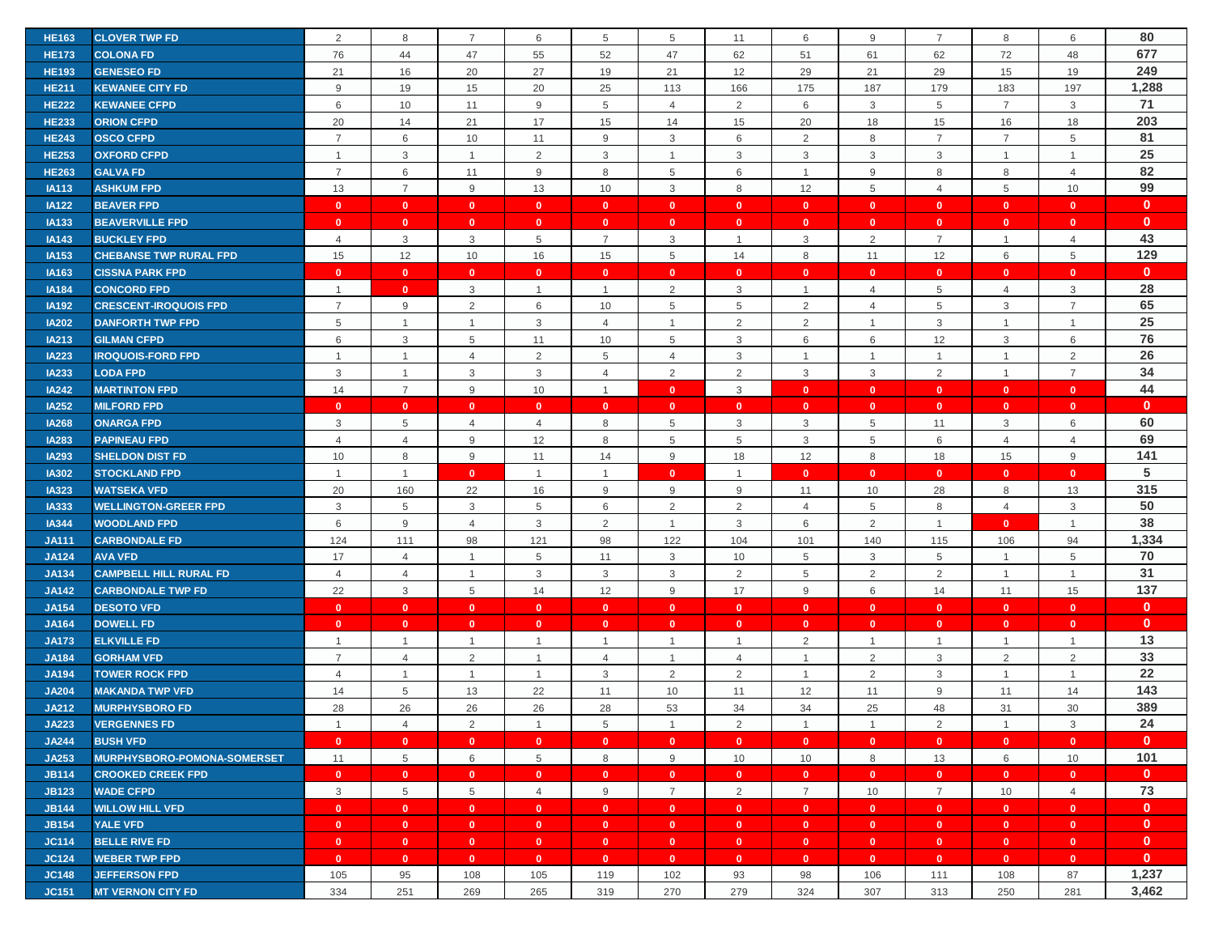| | | | | | | | | | | | | | | |
|---|---|---|---|---|---|---|---|---|---|---|---|---|---|---|
| HE163 | CLOVER TWP FD | 2 | 8 | 7 | 6 | 5 | 5 | 11 | 6 | 9 | 7 | 8 | 6 | 80 |
| HE173 | COLONA FD | 76 | 44 | 47 | 55 | 52 | 47 | 62 | 51 | 61 | 62 | 72 | 48 | 677 |
| HE193 | GENESEO FD | 21 | 16 | 20 | 27 | 19 | 21 | 12 | 29 | 21 | 29 | 15 | 19 | 249 |
| HE211 | KEWANEE CITY FD | 9 | 19 | 15 | 20 | 25 | 113 | 166 | 175 | 187 | 179 | 183 | 197 | 1,288 |
| HE222 | KEWANEE CFPD | 6 | 10 | 11 | 9 | 5 | 4 | 2 | 6 | 3 | 5 | 7 | 3 | 71 |
| HE233 | ORION CFPD | 20 | 14 | 21 | 17 | 15 | 14 | 15 | 20 | 18 | 15 | 16 | 18 | 203 |
| HE243 | OSCO CFPD | 7 | 6 | 10 | 11 | 9 | 3 | 6 | 2 | 8 | 7 | 7 | 5 | 81 |
| HE253 | OXFORD CFPD | 1 | 3 | 1 | 2 | 3 | 1 | 3 | 3 | 3 | 3 | 1 | 1 | 25 |
| HE263 | GALVA FD | 7 | 6 | 11 | 9 | 8 | 5 | 6 | 1 | 9 | 8 | 8 | 4 | 82 |
| IA113 | ASHKUM FPD | 13 | 7 | 9 | 13 | 10 | 3 | 8 | 12 | 5 | 4 | 5 | 10 | 99 |
| IA122 | BEAVER FPD | 0 | 0 | 0 | 0 | 0 | 0 | 0 | 0 | 0 | 0 | 0 | 0 | 0 |
| IA133 | BEAVERVILLE FPD | 0 | 0 | 0 | 0 | 0 | 0 | 0 | 0 | 0 | 0 | 0 | 0 | 0 |
| IA143 | BUCKLEY FPD | 4 | 3 | 3 | 5 | 7 | 3 | 1 | 3 | 2 | 7 | 1 | 4 | 43 |
| IA153 | CHEBANSE TWP RURAL FPD | 15 | 12 | 10 | 16 | 15 | 5 | 14 | 8 | 11 | 12 | 6 | 5 | 129 |
| IA163 | CISSNA PARK FPD | 0 | 0 | 0 | 0 | 0 | 0 | 0 | 0 | 0 | 0 | 0 | 0 | 0 |
| IA184 | CONCORD FPD | 1 | 0 | 3 | 1 | 1 | 2 | 3 | 1 | 4 | 5 | 4 | 3 | 28 |
| IA192 | CRESCENT-IROQUOIS FPD | 7 | 9 | 2 | 6 | 10 | 5 | 5 | 2 | 4 | 5 | 3 | 7 | 65 |
| IA202 | DANFORTH TWP FPD | 5 | 1 | 1 | 3 | 4 | 1 | 2 | 2 | 1 | 3 | 1 | 1 | 25 |
| IA213 | GILMAN CFPD | 6 | 3 | 5 | 11 | 10 | 5 | 3 | 6 | 6 | 12 | 3 | 6 | 76 |
| IA223 | IROQUOIS-FORD FPD | 1 | 1 | 4 | 2 | 5 | 4 | 3 | 1 | 1 | 1 | 1 | 2 | 26 |
| IA233 | LODA FPD | 3 | 1 | 3 | 3 | 4 | 2 | 2 | 3 | 3 | 2 | 1 | 7 | 34 |
| IA242 | MARTINTON FPD | 14 | 7 | 9 | 10 | 1 | 0 | 3 | 0 | 0 | 0 | 0 | 0 | 44 |
| IA252 | MILFORD FPD | 0 | 0 | 0 | 0 | 0 | 0 | 0 | 0 | 0 | 0 | 0 | 0 | 0 |
| IA268 | ONARGA FPD | 3 | 5 | 4 | 4 | 8 | 5 | 3 | 3 | 5 | 11 | 3 | 6 | 60 |
| IA283 | PAPINEAU FPD | 4 | 4 | 9 | 12 | 8 | 5 | 5 | 3 | 5 | 6 | 4 | 4 | 69 |
| IA293 | SHELDON DIST FD | 10 | 8 | 9 | 11 | 14 | 9 | 18 | 12 | 8 | 18 | 15 | 9 | 141 |
| IA302 | STOCKLAND FPD | 1 | 1 | 0 | 1 | 1 | 0 | 1 | 0 | 0 | 0 | 0 | 0 | 5 |
| IA323 | WATSEKA VFD | 20 | 160 | 22 | 16 | 9 | 9 | 9 | 11 | 10 | 28 | 8 | 13 | 315 |
| IA333 | WELLINGTON-GREER FPD | 3 | 5 | 3 | 5 | 6 | 2 | 2 | 4 | 5 | 8 | 4 | 3 | 50 |
| IA344 | WOODLAND FPD | 6 | 9 | 4 | 3 | 2 | 1 | 3 | 6 | 2 | 1 | 0 | 1 | 38 |
| JA111 | CARBONDALE FD | 124 | 111 | 98 | 121 | 98 | 122 | 104 | 101 | 140 | 115 | 106 | 94 | 1,334 |
| JA124 | AVA VFD | 17 | 4 | 1 | 5 | 11 | 3 | 10 | 5 | 3 | 5 | 1 | 5 | 70 |
| JA134 | CAMPBELL HILL RURAL FD | 4 | 4 | 1 | 3 | 3 | 3 | 2 | 5 | 2 | 2 | 1 | 1 | 31 |
| JA142 | CARBONDALE TWP FD | 22 | 3 | 5 | 14 | 12 | 9 | 17 | 9 | 6 | 14 | 11 | 15 | 137 |
| JA154 | DESOTO VFD | 0 | 0 | 0 | 0 | 0 | 0 | 0 | 0 | 0 | 0 | 0 | 0 | 0 |
| JA164 | DOWELL FD | 0 | 0 | 0 | 0 | 0 | 0 | 0 | 0 | 0 | 0 | 0 | 0 | 0 |
| JA173 | ELKVILLE FD | 1 | 1 | 1 | 1 | 1 | 1 | 1 | 2 | 1 | 1 | 1 | 1 | 13 |
| JA184 | GORHAM VFD | 7 | 4 | 2 | 1 | 4 | 1 | 4 | 1 | 2 | 3 | 2 | 2 | 33 |
| JA194 | TOWER ROCK FPD | 4 | 1 | 1 | 1 | 3 | 2 | 2 | 1 | 2 | 3 | 1 | 1 | 22 |
| JA204 | MAKANDA TWP VFD | 14 | 5 | 13 | 22 | 11 | 10 | 11 | 12 | 11 | 9 | 11 | 14 | 143 |
| JA212 | MURPHYSBORO FD | 28 | 26 | 26 | 26 | 28 | 53 | 34 | 34 | 25 | 48 | 31 | 30 | 389 |
| JA223 | VERGENNES FD | 1 | 4 | 2 | 1 | 5 | 1 | 2 | 1 | 1 | 2 | 1 | 3 | 24 |
| JA244 | BUSH VFD | 0 | 0 | 0 | 0 | 0 | 0 | 0 | 0 | 0 | 0 | 0 | 0 | 0 |
| JA253 | MURPHYSBORO-POMONA-SOMERSET | 11 | 5 | 6 | 5 | 8 | 9 | 10 | 10 | 8 | 13 | 6 | 10 | 101 |
| JB114 | CROOKED CREEK FPD | 0 | 0 | 0 | 0 | 0 | 0 | 0 | 0 | 0 | 0 | 0 | 0 | 0 |
| JB123 | WADE CFPD | 3 | 5 | 5 | 4 | 9 | 7 | 2 | 7 | 10 | 7 | 10 | 4 | 73 |
| JB144 | WILLOW HILL VFD | 0 | 0 | 0 | 0 | 0 | 0 | 0 | 0 | 0 | 0 | 0 | 0 | 0 |
| JB154 | YALE VFD | 0 | 0 | 0 | 0 | 0 | 0 | 0 | 0 | 0 | 0 | 0 | 0 | 0 |
| JC114 | BELLE RIVE FD | 0 | 0 | 0 | 0 | 0 | 0 | 0 | 0 | 0 | 0 | 0 | 0 | 0 |
| JC124 | WEBER TWP FPD | 0 | 0 | 0 | 0 | 0 | 0 | 0 | 0 | 0 | 0 | 0 | 0 | 0 |
| JC148 | JEFFERSON FPD | 105 | 95 | 108 | 105 | 119 | 102 | 93 | 98 | 106 | 111 | 108 | 87 | 1,237 |
| JC151 | MT VERNON CITY FD | 334 | 251 | 269 | 265 | 319 | 270 | 279 | 324 | 307 | 313 | 250 | 281 | 3,462 |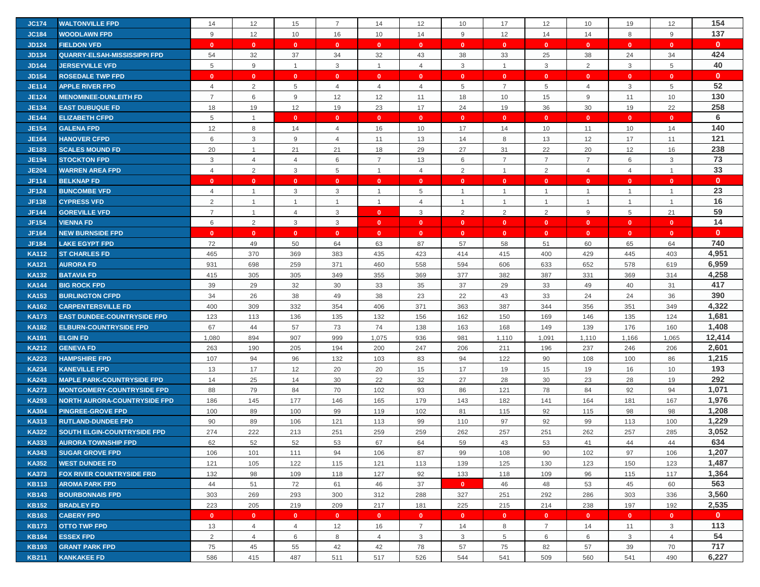| JC174 | WALTONVILLE FPD | 14 | 12 | 15 | 7 | 14 | 12 | 10 | 17 | 12 | 10 | 19 | 12 | 154 |
|---|---|---|---|---|---|---|---|---|---|---|---|---|---|---|
| JC184 | WOODLAWN FPD | 9 | 12 | 10 | 16 | 10 | 14 | 9 | 12 | 14 | 14 | 8 | 9 | 137 |
| JD124 | FIELDON VFD | 0 | 0 | 0 | 0 | 0 | 0 | 0 | 0 | 0 | 0 | 0 | 0 | 0 |
| JD134 | QUARRY-ELSAH-MISSISSIPPI FPD | 54 | 32 | 37 | 34 | 32 | 43 | 38 | 33 | 25 | 38 | 24 | 34 | 424 |
| JD144 | JERSEYVILLE VFD | 5 | 9 | 1 | 3 | 1 | 4 | 3 | 1 | 3 | 2 | 3 | 5 | 40 |
| JD154 | ROSEDALE TWP FPD | 0 | 0 | 0 | 0 | 0 | 0 | 0 | 0 | 0 | 0 | 0 | 0 | 0 |
| JE114 | APPLE RIVER FPD | 4 | 2 | 5 | 4 | 4 | 4 | 5 | 7 | 5 | 4 | 3 | 5 | 52 |
| JE124 | MENOMINEE-DUNLEITH FD | 7 | 6 | 9 | 12 | 12 | 11 | 18 | 10 | 15 | 9 | 11 | 10 | 130 |
| JE134 | EAST DUBUQUE FD | 18 | 19 | 12 | 19 | 23 | 17 | 24 | 19 | 36 | 30 | 19 | 22 | 258 |
| JE144 | ELIZABETH CFPD | 5 | 1 | 0 | 0 | 0 | 0 | 0 | 0 | 0 | 0 | 0 | 0 | 6 |
| JE154 | GALENA FPD | 12 | 8 | 14 | 4 | 16 | 10 | 17 | 14 | 10 | 11 | 10 | 14 | 140 |
| JE164 | HANOVER CFPD | 6 | 3 | 9 | 4 | 11 | 13 | 14 | 8 | 13 | 12 | 17 | 11 | 121 |
| JE183 | SCALES MOUND FD | 20 | 1 | 21 | 21 | 18 | 29 | 27 | 31 | 22 | 20 | 12 | 16 | 238 |
| JE194 | STOCKTON FPD | 3 | 4 | 4 | 6 | 7 | 13 | 6 | 7 | 7 | 7 | 6 | 3 | 73 |
| JE204 | WARREN AREA FPD | 4 | 2 | 3 | 5 | 1 | 4 | 2 | 1 | 2 | 4 | 4 | 1 | 33 |
| JF114 | BELKNAP FD | 0 | 0 | 0 | 0 | 0 | 0 | 0 | 0 | 0 | 0 | 0 | 0 | 0 |
| JF124 | BUNCOMBE VFD | 4 | 1 | 3 | 3 | 1 | 5 | 1 | 1 | 1 | 1 | 1 | 1 | 23 |
| JF138 | CYPRESS VFD | 2 | 1 | 1 | 1 | 1 | 4 | 1 | 1 | 1 | 1 | 1 | 1 | 16 |
| JF144 | GOREVILLE VFD | 7 | 1 | 4 | 3 | 0 | 3 | 2 | 2 | 2 | 9 | 5 | 21 | 59 |
| JF154 | VIENNA FD | 6 | 2 | 3 | 3 | 0 | 0 | 0 | 0 | 0 | 0 | 0 | 0 | 14 |
| JF164 | NEW BURNSIDE FPD | 0 | 0 | 0 | 0 | 0 | 0 | 0 | 0 | 0 | 0 | 0 | 0 | 0 |
| JF184 | LAKE EGYPT FPD | 72 | 49 | 50 | 64 | 63 | 87 | 57 | 58 | 51 | 60 | 65 | 64 | 740 |
| KA112 | ST CHARLES FD | 465 | 370 | 369 | 383 | 435 | 423 | 414 | 415 | 400 | 429 | 445 | 403 | 4,951 |
| KA121 | AURORA FD | 931 | 698 | 259 | 371 | 460 | 558 | 594 | 606 | 633 | 652 | 578 | 619 | 6,959 |
| KA132 | BATAVIA FD | 415 | 305 | 305 | 349 | 355 | 369 | 377 | 382 | 387 | 331 | 369 | 314 | 4,258 |
| KA144 | BIG ROCK FPD | 39 | 29 | 32 | 30 | 33 | 35 | 37 | 29 | 33 | 49 | 40 | 31 | 417 |
| KA153 | BURLINGTON CFPD | 34 | 26 | 38 | 49 | 38 | 23 | 22 | 43 | 33 | 24 | 24 | 36 | 390 |
| KA162 | CARPENTERSVILLE FD | 400 | 309 | 332 | 354 | 406 | 371 | 363 | 387 | 344 | 356 | 351 | 349 | 4,322 |
| KA173 | EAST DUNDEE-COUNTRYSIDE FPD | 123 | 113 | 136 | 135 | 132 | 156 | 162 | 150 | 169 | 146 | 135 | 124 | 1,681 |
| KA182 | ELBURN-COUNTRYSIDE FPD | 67 | 44 | 57 | 73 | 74 | 138 | 163 | 168 | 149 | 139 | 176 | 160 | 1,408 |
| KA191 | ELGIN FD | 1,080 | 894 | 907 | 999 | 1,075 | 936 | 981 | 1,110 | 1,091 | 1,110 | 1,166 | 1,065 | 12,414 |
| KA212 | GENEVA FD | 263 | 190 | 205 | 194 | 200 | 247 | 206 | 211 | 196 | 237 | 246 | 206 | 2,601 |
| KA223 | HAMPSHIRE FPD | 107 | 94 | 96 | 132 | 103 | 83 | 94 | 122 | 90 | 108 | 100 | 86 | 1,215 |
| KA234 | KANEVILLE FPD | 13 | 17 | 12 | 20 | 20 | 15 | 17 | 19 | 15 | 19 | 16 | 10 | 193 |
| KA243 | MAPLE PARK-COUNTRYSIDE FPD | 14 | 25 | 14 | 30 | 22 | 32 | 27 | 28 | 30 | 23 | 28 | 19 | 292 |
| KA273 | MONTGOMERY-COUNTRYSIDE FPD | 88 | 79 | 84 | 70 | 102 | 93 | 86 | 121 | 78 | 84 | 92 | 94 | 1,071 |
| KA293 | NORTH AURORA-COUNTRYSIDE FPD | 186 | 145 | 177 | 146 | 165 | 179 | 143 | 182 | 141 | 164 | 181 | 167 | 1,976 |
| KA304 | PINGREE-GROVE FPD | 100 | 89 | 100 | 99 | 119 | 102 | 81 | 115 | 92 | 115 | 98 | 98 | 1,208 |
| KA313 | RUTLAND-DUNDEE FPD | 90 | 89 | 106 | 121 | 113 | 99 | 110 | 97 | 92 | 99 | 113 | 100 | 1,229 |
| KA322 | SOUTH ELGIN-COUNTRYSIDE FPD | 274 | 222 | 213 | 251 | 259 | 259 | 262 | 257 | 251 | 262 | 257 | 285 | 3,052 |
| KA333 | AURORA TOWNSHIP FPD | 62 | 52 | 52 | 53 | 67 | 64 | 59 | 43 | 53 | 41 | 44 | 44 | 634 |
| KA343 | SUGAR GROVE FPD | 106 | 101 | 111 | 94 | 106 | 87 | 99 | 108 | 90 | 102 | 97 | 106 | 1,207 |
| KA352 | WEST DUNDEE FD | 121 | 105 | 122 | 115 | 121 | 113 | 139 | 125 | 130 | 123 | 150 | 123 | 1,487 |
| KA373 | FOX RIVER COUNTRYSIDE FRD | 132 | 98 | 109 | 118 | 127 | 92 | 133 | 118 | 109 | 96 | 115 | 117 | 1,364 |
| KB113 | AROMA PARK FPD | 44 | 51 | 72 | 61 | 46 | 37 | 0 | 46 | 48 | 53 | 45 | 60 | 563 |
| KB143 | BOURBONNAIS FPD | 303 | 269 | 293 | 300 | 312 | 288 | 327 | 251 | 292 | 286 | 303 | 336 | 3,560 |
| KB152 | BRADLEY FD | 223 | 205 | 219 | 209 | 217 | 181 | 225 | 215 | 214 | 238 | 197 | 192 | 2,535 |
| KB163 | CABERY FPD | 0 | 0 | 0 | 0 | 0 | 0 | 0 | 0 | 0 | 0 | 0 | 0 | 0 |
| KB173 | OTTO TWP FPD | 13 | 4 | 4 | 12 | 16 | 7 | 14 | 8 | 7 | 14 | 11 | 3 | 113 |
| KB184 | ESSEX FPD | 2 | 4 | 6 | 8 | 4 | 3 | 3 | 5 | 6 | 6 | 3 | 4 | 54 |
| KB193 | GRANT PARK FPD | 75 | 45 | 55 | 42 | 42 | 78 | 57 | 75 | 82 | 57 | 39 | 70 | 717 |
| KB211 | KANKAKEE FD | 586 | 415 | 487 | 511 | 517 | 526 | 544 | 541 | 509 | 560 | 541 | 490 | 6,227 |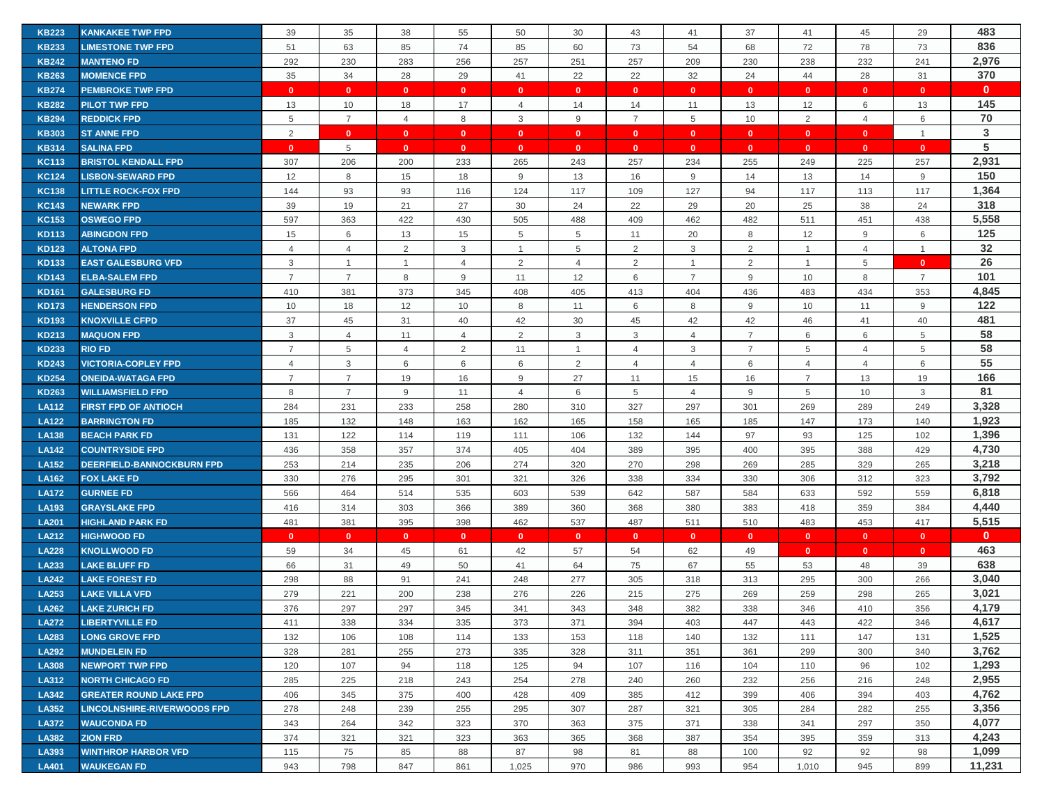| | | | | | | | | | | | | | | |
|---|---|---|---|---|---|---|---|---|---|---|---|---|---|---|
| KB223 | KANKAKEE TWP FPD | 39 | 35 | 38 | 55 | 50 | 30 | 43 | 41 | 37 | 41 | 45 | 29 | 483 |
| KB233 | LIMESTONE TWP FPD | 51 | 63 | 85 | 74 | 85 | 60 | 73 | 54 | 68 | 72 | 78 | 73 | 836 |
| KB242 | MANTENO FD | 292 | 230 | 283 | 256 | 257 | 251 | 257 | 209 | 230 | 238 | 232 | 241 | 2,976 |
| KB263 | MOMENCE FPD | 35 | 34 | 28 | 29 | 41 | 22 | 22 | 32 | 24 | 44 | 28 | 31 | 370 |
| KB274 | PEMBROKE TWP FPD | 0 | 0 | 0 | 0 | 0 | 0 | 0 | 0 | 0 | 0 | 0 | 0 | 0 |
| KB282 | PILOT TWP FPD | 13 | 10 | 18 | 17 | 4 | 14 | 14 | 11 | 13 | 12 | 6 | 13 | 145 |
| KB294 | REDDICK FPD | 5 | 7 | 4 | 8 | 3 | 9 | 7 | 5 | 10 | 2 | 4 | 6 | 70 |
| KB303 | ST ANNE FPD | 2 | 0 | 0 | 0 | 0 | 0 | 0 | 0 | 0 | 0 | 0 | 1 | 3 |
| KB314 | SALINA FPD | 0 | 5 | 0 | 0 | 0 | 0 | 0 | 0 | 0 | 0 | 0 | 0 | 5 |
| KC113 | BRISTOL KENDALL FPD | 307 | 206 | 200 | 233 | 265 | 243 | 257 | 234 | 255 | 249 | 225 | 257 | 2,931 |
| KC124 | LISBON-SEWARD FPD | 12 | 8 | 15 | 18 | 9 | 13 | 16 | 9 | 14 | 13 | 14 | 9 | 150 |
| KC138 | LITTLE ROCK-FOX FPD | 144 | 93 | 93 | 116 | 124 | 117 | 109 | 127 | 94 | 117 | 113 | 117 | 1,364 |
| KC143 | NEWARK FPD | 39 | 19 | 21 | 27 | 30 | 24 | 22 | 29 | 20 | 25 | 38 | 24 | 318 |
| KC153 | OSWEGO FPD | 597 | 363 | 422 | 430 | 505 | 488 | 409 | 462 | 482 | 511 | 451 | 438 | 5,558 |
| KD113 | ABINGDON FPD | 15 | 6 | 13 | 15 | 5 | 5 | 11 | 20 | 8 | 12 | 9 | 6 | 125 |
| KD123 | ALTONA FPD | 4 | 4 | 2 | 3 | 1 | 5 | 2 | 3 | 2 | 1 | 4 | 1 | 32 |
| KD133 | EAST GALESBURG VFD | 3 | 1 | 1 | 4 | 2 | 4 | 2 | 1 | 2 | 1 | 5 | 0 | 26 |
| KD143 | ELBA-SALEM FPD | 7 | 7 | 8 | 9 | 11 | 12 | 6 | 7 | 9 | 10 | 8 | 7 | 101 |
| KD161 | GALESBURG FD | 410 | 381 | 373 | 345 | 408 | 405 | 413 | 404 | 436 | 483 | 434 | 353 | 4,845 |
| KD173 | HENDERSON FPD | 10 | 18 | 12 | 10 | 8 | 11 | 6 | 8 | 9 | 10 | 11 | 9 | 122 |
| KD193 | KNOXVILLE CFPD | 37 | 45 | 31 | 40 | 42 | 30 | 45 | 42 | 42 | 46 | 41 | 40 | 481 |
| KD213 | MAQUON FPD | 3 | 4 | 11 | 4 | 2 | 3 | 3 | 4 | 7 | 6 | 6 | 5 | 58 |
| KD233 | RIO FD | 7 | 5 | 4 | 2 | 11 | 1 | 4 | 3 | 7 | 5 | 4 | 5 | 58 |
| KD243 | VICTORIA-COPLEY FPD | 4 | 3 | 6 | 6 | 6 | 2 | 4 | 4 | 6 | 4 | 4 | 6 | 55 |
| KD254 | ONEIDA-WATAGA FPD | 7 | 7 | 19 | 16 | 9 | 27 | 11 | 15 | 16 | 7 | 13 | 19 | 166 |
| KD263 | WILLIAMSFIELD FPD | 8 | 7 | 9 | 11 | 4 | 6 | 5 | 4 | 9 | 5 | 10 | 3 | 81 |
| LA112 | FIRST FPD OF ANTIOCH | 284 | 231 | 233 | 258 | 280 | 310 | 327 | 297 | 301 | 269 | 289 | 249 | 3,328 |
| LA122 | BARRINGTON FD | 185 | 132 | 148 | 163 | 162 | 165 | 158 | 165 | 185 | 147 | 173 | 140 | 1,923 |
| LA138 | BEACH PARK FD | 131 | 122 | 114 | 119 | 111 | 106 | 132 | 144 | 97 | 93 | 125 | 102 | 1,396 |
| LA142 | COUNTRYSIDE FPD | 436 | 358 | 357 | 374 | 405 | 404 | 389 | 395 | 400 | 395 | 388 | 429 | 4,730 |
| LA152 | DEERFIELD-BANNOCKBURN FPD | 253 | 214 | 235 | 206 | 274 | 320 | 270 | 298 | 269 | 285 | 329 | 265 | 3,218 |
| LA162 | FOX LAKE FD | 330 | 276 | 295 | 301 | 321 | 326 | 338 | 334 | 330 | 306 | 312 | 323 | 3,792 |
| LA172 | GURNEE FD | 566 | 464 | 514 | 535 | 603 | 539 | 642 | 587 | 584 | 633 | 592 | 559 | 6,818 |
| LA193 | GRAYSLAKE FPD | 416 | 314 | 303 | 366 | 389 | 360 | 368 | 380 | 383 | 418 | 359 | 384 | 4,440 |
| LA201 | HIGHLAND PARK FD | 481 | 381 | 395 | 398 | 462 | 537 | 487 | 511 | 510 | 483 | 453 | 417 | 5,515 |
| LA212 | HIGHWOOD FD | 0 | 0 | 0 | 0 | 0 | 0 | 0 | 0 | 0 | 0 | 0 | 0 | 0 |
| LA228 | KNOLLWOOD FD | 59 | 34 | 45 | 61 | 42 | 57 | 54 | 62 | 49 | 0 | 0 | 0 | 463 |
| LA233 | LAKE BLUFF FD | 66 | 31 | 49 | 50 | 41 | 64 | 75 | 67 | 55 | 53 | 48 | 39 | 638 |
| LA242 | LAKE FOREST FD | 298 | 88 | 91 | 241 | 248 | 277 | 305 | 318 | 313 | 295 | 300 | 266 | 3,040 |
| LA253 | LAKE VILLA VFD | 279 | 221 | 200 | 238 | 276 | 226 | 215 | 275 | 269 | 259 | 298 | 265 | 3,021 |
| LA262 | LAKE ZURICH FD | 376 | 297 | 297 | 345 | 341 | 343 | 348 | 382 | 338 | 346 | 410 | 356 | 4,179 |
| LA272 | LIBERTYVILLE FD | 411 | 338 | 334 | 335 | 373 | 371 | 394 | 403 | 447 | 443 | 422 | 346 | 4,617 |
| LA283 | LONG GROVE FPD | 132 | 106 | 108 | 114 | 133 | 153 | 118 | 140 | 132 | 111 | 147 | 131 | 1,525 |
| LA292 | MUNDELEIN FD | 328 | 281 | 255 | 273 | 335 | 328 | 311 | 351 | 361 | 299 | 300 | 340 | 3,762 |
| LA308 | NEWPORT TWP FPD | 120 | 107 | 94 | 118 | 125 | 94 | 107 | 116 | 104 | 110 | 96 | 102 | 1,293 |
| LA312 | NORTH CHICAGO FD | 285 | 225 | 218 | 243 | 254 | 278 | 240 | 260 | 232 | 256 | 216 | 248 | 2,955 |
| LA342 | GREATER ROUND LAKE FPD | 406 | 345 | 375 | 400 | 428 | 409 | 385 | 412 | 399 | 406 | 394 | 403 | 4,762 |
| LA352 | LINCOLNSHIRE-RIVERWOODS FPD | 278 | 248 | 239 | 255 | 295 | 307 | 287 | 321 | 305 | 284 | 282 | 255 | 3,356 |
| LA372 | WAUCONDA FD | 343 | 264 | 342 | 323 | 370 | 363 | 375 | 371 | 338 | 341 | 297 | 350 | 4,077 |
| LA382 | ZION FRD | 374 | 321 | 321 | 323 | 363 | 365 | 368 | 387 | 354 | 395 | 359 | 313 | 4,243 |
| LA393 | WINTHROP HARBOR VFD | 115 | 75 | 85 | 88 | 87 | 98 | 81 | 88 | 100 | 92 | 92 | 98 | 1,099 |
| LA401 | WAUKEGAN FD | 943 | 798 | 847 | 861 | 1,025 | 970 | 986 | 993 | 954 | 1,010 | 945 | 899 | 11,231 |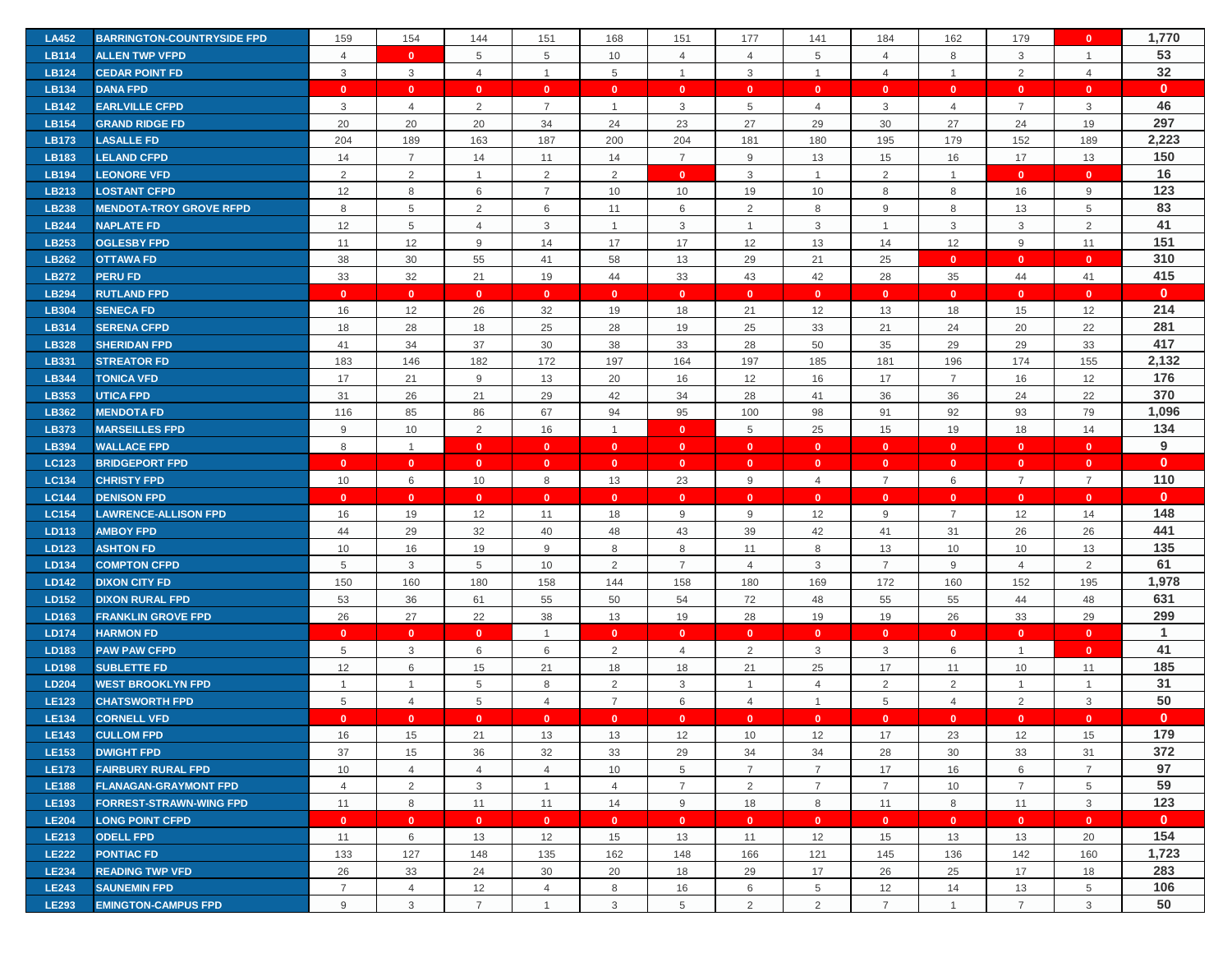| | | | | | | | | | | | | | | |
|---|---|---|---|---|---|---|---|---|---|---|---|---|---|---|
| LA452 | BARRINGTON-COUNTRYSIDE FPD | 159 | 154 | 144 | 151 | 168 | 151 | 177 | 141 | 184 | 162 | 179 | 0 | 1,770 |
| LB114 | ALLEN TWP VFPD | 4 | 0 | 5 | 5 | 10 | 4 | 4 | 5 | 4 | 8 | 3 | 1 | 53 |
| LB124 | CEDAR POINT FD | 3 | 3 | 4 | 1 | 5 | 1 | 3 | 1 | 4 | 1 | 2 | 4 | 32 |
| LB134 | DANA FPD | 0 | 0 | 0 | 0 | 0 | 0 | 0 | 0 | 0 | 0 | 0 | 0 | 0 |
| LB142 | EARLVILLE CFPD | 3 | 4 | 2 | 7 | 1 | 3 | 5 | 4 | 3 | 4 | 7 | 3 | 46 |
| LB154 | GRAND RIDGE FD | 20 | 20 | 20 | 34 | 24 | 23 | 27 | 29 | 30 | 27 | 24 | 19 | 297 |
| LB173 | LASALLE FD | 204 | 189 | 163 | 187 | 200 | 204 | 181 | 180 | 195 | 179 | 152 | 189 | 2,223 |
| LB183 | LELAND CFPD | 14 | 7 | 14 | 11 | 14 | 7 | 9 | 13 | 15 | 16 | 17 | 13 | 150 |
| LB194 | LEONORE VFD | 2 | 2 | 1 | 2 | 2 | 0 | 3 | 1 | 2 | 1 | 0 | 0 | 16 |
| LB213 | LOSTANT CFPD | 12 | 8 | 6 | 7 | 10 | 10 | 19 | 10 | 8 | 8 | 16 | 9 | 123 |
| LB238 | MENDOTA-TROY GROVE RFPD | 8 | 5 | 2 | 6 | 11 | 6 | 2 | 8 | 9 | 8 | 13 | 5 | 83 |
| LB244 | NAPLATE FD | 12 | 5 | 4 | 3 | 1 | 3 | 1 | 3 | 1 | 3 | 3 | 2 | 41 |
| LB253 | OGLESBY FPD | 11 | 12 | 9 | 14 | 17 | 17 | 12 | 13 | 14 | 12 | 9 | 11 | 151 |
| LB262 | OTTAWA FD | 38 | 30 | 55 | 41 | 58 | 13 | 29 | 21 | 25 | 0 | 0 | 0 | 310 |
| LB272 | PERU FD | 33 | 32 | 21 | 19 | 44 | 33 | 43 | 42 | 28 | 35 | 44 | 41 | 415 |
| LB294 | RUTLAND FPD | 0 | 0 | 0 | 0 | 0 | 0 | 0 | 0 | 0 | 0 | 0 | 0 | 0 |
| LB304 | SENECA FD | 16 | 12 | 26 | 32 | 19 | 18 | 21 | 12 | 13 | 18 | 15 | 12 | 214 |
| LB314 | SERENA CFPD | 18 | 28 | 18 | 25 | 28 | 19 | 25 | 33 | 21 | 24 | 20 | 22 | 281 |
| LB328 | SHERIDAN FPD | 41 | 34 | 37 | 30 | 38 | 33 | 28 | 50 | 35 | 29 | 29 | 33 | 417 |
| LB331 | STREATOR FD | 183 | 146 | 182 | 172 | 197 | 164 | 197 | 185 | 181 | 196 | 174 | 155 | 2,132 |
| LB344 | TONICA VFD | 17 | 21 | 9 | 13 | 20 | 16 | 12 | 16 | 17 | 7 | 16 | 12 | 176 |
| LB353 | UTICA FPD | 31 | 26 | 21 | 29 | 42 | 34 | 28 | 41 | 36 | 36 | 24 | 22 | 370 |
| LB362 | MENDOTA FD | 116 | 85 | 86 | 67 | 94 | 95 | 100 | 98 | 91 | 92 | 93 | 79 | 1,096 |
| LB373 | MARSEILLES FPD | 9 | 10 | 2 | 16 | 1 | 0 | 5 | 25 | 15 | 19 | 18 | 14 | 134 |
| LB394 | WALLACE FPD | 8 | 1 | 0 | 0 | 0 | 0 | 0 | 0 | 0 | 0 | 0 | 0 | 9 |
| LC123 | BRIDGEPORT FPD | 0 | 0 | 0 | 0 | 0 | 0 | 0 | 0 | 0 | 0 | 0 | 0 | 0 |
| LC134 | CHRISTY FPD | 10 | 6 | 10 | 8 | 13 | 23 | 9 | 4 | 7 | 6 | 7 | 7 | 110 |
| LC144 | DENISON FPD | 0 | 0 | 0 | 0 | 0 | 0 | 0 | 0 | 0 | 0 | 0 | 0 | 0 |
| LC154 | LAWRENCE-ALLISON FPD | 16 | 19 | 12 | 11 | 18 | 9 | 9 | 12 | 9 | 7 | 12 | 14 | 148 |
| LD113 | AMBOY FPD | 44 | 29 | 32 | 40 | 48 | 43 | 39 | 42 | 41 | 31 | 26 | 26 | 441 |
| LD123 | ASHTON FD | 10 | 16 | 19 | 9 | 8 | 8 | 11 | 8 | 13 | 10 | 10 | 13 | 135 |
| LD134 | COMPTON CFPD | 5 | 3 | 5 | 10 | 2 | 7 | 4 | 3 | 7 | 9 | 4 | 2 | 61 |
| LD142 | DIXON CITY FD | 150 | 160 | 180 | 158 | 144 | 158 | 180 | 169 | 172 | 160 | 152 | 195 | 1,978 |
| LD152 | DIXON RURAL FPD | 53 | 36 | 61 | 55 | 50 | 54 | 72 | 48 | 55 | 55 | 44 | 48 | 631 |
| LD163 | FRANKLIN GROVE FPD | 26 | 27 | 22 | 38 | 13 | 19 | 28 | 19 | 19 | 26 | 33 | 29 | 299 |
| LD174 | HARMON FD | 0 | 0 | 0 | 1 | 0 | 0 | 0 | 0 | 0 | 0 | 0 | 0 | 1 |
| LD183 | PAW PAW CFPD | 5 | 3 | 6 | 6 | 2 | 4 | 2 | 3 | 3 | 6 | 1 | 0 | 41 |
| LD198 | SUBLETTE FD | 12 | 6 | 15 | 21 | 18 | 18 | 21 | 25 | 17 | 11 | 10 | 11 | 185 |
| LD204 | WEST BROOKLYN FPD | 1 | 1 | 5 | 8 | 2 | 3 | 1 | 4 | 2 | 2 | 1 | 1 | 31 |
| LE123 | CHATSWORTH FPD | 5 | 4 | 5 | 4 | 7 | 6 | 4 | 1 | 5 | 4 | 2 | 3 | 50 |
| LE134 | CORNELL VFD | 0 | 0 | 0 | 0 | 0 | 0 | 0 | 0 | 0 | 0 | 0 | 0 | 0 |
| LE143 | CULLOM FPD | 16 | 15 | 21 | 13 | 13 | 12 | 10 | 12 | 17 | 23 | 12 | 15 | 179 |
| LE153 | DWIGHT FPD | 37 | 15 | 36 | 32 | 33 | 29 | 34 | 34 | 28 | 30 | 33 | 31 | 372 |
| LE173 | FAIRBURY RURAL FPD | 10 | 4 | 4 | 4 | 10 | 5 | 7 | 7 | 17 | 16 | 6 | 7 | 97 |
| LE188 | FLANAGAN-GRAYMONT FPD | 4 | 2 | 3 | 1 | 4 | 7 | 2 | 7 | 7 | 10 | 7 | 5 | 59 |
| LE193 | FORREST-STRAWN-WING FPD | 11 | 8 | 11 | 11 | 14 | 9 | 18 | 8 | 11 | 8 | 11 | 3 | 123 |
| LE204 | LONG POINT CFPD | 0 | 0 | 0 | 0 | 0 | 0 | 0 | 0 | 0 | 0 | 0 | 0 | 0 |
| LE213 | ODELL FPD | 11 | 6 | 13 | 12 | 15 | 13 | 11 | 12 | 15 | 13 | 13 | 20 | 154 |
| LE222 | PONTIAC FD | 133 | 127 | 148 | 135 | 162 | 148 | 166 | 121 | 145 | 136 | 142 | 160 | 1,723 |
| LE234 | READING TWP VFD | 26 | 33 | 24 | 30 | 20 | 18 | 29 | 17 | 26 | 25 | 17 | 18 | 283 |
| LE243 | SAUNEMIN FPD | 7 | 4 | 12 | 4 | 8 | 16 | 6 | 5 | 12 | 14 | 13 | 5 | 106 |
| LE293 | EMINGTON-CAMPUS FPD | 9 | 3 | 7 | 1 | 3 | 5 | 2 | 2 | 7 | 1 | 7 | 3 | 50 |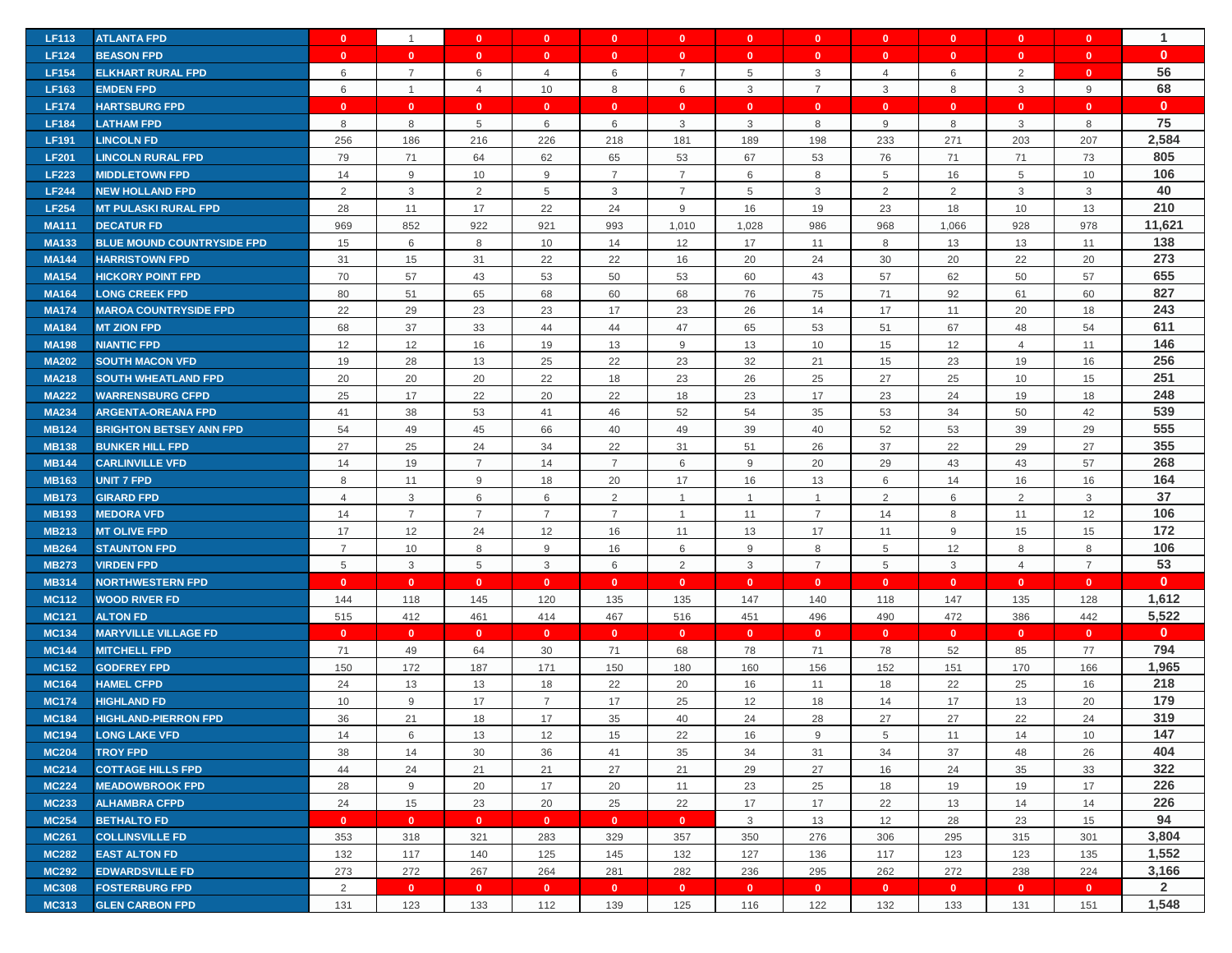| | | | | | | | | | | | | | | |
|---|---|---|---|---|---|---|---|---|---|---|---|---|---|---|
| LF113 | ATLANTA FPD | 0 | 1 | 0 | 0 | 0 | 0 | 0 | 0 | 0 | 0 | 0 | 0 | 1 |
| LF124 | BEASON FPD | 0 | 0 | 0 | 0 | 0 | 0 | 0 | 0 | 0 | 0 | 0 | 0 | 0 |
| LF154 | ELKHART RURAL FPD | 6 | 7 | 6 | 4 | 6 | 7 | 5 | 3 | 4 | 6 | 2 | 0 | 56 |
| LF163 | EMDEN FPD | 6 | 1 | 4 | 10 | 8 | 6 | 3 | 7 | 3 | 8 | 3 | 9 | 68 |
| LF174 | HARTSBURG FPD | 0 | 0 | 0 | 0 | 0 | 0 | 0 | 0 | 0 | 0 | 0 | 0 | 0 |
| LF184 | LATHAM FPD | 8 | 8 | 5 | 6 | 6 | 3 | 3 | 8 | 9 | 8 | 3 | 8 | 75 |
| LF191 | LINCOLN FD | 256 | 186 | 216 | 226 | 218 | 181 | 189 | 198 | 233 | 271 | 203 | 207 | 2,584 |
| LF201 | LINCOLN RURAL FPD | 79 | 71 | 64 | 62 | 65 | 53 | 67 | 53 | 76 | 71 | 71 | 73 | 805 |
| LF223 | MIDDLETOWN FPD | 14 | 9 | 10 | 9 | 7 | 7 | 6 | 8 | 5 | 16 | 5 | 10 | 106 |
| LF244 | NEW HOLLAND FPD | 2 | 3 | 2 | 5 | 3 | 7 | 5 | 3 | 2 | 2 | 3 | 3 | 40 |
| LF254 | MT PULASKI RURAL FPD | 28 | 11 | 17 | 22 | 24 | 9 | 16 | 19 | 23 | 18 | 10 | 13 | 210 |
| MA111 | DECATUR FD | 969 | 852 | 922 | 921 | 993 | 1,010 | 1,028 | 986 | 968 | 1,066 | 928 | 978 | 11,621 |
| MA133 | BLUE MOUND COUNTRYSIDE FPD | 15 | 6 | 8 | 10 | 14 | 12 | 17 | 11 | 8 | 13 | 13 | 11 | 138 |
| MA144 | HARRISTOWN FPD | 31 | 15 | 31 | 22 | 22 | 16 | 20 | 24 | 30 | 20 | 22 | 20 | 273 |
| MA154 | HICKORY POINT FPD | 70 | 57 | 43 | 53 | 50 | 53 | 60 | 43 | 57 | 62 | 50 | 57 | 655 |
| MA164 | LONG CREEK FPD | 80 | 51 | 65 | 68 | 60 | 68 | 76 | 75 | 71 | 92 | 61 | 60 | 827 |
| MA174 | MAROA COUNTRYSIDE FPD | 22 | 29 | 23 | 23 | 17 | 23 | 26 | 14 | 17 | 11 | 20 | 18 | 243 |
| MA184 | MT ZION FPD | 68 | 37 | 33 | 44 | 44 | 47 | 65 | 53 | 51 | 67 | 48 | 54 | 611 |
| MA198 | NIANTIC FPD | 12 | 12 | 16 | 19 | 13 | 9 | 13 | 10 | 15 | 12 | 4 | 11 | 146 |
| MA202 | SOUTH MACON VFD | 19 | 28 | 13 | 25 | 22 | 23 | 32 | 21 | 15 | 23 | 19 | 16 | 256 |
| MA218 | SOUTH WHEATLAND FPD | 20 | 20 | 20 | 22 | 18 | 23 | 26 | 25 | 27 | 25 | 10 | 15 | 251 |
| MA222 | WARRENSBURG CFPD | 25 | 17 | 22 | 20 | 22 | 18 | 23 | 17 | 23 | 24 | 19 | 18 | 248 |
| MA234 | ARGENTA-OREANA FPD | 41 | 38 | 53 | 41 | 46 | 52 | 54 | 35 | 53 | 34 | 50 | 42 | 539 |
| MB124 | BRIGHTON BETSEY ANN FPD | 54 | 49 | 45 | 66 | 40 | 49 | 39 | 40 | 52 | 53 | 39 | 29 | 555 |
| MB138 | BUNKER HILL FPD | 27 | 25 | 24 | 34 | 22 | 31 | 51 | 26 | 37 | 22 | 29 | 27 | 355 |
| MB144 | CARLINVILLE VFD | 14 | 19 | 7 | 14 | 7 | 6 | 9 | 20 | 29 | 43 | 43 | 57 | 268 |
| MB163 | UNIT 7 FPD | 8 | 11 | 9 | 18 | 20 | 17 | 16 | 13 | 6 | 14 | 16 | 16 | 164 |
| MB173 | GIRARD FPD | 4 | 3 | 6 | 6 | 2 | 1 | 1 | 1 | 2 | 6 | 2 | 3 | 37 |
| MB193 | MEDORA VFD | 14 | 7 | 7 | 7 | 7 | 1 | 11 | 7 | 14 | 8 | 11 | 12 | 106 |
| MB213 | MT OLIVE FPD | 17 | 12 | 24 | 12 | 16 | 11 | 13 | 17 | 11 | 9 | 15 | 15 | 172 |
| MB264 | STAUNTON FPD | 7 | 10 | 8 | 9 | 16 | 6 | 9 | 8 | 5 | 12 | 8 | 8 | 106 |
| MB273 | VIRDEN FPD | 5 | 3 | 5 | 3 | 6 | 2 | 3 | 7 | 5 | 3 | 4 | 7 | 53 |
| MB314 | NORTHWESTERN FPD | 0 | 0 | 0 | 0 | 0 | 0 | 0 | 0 | 0 | 0 | 0 | 0 | 0 |
| MC112 | WOOD RIVER FD | 144 | 118 | 145 | 120 | 135 | 135 | 147 | 140 | 118 | 147 | 135 | 128 | 1,612 |
| MC121 | ALTON FD | 515 | 412 | 461 | 414 | 467 | 516 | 451 | 496 | 490 | 472 | 386 | 442 | 5,522 |
| MC134 | MARYVILLE VILLAGE FD | 0 | 0 | 0 | 0 | 0 | 0 | 0 | 0 | 0 | 0 | 0 | 0 | 0 |
| MC144 | MITCHELL FPD | 71 | 49 | 64 | 30 | 71 | 68 | 78 | 71 | 78 | 52 | 85 | 77 | 794 |
| MC152 | GODFREY FPD | 150 | 172 | 187 | 171 | 150 | 180 | 160 | 156 | 152 | 151 | 170 | 166 | 1,965 |
| MC164 | HAMEL CFPD | 24 | 13 | 13 | 18 | 22 | 20 | 16 | 11 | 18 | 22 | 25 | 16 | 218 |
| MC174 | HIGHLAND FD | 10 | 9 | 17 | 7 | 17 | 25 | 12 | 18 | 14 | 17 | 13 | 20 | 179 |
| MC184 | HIGHLAND-PIERRON FPD | 36 | 21 | 18 | 17 | 35 | 40 | 24 | 28 | 27 | 27 | 22 | 24 | 319 |
| MC194 | LONG LAKE VFD | 14 | 6 | 13 | 12 | 15 | 22 | 16 | 9 | 5 | 11 | 14 | 10 | 147 |
| MC204 | TROY FPD | 38 | 14 | 30 | 36 | 41 | 35 | 34 | 31 | 34 | 37 | 48 | 26 | 404 |
| MC214 | COTTAGE HILLS FPD | 44 | 24 | 21 | 21 | 27 | 21 | 29 | 27 | 16 | 24 | 35 | 33 | 322 |
| MC224 | MEADOWBROOK FPD | 28 | 9 | 20 | 17 | 20 | 11 | 23 | 25 | 18 | 19 | 19 | 17 | 226 |
| MC233 | ALHAMBRA CFPD | 24 | 15 | 23 | 20 | 25 | 22 | 17 | 17 | 22 | 13 | 14 | 14 | 226 |
| MC254 | BETHALTO FD | 0 | 0 | 0 | 0 | 0 | 0 | 3 | 13 | 12 | 28 | 23 | 15 | 94 |
| MC261 | COLLINSVILLE FD | 353 | 318 | 321 | 283 | 329 | 357 | 350 | 276 | 306 | 295 | 315 | 301 | 3,804 |
| MC282 | EAST ALTON FD | 132 | 117 | 140 | 125 | 145 | 132 | 127 | 136 | 117 | 123 | 123 | 135 | 1,552 |
| MC292 | EDWARDSVILLE FD | 273 | 272 | 267 | 264 | 281 | 282 | 236 | 295 | 262 | 272 | 238 | 224 | 3,166 |
| MC308 | FOSTERBURG FPD | 2 | 0 | 0 | 0 | 0 | 0 | 0 | 0 | 0 | 0 | 0 | 0 | 2 |
| MC313 | GLEN CARBON FPD | 131 | 123 | 133 | 112 | 139 | 125 | 116 | 122 | 132 | 133 | 131 | 151 | 1,548 |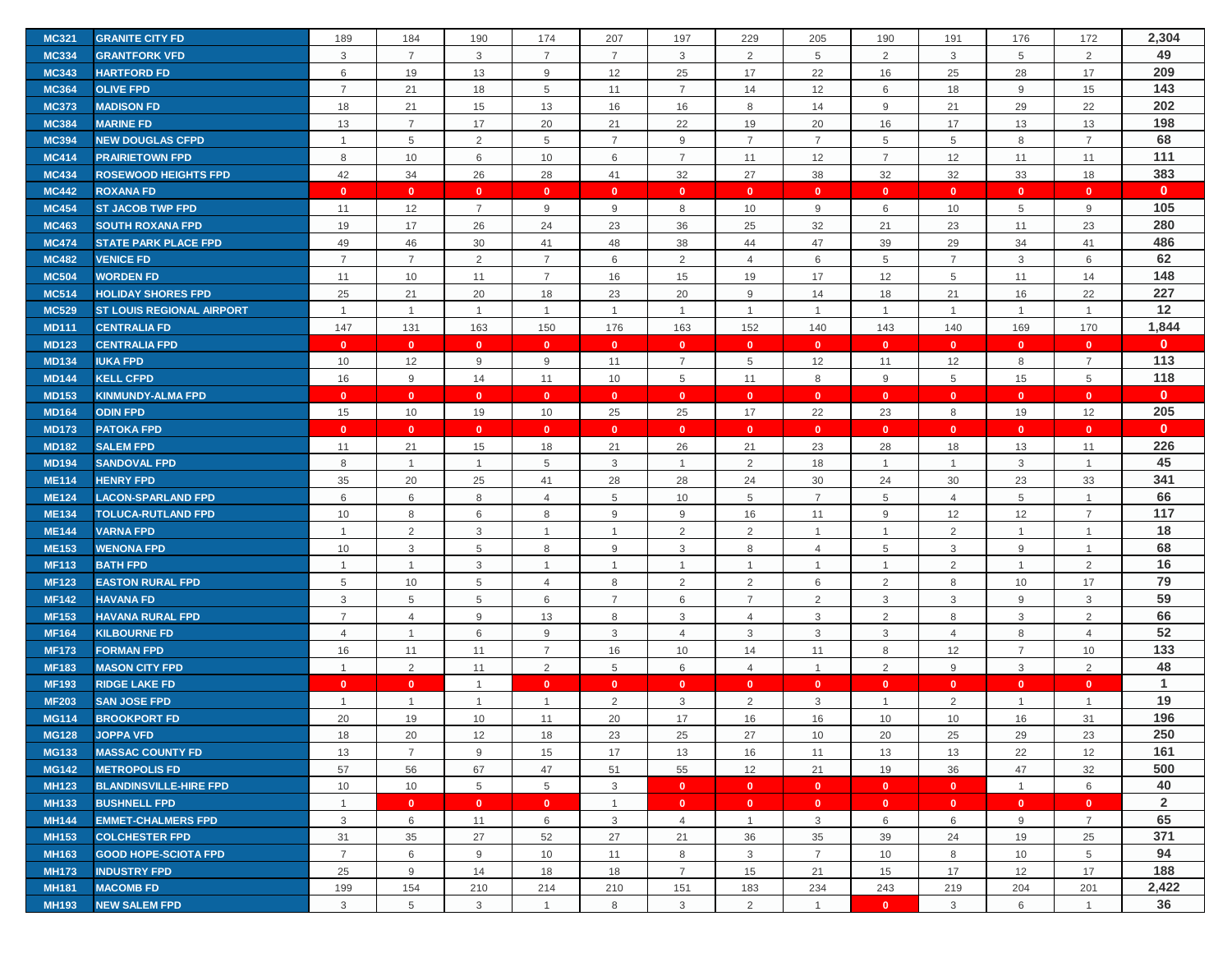| | | | | | | | | | | | | | | |
|---|---|---|---|---|---|---|---|---|---|---|---|---|---|---|
| MC321 | GRANITE CITY FD | 189 | 184 | 190 | 174 | 207 | 197 | 229 | 205 | 190 | 191 | 176 | 172 | 2,304 |
| MC334 | GRANTFORK VFD | 3 | 7 | 3 | 7 | 7 | 3 | 2 | 5 | 2 | 3 | 5 | 2 | 49 |
| MC343 | HARTFORD FD | 6 | 19 | 13 | 9 | 12 | 25 | 17 | 22 | 16 | 25 | 28 | 17 | 209 |
| MC364 | OLIVE FPD | 7 | 21 | 18 | 5 | 11 | 7 | 14 | 12 | 6 | 18 | 9 | 15 | 143 |
| MC373 | MADISON FD | 18 | 21 | 15 | 13 | 16 | 16 | 8 | 14 | 9 | 21 | 29 | 22 | 202 |
| MC384 | MARINE FD | 13 | 7 | 17 | 20 | 21 | 22 | 19 | 20 | 16 | 17 | 13 | 13 | 198 |
| MC394 | NEW DOUGLAS CFPD | 1 | 5 | 2 | 5 | 7 | 9 | 7 | 7 | 5 | 5 | 8 | 7 | 68 |
| MC414 | PRAIRIETOWN FPD | 8 | 10 | 6 | 10 | 6 | 7 | 11 | 12 | 7 | 12 | 11 | 11 | 111 |
| MC434 | ROSEWOOD HEIGHTS FPD | 42 | 34 | 26 | 28 | 41 | 32 | 27 | 38 | 32 | 32 | 33 | 18 | 383 |
| MC442 | ROXANA FD | 0 | 0 | 0 | 0 | 0 | 0 | 0 | 0 | 0 | 0 | 0 | 0 | 0 |
| MC454 | ST JACOB TWP FPD | 11 | 12 | 7 | 9 | 9 | 8 | 10 | 9 | 6 | 10 | 5 | 9 | 105 |
| MC463 | SOUTH ROXANA FPD | 19 | 17 | 26 | 24 | 23 | 36 | 25 | 32 | 21 | 23 | 11 | 23 | 280 |
| MC474 | STATE PARK PLACE FPD | 49 | 46 | 30 | 41 | 48 | 38 | 44 | 47 | 39 | 29 | 34 | 41 | 486 |
| MC482 | VENICE FD | 7 | 7 | 2 | 7 | 6 | 2 | 4 | 6 | 5 | 7 | 3 | 6 | 62 |
| MC504 | WORDEN FD | 11 | 10 | 11 | 7 | 16 | 15 | 19 | 17 | 12 | 5 | 11 | 14 | 148 |
| MC514 | HOLIDAY SHORES FPD | 25 | 21 | 20 | 18 | 23 | 20 | 9 | 14 | 18 | 21 | 16 | 22 | 227 |
| MC529 | ST LOUIS REGIONAL AIRPORT | 1 | 1 | 1 | 1 | 1 | 1 | 1 | 1 | 1 | 1 | 1 | 1 | 12 |
| MD111 | CENTRALIA FD | 147 | 131 | 163 | 150 | 176 | 163 | 152 | 140 | 143 | 140 | 169 | 170 | 1,844 |
| MD123 | CENTRALIA FPD | 0 | 0 | 0 | 0 | 0 | 0 | 0 | 0 | 0 | 0 | 0 | 0 | 0 |
| MD134 | IUKA FPD | 10 | 12 | 9 | 9 | 11 | 7 | 5 | 12 | 11 | 12 | 8 | 7 | 113 |
| MD144 | KELL CFPD | 16 | 9 | 14 | 11 | 10 | 5 | 11 | 8 | 9 | 5 | 15 | 5 | 118 |
| MD153 | KINMUNDY-ALMA FPD | 0 | 0 | 0 | 0 | 0 | 0 | 0 | 0 | 0 | 0 | 0 | 0 | 0 |
| MD164 | ODIN FPD | 15 | 10 | 19 | 10 | 25 | 25 | 17 | 22 | 23 | 8 | 19 | 12 | 205 |
| MD173 | PATOKA FPD | 0 | 0 | 0 | 0 | 0 | 0 | 0 | 0 | 0 | 0 | 0 | 0 | 0 |
| MD182 | SALEM FPD | 11 | 21 | 15 | 18 | 21 | 26 | 21 | 23 | 28 | 18 | 13 | 11 | 226 |
| MD194 | SANDOVAL FPD | 8 | 1 | 1 | 5 | 3 | 1 | 2 | 18 | 1 | 1 | 3 | 1 | 45 |
| ME114 | HENRY FPD | 35 | 20 | 25 | 41 | 28 | 28 | 24 | 30 | 24 | 30 | 23 | 33 | 341 |
| ME124 | LACON-SPARLAND FPD | 6 | 6 | 8 | 4 | 5 | 10 | 5 | 7 | 5 | 4 | 5 | 1 | 66 |
| ME134 | TOLUCA-RUTLAND FPD | 10 | 8 | 6 | 8 | 9 | 9 | 16 | 11 | 9 | 12 | 12 | 7 | 117 |
| ME144 | VARNA FPD | 1 | 2 | 3 | 1 | 1 | 2 | 2 | 1 | 1 | 2 | 1 | 1 | 18 |
| ME153 | WENONA FPD | 10 | 3 | 5 | 8 | 9 | 3 | 8 | 4 | 5 | 3 | 9 | 1 | 68 |
| MF113 | BATH FPD | 1 | 1 | 3 | 1 | 1 | 1 | 1 | 1 | 1 | 2 | 1 | 2 | 16 |
| MF123 | EASTON RURAL FPD | 5 | 10 | 5 | 4 | 8 | 2 | 2 | 6 | 2 | 8 | 10 | 17 | 79 |
| MF142 | HAVANA FD | 3 | 5 | 5 | 6 | 7 | 6 | 7 | 2 | 3 | 3 | 9 | 3 | 59 |
| MF153 | HAVANA RURAL FPD | 7 | 4 | 9 | 13 | 8 | 3 | 4 | 3 | 2 | 8 | 3 | 2 | 66 |
| MF164 | KILBOURNE FD | 4 | 1 | 6 | 9 | 3 | 4 | 3 | 3 | 3 | 4 | 8 | 4 | 52 |
| MF173 | FORMAN FPD | 16 | 11 | 11 | 7 | 16 | 10 | 14 | 11 | 8 | 12 | 7 | 10 | 133 |
| MF183 | MASON CITY FPD | 1 | 2 | 11 | 2 | 5 | 6 | 4 | 1 | 2 | 9 | 3 | 2 | 48 |
| MF193 | RIDGE LAKE FD | 0 | 0 | 1 | 0 | 0 | 0 | 0 | 0 | 0 | 0 | 0 | 0 | 1 |
| MF203 | SAN JOSE FPD | 1 | 1 | 1 | 1 | 2 | 3 | 2 | 3 | 1 | 2 | 1 | 1 | 19 |
| MG114 | BROOKPORT FD | 20 | 19 | 10 | 11 | 20 | 17 | 16 | 16 | 10 | 10 | 16 | 31 | 196 |
| MG128 | JOPPA VFD | 18 | 20 | 12 | 18 | 23 | 25 | 27 | 10 | 20 | 25 | 29 | 23 | 250 |
| MG133 | MASSAC COUNTY FD | 13 | 7 | 9 | 15 | 17 | 13 | 16 | 11 | 13 | 13 | 22 | 12 | 161 |
| MG142 | METROPOLIS FD | 57 | 56 | 67 | 47 | 51 | 55 | 12 | 21 | 19 | 36 | 47 | 32 | 500 |
| MH123 | BLANDINSVILLE-HIRE FPD | 10 | 10 | 5 | 5 | 3 | 0 | 0 | 0 | 0 | 0 | 1 | 6 | 40 |
| MH133 | BUSHNELL FPD | 1 | 0 | 0 | 0 | 1 | 0 | 0 | 0 | 0 | 0 | 0 | 0 | 2 |
| MH144 | EMMET-CHALMERS FPD | 3 | 6 | 11 | 6 | 3 | 4 | 1 | 3 | 6 | 6 | 9 | 7 | 65 |
| MH153 | COLCHESTER FPD | 31 | 35 | 27 | 52 | 27 | 21 | 36 | 35 | 39 | 24 | 19 | 25 | 371 |
| MH163 | GOOD HOPE-SCIOTA FPD | 7 | 6 | 9 | 10 | 11 | 8 | 3 | 7 | 10 | 8 | 10 | 5 | 94 |
| MH173 | INDUSTRY FPD | 25 | 9 | 14 | 18 | 18 | 7 | 15 | 21 | 15 | 17 | 12 | 17 | 188 |
| MH181 | MACOMB FD | 199 | 154 | 210 | 214 | 210 | 151 | 183 | 234 | 243 | 219 | 204 | 201 | 2,422 |
| MH193 | NEW SALEM FPD | 3 | 5 | 3 | 1 | 8 | 3 | 2 | 1 | 0 | 3 | 6 | 1 | 36 |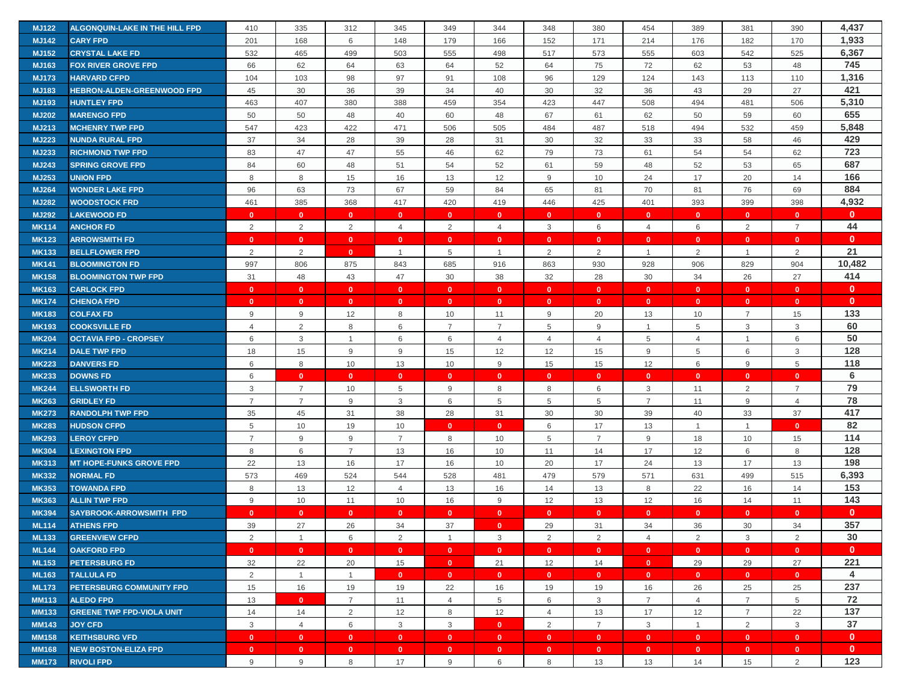| MJ122 | ALGONQUIN-LAKE IN THE HILL FPD | 410 | 335 | 312 | 345 | 349 | 344 | 348 | 380 | 454 | 389 | 381 | 390 | 4,437 |
|---|---|---|---|---|---|---|---|---|---|---|---|---|---|---|
| MJ142 | CARY FPD | 201 | 168 | 6 | 148 | 179 | 166 | 152 | 171 | 214 | 176 | 182 | 170 | 1,933 |
| MJ152 | CRYSTAL LAKE FD | 532 | 465 | 499 | 503 | 555 | 498 | 517 | 573 | 555 | 603 | 542 | 525 | 6,367 |
| MJ163 | FOX RIVER GROVE FPD | 66 | 62 | 64 | 63 | 64 | 52 | 64 | 75 | 72 | 62 | 53 | 48 | 745 |
| MJ173 | HARVARD CFPD | 104 | 103 | 98 | 97 | 91 | 108 | 96 | 129 | 124 | 143 | 113 | 110 | 1,316 |
| MJ183 | HEBRON-ALDEN-GREENWOOD FPD | 45 | 30 | 36 | 39 | 34 | 40 | 30 | 32 | 36 | 43 | 29 | 27 | 421 |
| MJ193 | HUNTLEY FPD | 463 | 407 | 380 | 388 | 459 | 354 | 423 | 447 | 508 | 494 | 481 | 506 | 5,310 |
| MJ202 | MARENGO FPD | 50 | 50 | 48 | 40 | 60 | 48 | 67 | 61 | 62 | 50 | 59 | 60 | 655 |
| MJ213 | MCHENRY TWP FPD | 547 | 423 | 422 | 471 | 506 | 505 | 484 | 487 | 518 | 494 | 532 | 459 | 5,848 |
| MJ223 | NUNDA RURAL FPD | 37 | 34 | 28 | 39 | 28 | 31 | 30 | 32 | 33 | 33 | 58 | 46 | 429 |
| MJ233 | RICHMOND TWP FPD | 83 | 47 | 47 | 55 | 46 | 62 | 79 | 73 | 61 | 54 | 54 | 62 | 723 |
| MJ243 | SPRING GROVE FPD | 84 | 60 | 48 | 51 | 54 | 52 | 61 | 59 | 48 | 52 | 53 | 65 | 687 |
| MJ253 | UNION FPD | 8 | 8 | 15 | 16 | 13 | 12 | 9 | 10 | 24 | 17 | 20 | 14 | 166 |
| MJ264 | WONDER LAKE FPD | 96 | 63 | 73 | 67 | 59 | 84 | 65 | 81 | 70 | 81 | 76 | 69 | 884 |
| MJ282 | WOODSTOCK FRD | 461 | 385 | 368 | 417 | 420 | 419 | 446 | 425 | 401 | 393 | 399 | 398 | 4,932 |
| MJ292 | LAKEWOOD FD | 0 | 0 | 0 | 0 | 0 | 0 | 0 | 0 | 0 | 0 | 0 | 0 | 0 |
| MK114 | ANCHOR FD | 2 | 2 | 2 | 4 | 2 | 4 | 3 | 6 | 4 | 6 | 2 | 7 | 44 |
| MK123 | ARROWSMITH FD | 0 | 0 | 0 | 0 | 0 | 0 | 0 | 0 | 0 | 0 | 0 | 0 | 0 |
| MK133 | BELLFLOWER FPD | 2 | 2 | 0 | 1 | 5 | 1 | 2 | 2 | 1 | 2 | 1 | 2 | 21 |
| MK141 | BLOOMINGTON FD | 997 | 806 | 875 | 843 | 685 | 916 | 863 | 930 | 928 | 906 | 829 | 904 | 10,482 |
| MK158 | BLOOMINGTON TWP FPD | 31 | 48 | 43 | 47 | 30 | 38 | 32 | 28 | 30 | 34 | 26 | 27 | 414 |
| MK163 | CARLOCK FPD | 0 | 0 | 0 | 0 | 0 | 0 | 0 | 0 | 0 | 0 | 0 | 0 | 0 |
| MK174 | CHENOA FPD | 0 | 0 | 0 | 0 | 0 | 0 | 0 | 0 | 0 | 0 | 0 | 0 | 0 |
| MK183 | COLFAX FD | 9 | 9 | 12 | 8 | 10 | 11 | 9 | 20 | 13 | 10 | 7 | 15 | 133 |
| MK193 | COOKSVILLE FD | 4 | 2 | 8 | 6 | 7 | 7 | 5 | 9 | 1 | 5 | 3 | 3 | 60 |
| MK204 | OCTAVIA FPD - CROPSEY | 6 | 3 | 1 | 6 | 6 | 4 | 4 | 4 | 5 | 4 | 1 | 6 | 50 |
| MK214 | DALE TWP FPD | 18 | 15 | 9 | 9 | 15 | 12 | 12 | 15 | 9 | 5 | 6 | 3 | 128 |
| MK223 | DANVERS FD | 6 | 8 | 10 | 13 | 10 | 9 | 15 | 15 | 12 | 6 | 9 | 5 | 118 |
| MK233 | DOWNS FD | 6 | 0 | 0 | 0 | 0 | 0 | 0 | 0 | 0 | 0 | 0 | 0 | 6 |
| MK244 | ELLSWORTH FD | 3 | 7 | 10 | 5 | 9 | 8 | 8 | 6 | 3 | 11 | 2 | 7 | 79 |
| MK263 | GRIDLEY FD | 7 | 7 | 9 | 3 | 6 | 5 | 5 | 5 | 7 | 11 | 9 | 4 | 78 |
| MK273 | RANDOLPH TWP FPD | 35 | 45 | 31 | 38 | 28 | 31 | 30 | 30 | 39 | 40 | 33 | 37 | 417 |
| MK283 | HUDSON CFPD | 5 | 10 | 19 | 10 | 0 | 0 | 6 | 17 | 13 | 1 | 1 | 0 | 82 |
| MK293 | LEROY CFPD | 7 | 9 | 9 | 7 | 8 | 10 | 5 | 7 | 9 | 18 | 10 | 15 | 114 |
| MK304 | LEXINGTON FPD | 8 | 6 | 7 | 13 | 16 | 10 | 11 | 14 | 17 | 12 | 6 | 8 | 128 |
| MK313 | MT HOPE-FUNKS GROVE FPD | 22 | 13 | 16 | 17 | 16 | 10 | 20 | 17 | 24 | 13 | 17 | 13 | 198 |
| MK332 | NORMAL FD | 573 | 469 | 524 | 544 | 528 | 481 | 479 | 579 | 571 | 631 | 499 | 515 | 6,393 |
| MK353 | TOWANDA FPD | 8 | 13 | 12 | 4 | 13 | 16 | 14 | 13 | 8 | 22 | 16 | 14 | 153 |
| MK363 | ALLIN TWP FPD | 9 | 10 | 11 | 10 | 16 | 9 | 12 | 13 | 12 | 16 | 14 | 11 | 143 |
| MK394 | SAYBROOK-ARROWSMITH FPD | 0 | 0 | 0 | 0 | 0 | 0 | 0 | 0 | 0 | 0 | 0 | 0 | 0 |
| ML114 | ATHENS FPD | 39 | 27 | 26 | 34 | 37 | 0 | 29 | 31 | 34 | 36 | 30 | 34 | 357 |
| ML133 | GREENVIEW CFPD | 2 | 1 | 6 | 2 | 1 | 3 | 2 | 2 | 4 | 2 | 3 | 2 | 30 |
| ML144 | OAKFORD FPD | 0 | 0 | 0 | 0 | 0 | 0 | 0 | 0 | 0 | 0 | 0 | 0 | 0 |
| ML153 | PETERSBURG FD | 32 | 22 | 20 | 15 | 0 | 21 | 12 | 14 | 0 | 29 | 29 | 27 | 221 |
| ML163 | TALLULA FD | 2 | 1 | 1 | 0 | 0 | 0 | 0 | 0 | 0 | 0 | 0 | 0 | 4 |
| ML173 | PETERSBURG COMMUNITY FPD | 15 | 16 | 19 | 19 | 22 | 16 | 19 | 19 | 16 | 26 | 25 | 25 | 237 |
| MM113 | ALEDO FPD | 13 | 0 | 7 | 11 | 4 | 5 | 6 | 3 | 7 | 4 | 7 | 5 | 72 |
| MM133 | GREENE TWP FPD-VIOLA UNIT | 14 | 14 | 2 | 12 | 8 | 12 | 4 | 13 | 17 | 12 | 7 | 22 | 137 |
| MM143 | JOY CFD | 3 | 4 | 6 | 3 | 3 | 0 | 2 | 7 | 3 | 1 | 2 | 3 | 37 |
| MM158 | KEITHSBURG VFD | 0 | 0 | 0 | 0 | 0 | 0 | 0 | 0 | 0 | 0 | 0 | 0 | 0 |
| MM168 | NEW BOSTON-ELIZA FPD | 0 | 0 | 0 | 0 | 0 | 0 | 0 | 0 | 0 | 0 | 0 | 0 | 0 |
| MM173 | RIVOLI FPD | 9 | 9 | 8 | 17 | 9 | 6 | 8 | 13 | 13 | 14 | 15 | 2 | 123 |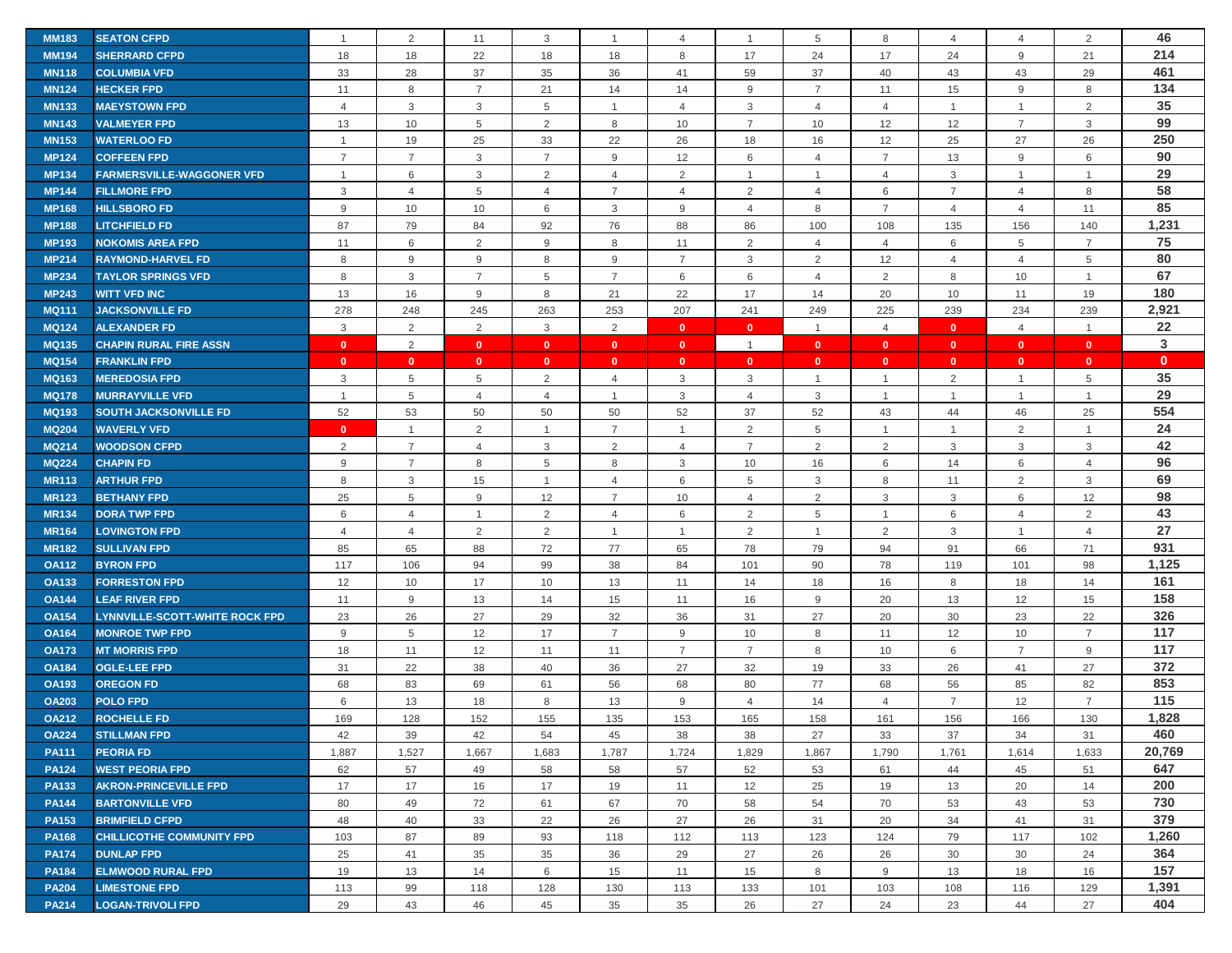| MM183 | SEATON CFPD | 1 | 2 | 11 | 3 | 1 | 4 | 1 | 5 | 8 | 4 | 4 | 2 | 46 |
|---|---|---|---|---|---|---|---|---|---|---|---|---|---|---|
| MM194 | SHERRARD CFPD | 18 | 18 | 22 | 18 | 18 | 8 | 17 | 24 | 17 | 24 | 9 | 21 | 214 |
| MN118 | COLUMBIA VFD | 33 | 28 | 37 | 35 | 36 | 41 | 59 | 37 | 40 | 43 | 43 | 29 | 461 |
| MN124 | HECKER FPD | 11 | 8 | 7 | 21 | 14 | 14 | 9 | 7 | 11 | 15 | 9 | 8 | 134 |
| MN133 | MAEYSTOWN FPD | 4 | 3 | 3 | 5 | 1 | 4 | 3 | 4 | 4 | 1 | 1 | 2 | 35 |
| MN143 | VALMEYER FPD | 13 | 10 | 5 | 2 | 8 | 10 | 7 | 10 | 12 | 12 | 7 | 3 | 99 |
| MN153 | WATERLOO FD | 1 | 19 | 25 | 33 | 22 | 26 | 18 | 16 | 12 | 25 | 27 | 26 | 250 |
| MP124 | COFFEEN FPD | 7 | 7 | 3 | 7 | 9 | 12 | 6 | 4 | 7 | 13 | 9 | 6 | 90 |
| MP134 | FARMERSVILLE-WAGGONER VFD | 1 | 6 | 3 | 2 | 4 | 2 | 1 | 1 | 4 | 3 | 1 | 1 | 29 |
| MP144 | FILLMORE FPD | 3 | 4 | 5 | 4 | 7 | 4 | 2 | 4 | 6 | 7 | 4 | 8 | 58 |
| MP168 | HILLSBORO FD | 9 | 10 | 10 | 6 | 3 | 9 | 4 | 8 | 7 | 4 | 4 | 11 | 85 |
| MP188 | LITCHFIELD FD | 87 | 79 | 84 | 92 | 76 | 88 | 86 | 100 | 108 | 135 | 156 | 140 | 1,231 |
| MP193 | NOKOMIS AREA FPD | 11 | 6 | 2 | 9 | 8 | 11 | 2 | 4 | 4 | 6 | 5 | 7 | 75 |
| MP214 | RAYMOND-HARVEL FD | 8 | 9 | 9 | 8 | 9 | 7 | 3 | 2 | 12 | 4 | 4 | 5 | 80 |
| MP234 | TAYLOR SPRINGS VFD | 8 | 3 | 7 | 5 | 7 | 6 | 6 | 4 | 2 | 8 | 10 | 1 | 67 |
| MP243 | WITT VFD INC | 13 | 16 | 9 | 8 | 21 | 22 | 17 | 14 | 20 | 10 | 11 | 19 | 180 |
| MQ111 | JACKSONVILLE FD | 278 | 248 | 245 | 263 | 253 | 207 | 241 | 249 | 225 | 239 | 234 | 239 | 2,921 |
| MQ124 | ALEXANDER FD | 3 | 2 | 2 | 3 | 2 | 0 | 0 | 1 | 4 | 0 | 4 | 1 | 22 |
| MQ135 | CHAPIN RURAL FIRE ASSN | 0 | 2 | 0 | 0 | 0 | 0 | 1 | 0 | 0 | 0 | 0 | 0 | 3 |
| MQ154 | FRANKLIN FPD | 0 | 0 | 0 | 0 | 0 | 0 | 0 | 0 | 0 | 0 | 0 | 0 | 0 |
| MQ163 | MEREDOSIA FPD | 3 | 5 | 5 | 2 | 4 | 3 | 3 | 1 | 1 | 2 | 1 | 5 | 35 |
| MQ178 | MURRAYVILLE VFD | 1 | 5 | 4 | 4 | 1 | 3 | 4 | 3 | 1 | 1 | 1 | 1 | 29 |
| MQ193 | SOUTH JACKSONVILLE FD | 52 | 53 | 50 | 50 | 50 | 52 | 37 | 52 | 43 | 44 | 46 | 25 | 554 |
| MQ204 | WAVERLY VFD | 0 | 1 | 2 | 1 | 7 | 1 | 2 | 5 | 1 | 1 | 2 | 1 | 24 |
| MQ214 | WOODSON CFPD | 2 | 7 | 4 | 3 | 2 | 4 | 7 | 2 | 2 | 3 | 3 | 3 | 42 |
| MQ224 | CHAPIN FD | 9 | 7 | 8 | 5 | 8 | 3 | 10 | 16 | 6 | 14 | 6 | 4 | 96 |
| MR113 | ARTHUR FPD | 8 | 3 | 15 | 1 | 4 | 6 | 5 | 3 | 8 | 11 | 2 | 3 | 69 |
| MR123 | BETHANY FPD | 25 | 5 | 9 | 12 | 7 | 10 | 4 | 2 | 3 | 3 | 6 | 12 | 98 |
| MR134 | DORA TWP FPD | 6 | 4 | 1 | 2 | 4 | 6 | 2 | 5 | 1 | 6 | 4 | 2 | 43 |
| MR164 | LOVINGTON FPD | 4 | 4 | 2 | 2 | 1 | 1 | 2 | 1 | 2 | 3 | 1 | 4 | 27 |
| MR182 | SULLIVAN FPD | 85 | 65 | 88 | 72 | 77 | 65 | 78 | 79 | 94 | 91 | 66 | 71 | 931 |
| OA112 | BYRON FPD | 117 | 106 | 94 | 99 | 38 | 84 | 101 | 90 | 78 | 119 | 101 | 98 | 1,125 |
| OA133 | FORRESTON FPD | 12 | 10 | 17 | 10 | 13 | 11 | 14 | 18 | 16 | 8 | 18 | 14 | 161 |
| OA144 | LEAF RIVER FPD | 11 | 9 | 13 | 14 | 15 | 11 | 16 | 9 | 20 | 13 | 12 | 15 | 158 |
| OA154 | LYNNVILLE-SCOTT-WHITE ROCK FPD | 23 | 26 | 27 | 29 | 32 | 36 | 31 | 27 | 20 | 30 | 23 | 22 | 326 |
| OA164 | MONROE TWP FPD | 9 | 5 | 12 | 17 | 7 | 9 | 10 | 8 | 11 | 12 | 10 | 7 | 117 |
| OA173 | MT MORRIS FPD | 18 | 11 | 12 | 11 | 11 | 7 | 7 | 8 | 10 | 6 | 7 | 9 | 117 |
| OA184 | OGLE-LEE FPD | 31 | 22 | 38 | 40 | 36 | 27 | 32 | 19 | 33 | 26 | 41 | 27 | 372 |
| OA193 | OREGON FD | 68 | 83 | 69 | 61 | 56 | 68 | 80 | 77 | 68 | 56 | 85 | 82 | 853 |
| OA203 | POLO FPD | 6 | 13 | 18 | 8 | 13 | 9 | 4 | 14 | 4 | 7 | 12 | 7 | 115 |
| OA212 | ROCHELLE FD | 169 | 128 | 152 | 155 | 135 | 153 | 165 | 158 | 161 | 156 | 166 | 130 | 1,828 |
| OA224 | STILLMAN FPD | 42 | 39 | 42 | 54 | 45 | 38 | 38 | 27 | 33 | 37 | 34 | 31 | 460 |
| PA111 | PEORIA FD | 1,887 | 1,527 | 1,667 | 1,683 | 1,787 | 1,724 | 1,829 | 1,867 | 1,790 | 1,761 | 1,614 | 1,633 | 20,769 |
| PA124 | WEST PEORIA FPD | 62 | 57 | 49 | 58 | 58 | 57 | 52 | 53 | 61 | 44 | 45 | 51 | 647 |
| PA133 | AKRON-PRINCEVILLE FPD | 17 | 17 | 16 | 17 | 19 | 11 | 12 | 25 | 19 | 13 | 20 | 14 | 200 |
| PA144 | BARTONVILLE VFD | 80 | 49 | 72 | 61 | 67 | 70 | 58 | 54 | 70 | 53 | 43 | 53 | 730 |
| PA153 | BRIMFIELD CFPD | 48 | 40 | 33 | 22 | 26 | 27 | 26 | 31 | 20 | 34 | 41 | 31 | 379 |
| PA168 | CHILLICOTHE COMMUNITY FPD | 103 | 87 | 89 | 93 | 118 | 112 | 113 | 123 | 124 | 79 | 117 | 102 | 1,260 |
| PA174 | DUNLAP FPD | 25 | 41 | 35 | 35 | 36 | 29 | 27 | 26 | 26 | 30 | 30 | 24 | 364 |
| PA184 | ELMWOOD RURAL FPD | 19 | 13 | 14 | 6 | 15 | 11 | 15 | 8 | 9 | 13 | 18 | 16 | 157 |
| PA204 | LIMESTONE FPD | 113 | 99 | 118 | 128 | 130 | 113 | 133 | 101 | 103 | 108 | 116 | 129 | 1,391 |
| PA214 | LOGAN-TRIVOLI FPD | 29 | 43 | 46 | 45 | 35 | 35 | 26 | 27 | 24 | 23 | 44 | 27 | 404 |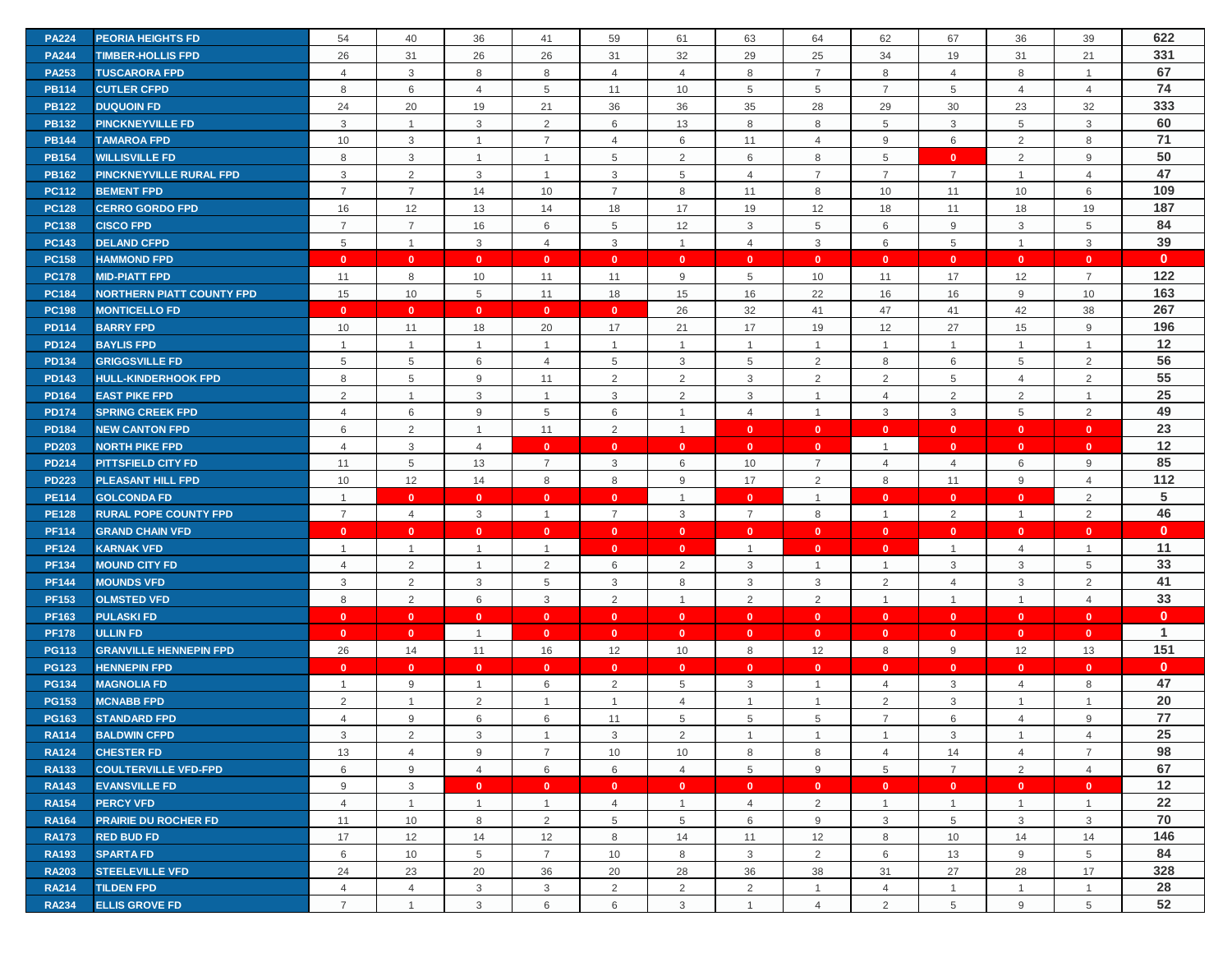| | | | | | | | | | | | | | | |
|---|---|---|---|---|---|---|---|---|---|---|---|---|---|---|
| PA224 | PEORIA HEIGHTS FD | 54 | 40 | 36 | 41 | 59 | 61 | 63 | 64 | 62 | 67 | 36 | 39 | 622 |
| PA244 | TIMBER-HOLLIS FPD | 26 | 31 | 26 | 26 | 31 | 32 | 29 | 25 | 34 | 19 | 31 | 21 | 331 |
| PA253 | TUSCARORA FPD | 4 | 3 | 8 | 8 | 4 | 4 | 8 | 7 | 8 | 4 | 8 | 1 | 67 |
| PB114 | CUTLER CFPD | 8 | 6 | 4 | 5 | 11 | 10 | 5 | 5 | 7 | 5 | 4 | 4 | 74 |
| PB122 | DUQUOIN FD | 24 | 20 | 19 | 21 | 36 | 36 | 35 | 28 | 29 | 30 | 23 | 32 | 333 |
| PB132 | PINCKNEYVILLE FD | 3 | 1 | 3 | 2 | 6 | 13 | 8 | 8 | 5 | 3 | 5 | 3 | 60 |
| PB144 | TAMAROA FPD | 10 | 3 | 1 | 7 | 4 | 6 | 11 | 4 | 9 | 6 | 2 | 8 | 71 |
| PB154 | WILLISVILLE FD | 8 | 3 | 1 | 1 | 5 | 2 | 6 | 8 | 5 | 0 | 2 | 9 | 50 |
| PB162 | PINCKNEYVILLE RURAL FPD | 3 | 2 | 3 | 1 | 3 | 5 | 4 | 7 | 7 | 7 | 1 | 4 | 47 |
| PC112 | BEMENT FPD | 7 | 7 | 14 | 10 | 7 | 8 | 11 | 8 | 10 | 11 | 10 | 6 | 109 |
| PC128 | CERRO GORDO FPD | 16 | 12 | 13 | 14 | 18 | 17 | 19 | 12 | 18 | 11 | 18 | 19 | 187 |
| PC138 | CISCO FPD | 7 | 7 | 16 | 6 | 5 | 12 | 3 | 5 | 6 | 9 | 3 | 5 | 84 |
| PC143 | DELAND CFPD | 5 | 1 | 3 | 4 | 3 | 1 | 4 | 3 | 6 | 5 | 1 | 3 | 39 |
| PC158 | HAMMOND FPD | 0 | 0 | 0 | 0 | 0 | 0 | 0 | 0 | 0 | 0 | 0 | 0 | 0 |
| PC178 | MID-PIATT FPD | 11 | 8 | 10 | 11 | 11 | 9 | 5 | 10 | 11 | 17 | 12 | 7 | 122 |
| PC184 | NORTHERN PIATT COUNTY FPD | 15 | 10 | 5 | 11 | 18 | 15 | 16 | 22 | 16 | 16 | 9 | 10 | 163 |
| PC198 | MONTICELLO FD | 0 | 0 | 0 | 0 | 0 | 26 | 32 | 41 | 47 | 41 | 42 | 38 | 267 |
| PD114 | BARRY FPD | 10 | 11 | 18 | 20 | 17 | 21 | 17 | 19 | 12 | 27 | 15 | 9 | 196 |
| PD124 | BAYLIS FPD | 1 | 1 | 1 | 1 | 1 | 1 | 1 | 1 | 1 | 1 | 1 | 1 | 12 |
| PD134 | GRIGGSVILLE FD | 5 | 5 | 6 | 4 | 5 | 3 | 5 | 2 | 8 | 6 | 5 | 2 | 56 |
| PD143 | HULL-KINDERHOOK FPD | 8 | 5 | 9 | 11 | 2 | 2 | 3 | 2 | 2 | 5 | 4 | 2 | 55 |
| PD164 | EAST PIKE FPD | 2 | 1 | 3 | 1 | 3 | 2 | 3 | 1 | 4 | 2 | 2 | 1 | 25 |
| PD174 | SPRING CREEK FPD | 4 | 6 | 9 | 5 | 6 | 1 | 4 | 1 | 3 | 3 | 5 | 2 | 49 |
| PD184 | NEW CANTON FPD | 6 | 2 | 1 | 11 | 2 | 1 | 0 | 0 | 0 | 0 | 0 | 0 | 23 |
| PD203 | NORTH PIKE FPD | 4 | 3 | 4 | 0 | 0 | 0 | 0 | 0 | 1 | 0 | 0 | 0 | 12 |
| PD214 | PITTSFIELD CITY FD | 11 | 5 | 13 | 7 | 3 | 6 | 10 | 7 | 4 | 4 | 6 | 9 | 85 |
| PD223 | PLEASANT HILL FPD | 10 | 12 | 14 | 8 | 8 | 9 | 17 | 2 | 8 | 11 | 9 | 4 | 112 |
| PE114 | GOLCONDA FD | 1 | 0 | 0 | 0 | 0 | 1 | 0 | 1 | 0 | 0 | 0 | 2 | 5 |
| PE128 | RURAL POPE COUNTY FPD | 7 | 4 | 3 | 1 | 7 | 3 | 7 | 8 | 1 | 2 | 1 | 2 | 46 |
| PF114 | GRAND CHAIN VFD | 0 | 0 | 0 | 0 | 0 | 0 | 0 | 0 | 0 | 0 | 0 | 0 | 0 |
| PF124 | KARNAK VFD | 1 | 1 | 1 | 1 | 0 | 0 | 1 | 0 | 0 | 1 | 4 | 1 | 11 |
| PF134 | MOUND CITY FD | 4 | 2 | 1 | 2 | 6 | 2 | 3 | 1 | 1 | 3 | 3 | 5 | 33 |
| PF144 | MOUNDS VFD | 3 | 2 | 3 | 5 | 3 | 8 | 3 | 3 | 2 | 4 | 3 | 2 | 41 |
| PF153 | OLMSTED VFD | 8 | 2 | 6 | 3 | 2 | 1 | 2 | 2 | 1 | 1 | 1 | 4 | 33 |
| PF163 | PULASKI FD | 0 | 0 | 0 | 0 | 0 | 0 | 0 | 0 | 0 | 0 | 0 | 0 | 0 |
| PF178 | ULLIN FD | 0 | 0 | 1 | 0 | 0 | 0 | 0 | 0 | 0 | 0 | 0 | 0 | 1 |
| PG113 | GRANVILLE HENNEPIN FPD | 26 | 14 | 11 | 16 | 12 | 10 | 8 | 12 | 8 | 9 | 12 | 13 | 151 |
| PG123 | HENNEPIN FPD | 0 | 0 | 0 | 0 | 0 | 0 | 0 | 0 | 0 | 0 | 0 | 0 | 0 |
| PG134 | MAGNOLIA FD | 1 | 9 | 1 | 6 | 2 | 5 | 3 | 1 | 4 | 3 | 4 | 8 | 47 |
| PG153 | MCNABB FPD | 2 | 1 | 2 | 1 | 1 | 4 | 1 | 1 | 2 | 3 | 1 | 1 | 20 |
| PG163 | STANDARD FPD | 4 | 9 | 6 | 6 | 11 | 5 | 5 | 5 | 7 | 6 | 4 | 9 | 77 |
| RA114 | BALDWIN CFPD | 3 | 2 | 3 | 1 | 3 | 2 | 1 | 1 | 1 | 3 | 1 | 4 | 25 |
| RA124 | CHESTER FD | 13 | 4 | 9 | 7 | 10 | 10 | 8 | 8 | 4 | 14 | 4 | 7 | 98 |
| RA133 | COULTERVILLE VFD-FPD | 6 | 9 | 4 | 6 | 6 | 4 | 5 | 9 | 5 | 7 | 2 | 4 | 67 |
| RA143 | EVANSVILLE FD | 9 | 3 | 0 | 0 | 0 | 0 | 0 | 0 | 0 | 0 | 0 | 0 | 12 |
| RA154 | PERCY VFD | 4 | 1 | 1 | 1 | 4 | 1 | 4 | 2 | 1 | 1 | 1 | 1 | 22 |
| RA164 | PRAIRIE DU ROCHER FD | 11 | 10 | 8 | 2 | 5 | 5 | 6 | 9 | 3 | 5 | 3 | 3 | 70 |
| RA173 | RED BUD FD | 17 | 12 | 14 | 12 | 8 | 14 | 11 | 12 | 8 | 10 | 14 | 14 | 146 |
| RA193 | SPARTA FD | 6 | 10 | 5 | 7 | 10 | 8 | 3 | 2 | 6 | 13 | 9 | 5 | 84 |
| RA203 | STEELEVILLE VFD | 24 | 23 | 20 | 36 | 20 | 28 | 36 | 38 | 31 | 27 | 28 | 17 | 328 |
| RA214 | TILDEN FPD | 4 | 4 | 3 | 3 | 2 | 2 | 2 | 1 | 4 | 1 | 1 | 1 | 28 |
| RA234 | ELLIS GROVE FD | 7 | 1 | 3 | 6 | 6 | 3 | 1 | 4 | 2 | 5 | 9 | 5 | 52 |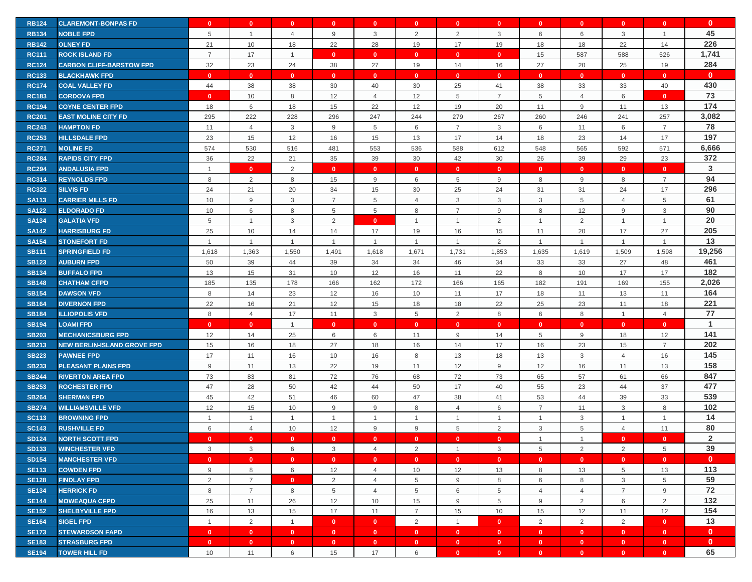| | | | | | | | | | | | | | | |
|---|---|---|---|---|---|---|---|---|---|---|---|---|---|---|
| RB124 | CLAREMONT-BONPAS FD | 0 | 0 | 0 | 0 | 0 | 0 | 0 | 0 | 0 | 0 | 0 | 0 | 0 |
| RB134 | NOBLE FPD | 5 | 1 | 4 | 9 | 3 | 2 | 2 | 3 | 6 | 6 | 3 | 1 | 45 |
| RB142 | OLNEY FD | 21 | 10 | 18 | 22 | 28 | 19 | 17 | 19 | 18 | 18 | 22 | 14 | 226 |
| RC111 | ROCK ISLAND FD | 7 | 17 | 1 | 0 | 0 | 0 | 0 | 0 | 15 | 587 | 588 | 526 | 1,741 |
| RC124 | CARBON CLIFF-BARSTOW FPD | 32 | 23 | 24 | 38 | 27 | 19 | 14 | 16 | 27 | 20 | 25 | 19 | 284 |
| RC133 | BLACKHAWK FPD | 0 | 0 | 0 | 0 | 0 | 0 | 0 | 0 | 0 | 0 | 0 | 0 | 0 |
| RC174 | COAL VALLEY FD | 44 | 38 | 38 | 30 | 40 | 30 | 25 | 41 | 38 | 33 | 33 | 40 | 430 |
| RC183 | CORDOVA FPD | 0 | 10 | 8 | 12 | 4 | 12 | 5 | 7 | 5 | 4 | 6 | 0 | 73 |
| RC194 | COYNE CENTER FPD | 18 | 6 | 18 | 15 | 22 | 12 | 19 | 20 | 11 | 9 | 11 | 13 | 174 |
| RC201 | EAST MOLINE CITY FD | 295 | 222 | 228 | 296 | 247 | 244 | 279 | 267 | 260 | 246 | 241 | 257 | 3,082 |
| RC243 | HAMPTON FD | 11 | 4 | 3 | 9 | 5 | 6 | 7 | 3 | 6 | 11 | 6 | 7 | 78 |
| RC253 | HILLSDALE FPD | 23 | 15 | 12 | 16 | 15 | 13 | 17 | 14 | 18 | 23 | 14 | 17 | 197 |
| RC271 | MOLINE FD | 574 | 530 | 516 | 481 | 553 | 536 | 588 | 612 | 548 | 565 | 592 | 571 | 6,666 |
| RC284 | RAPIDS CITY FPD | 36 | 22 | 21 | 35 | 39 | 30 | 42 | 30 | 26 | 39 | 29 | 23 | 372 |
| RC294 | ANDALUSIA FPD | 1 | 0 | 2 | 0 | 0 | 0 | 0 | 0 | 0 | 0 | 0 | 0 | 3 |
| RC314 | REYNOLDS FPD | 8 | 2 | 8 | 15 | 9 | 6 | 5 | 9 | 8 | 9 | 8 | 7 | 94 |
| RC322 | SILVIS FD | 24 | 21 | 20 | 34 | 15 | 30 | 25 | 24 | 31 | 31 | 24 | 17 | 296 |
| SA113 | CARRIER MILLS FD | 10 | 9 | 3 | 7 | 5 | 4 | 3 | 3 | 3 | 5 | 4 | 5 | 61 |
| SA122 | ELDORADO FD | 10 | 6 | 8 | 5 | 5 | 8 | 7 | 9 | 8 | 12 | 9 | 3 | 90 |
| SA134 | GALATIA VFD | 5 | 1 | 3 | 2 | 0 | 1 | 1 | 2 | 1 | 2 | 1 | 1 | 20 |
| SA142 | HARRISBURG FD | 25 | 10 | 14 | 14 | 17 | 19 | 16 | 15 | 11 | 20 | 17 | 27 | 205 |
| SA154 | STONEFORT FD | 1 | 1 | 1 | 1 | 1 | 1 | 1 | 2 | 1 | 1 | 1 | 1 | 13 |
| SB111 | SPRINGFIELD FD | 1,618 | 1,363 | 1,550 | 1,491 | 1,618 | 1,671 | 1,731 | 1,853 | 1,635 | 1,619 | 1,509 | 1,598 | 19,256 |
| SB123 | AUBURN FPD | 50 | 39 | 44 | 39 | 34 | 34 | 46 | 34 | 33 | 33 | 27 | 48 | 461 |
| SB134 | BUFFALO FPD | 13 | 15 | 31 | 10 | 12 | 16 | 11 | 22 | 8 | 10 | 17 | 17 | 182 |
| SB148 | CHATHAM CFPD | 185 | 135 | 178 | 166 | 162 | 172 | 166 | 165 | 182 | 191 | 169 | 155 | 2,026 |
| SB154 | DAWSON VFD | 8 | 14 | 23 | 12 | 16 | 10 | 11 | 17 | 18 | 11 | 13 | 11 | 164 |
| SB164 | DIVERNON FPD | 22 | 16 | 21 | 12 | 15 | 18 | 18 | 22 | 25 | 23 | 11 | 18 | 221 |
| SB184 | ILLIOPOLIS VFD | 8 | 4 | 17 | 11 | 3 | 5 | 2 | 8 | 6 | 8 | 1 | 4 | 77 |
| SB194 | LOAMI FPD | 0 | 0 | 1 | 0 | 0 | 0 | 0 | 0 | 0 | 0 | 0 | 0 | 1 |
| SB203 | MECHANICSBURG FPD | 12 | 14 | 25 | 6 | 6 | 11 | 9 | 14 | 5 | 9 | 18 | 12 | 141 |
| SB213 | NEW BERLIN-ISLAND GROVE FPD | 15 | 16 | 18 | 27 | 18 | 16 | 14 | 17 | 16 | 23 | 15 | 7 | 202 |
| SB223 | PAWNEE FPD | 17 | 11 | 16 | 10 | 16 | 8 | 13 | 18 | 13 | 3 | 4 | 16 | 145 |
| SB233 | PLEASANT PLAINS FPD | 9 | 11 | 13 | 22 | 19 | 11 | 12 | 9 | 12 | 16 | 11 | 13 | 158 |
| SB244 | RIVERTON AREA FPD | 73 | 83 | 81 | 72 | 76 | 68 | 72 | 73 | 65 | 57 | 61 | 66 | 847 |
| SB253 | ROCHESTER FPD | 47 | 28 | 50 | 42 | 44 | 50 | 17 | 40 | 55 | 23 | 44 | 37 | 477 |
| SB264 | SHERMAN FPD | 45 | 42 | 51 | 46 | 60 | 47 | 38 | 41 | 53 | 44 | 39 | 33 | 539 |
| SB274 | WILLIAMSVILLE VFD | 12 | 15 | 10 | 9 | 9 | 8 | 4 | 6 | 7 | 11 | 3 | 8 | 102 |
| SC113 | BROWNING FPD | 1 | 1 | 1 | 1 | 1 | 1 | 1 | 1 | 1 | 3 | 1 | 1 | 14 |
| SC143 | RUSHVILLE FD | 6 | 4 | 10 | 12 | 9 | 9 | 5 | 2 | 3 | 5 | 4 | 11 | 80 |
| SD124 | NORTH SCOTT FPD | 0 | 0 | 0 | 0 | 0 | 0 | 0 | 0 | 1 | 1 | 0 | 0 | 2 |
| SD133 | WINCHESTER VFD | 3 | 3 | 6 | 3 | 4 | 2 | 1 | 3 | 5 | 2 | 2 | 5 | 39 |
| SD154 | MANCHESTER VFD | 0 | 0 | 0 | 0 | 0 | 0 | 0 | 0 | 0 | 0 | 0 | 0 | 0 |
| SE113 | COWDEN FPD | 9 | 8 | 6 | 12 | 4 | 10 | 12 | 13 | 8 | 13 | 5 | 13 | 113 |
| SE128 | FINDLAY FPD | 2 | 7 | 0 | 2 | 4 | 5 | 9 | 8 | 6 | 8 | 3 | 5 | 59 |
| SE134 | HERRICK FD | 8 | 7 | 8 | 5 | 4 | 5 | 6 | 5 | 4 | 4 | 7 | 9 | 72 |
| SE144 | MOWEAQUA CFPD | 25 | 11 | 26 | 12 | 10 | 15 | 9 | 5 | 9 | 2 | 6 | 2 | 132 |
| SE152 | SHELBYVILLE FPD | 16 | 13 | 15 | 17 | 11 | 7 | 15 | 10 | 15 | 12 | 11 | 12 | 154 |
| SE164 | SIGEL FPD | 1 | 2 | 1 | 0 | 0 | 2 | 1 | 0 | 2 | 2 | 2 | 0 | 13 |
| SE173 | STEWARDSON FAPD | 0 | 0 | 0 | 0 | 0 | 0 | 0 | 0 | 0 | 0 | 0 | 0 | 0 |
| SE183 | STRASBURG FPD | 0 | 0 | 0 | 0 | 0 | 0 | 0 | 0 | 0 | 0 | 0 | 0 | 0 |
| SE194 | TOWER HILL FD | 10 | 11 | 6 | 15 | 17 | 6 | 0 | 0 | 0 | 0 | 0 | 0 | 65 |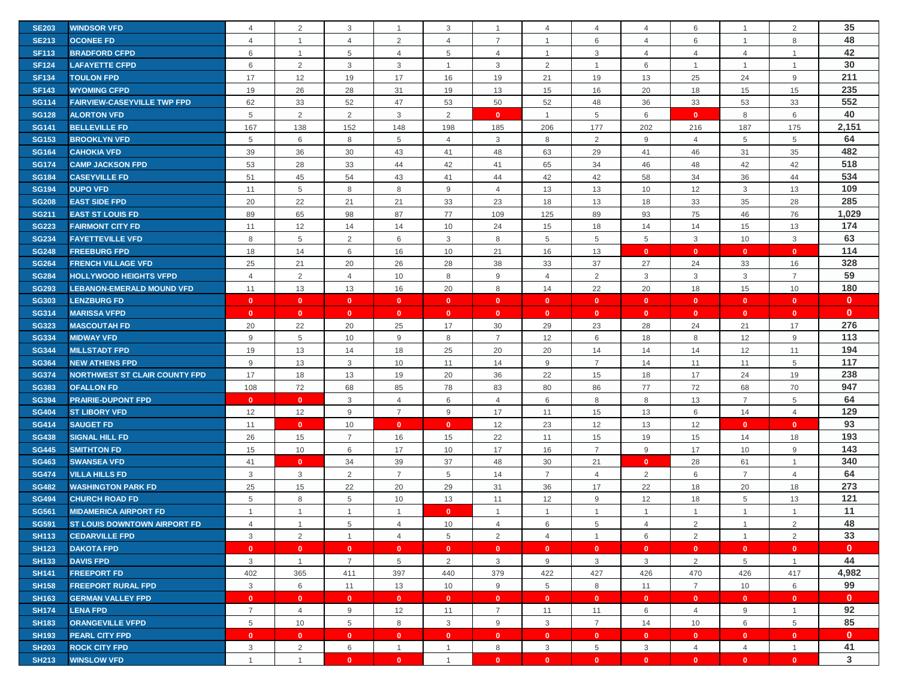| | | | | | | | | | | | | | | |
|---|---|---|---|---|---|---|---|---|---|---|---|---|---|---|
| SE203 | WINDSOR VFD | 4 | 2 | 3 | 1 | 3 | 1 | 4 | 4 | 4 | 6 | 1 | 2 | 35 |
| SE213 | OCONEE FD | 4 | 1 | 4 | 2 | 4 | 7 | 1 | 6 | 4 | 6 | 1 | 8 | 48 |
| SF113 | BRADFORD CFPD | 6 | 1 | 5 | 4 | 5 | 4 | 1 | 3 | 4 | 4 | 4 | 1 | 42 |
| SF124 | LAFAYETTE CFPD | 6 | 2 | 3 | 3 | 1 | 3 | 2 | 1 | 6 | 1 | 1 | 1 | 30 |
| SF134 | TOULON FPD | 17 | 12 | 19 | 17 | 16 | 19 | 21 | 19 | 13 | 25 | 24 | 9 | 211 |
| SF143 | WYOMING CFPD | 19 | 26 | 28 | 31 | 19 | 13 | 15 | 16 | 20 | 18 | 15 | 15 | 235 |
| SG114 | FAIRVIEW-CASEYVILLE TWP FPD | 62 | 33 | 52 | 47 | 53 | 50 | 52 | 48 | 36 | 33 | 53 | 33 | 552 |
| SG128 | ALORTON VFD | 5 | 2 | 2 | 3 | 2 | 0 | 1 | 5 | 6 | 0 | 8 | 6 | 40 |
| SG141 | BELLEVILLE FD | 167 | 138 | 152 | 148 | 198 | 185 | 206 | 177 | 202 | 216 | 187 | 175 | 2,151 |
| SG153 | BROOKLYN VFD | 5 | 6 | 8 | 5 | 4 | 3 | 8 | 2 | 9 | 4 | 5 | 5 | 64 |
| SG164 | CAHOKIA VFD | 39 | 36 | 30 | 43 | 41 | 48 | 63 | 29 | 41 | 46 | 31 | 35 | 482 |
| SG174 | CAMP JACKSON FPD | 53 | 28 | 33 | 44 | 42 | 41 | 65 | 34 | 46 | 48 | 42 | 42 | 518 |
| SG184 | CASEYVILLE FD | 51 | 45 | 54 | 43 | 41 | 44 | 42 | 42 | 58 | 34 | 36 | 44 | 534 |
| SG194 | DUPO VFD | 11 | 5 | 8 | 8 | 9 | 4 | 13 | 13 | 10 | 12 | 3 | 13 | 109 |
| SG208 | EAST SIDE FPD | 20 | 22 | 21 | 21 | 33 | 23 | 18 | 13 | 18 | 33 | 35 | 28 | 285 |
| SG211 | EAST ST LOUIS FD | 89 | 65 | 98 | 87 | 77 | 109 | 125 | 89 | 93 | 75 | 46 | 76 | 1,029 |
| SG223 | FAIRMONT CITY FD | 11 | 12 | 14 | 14 | 10 | 24 | 15 | 18 | 14 | 14 | 15 | 13 | 174 |
| SG234 | FAYETTEVILLE VFD | 8 | 5 | 2 | 6 | 3 | 8 | 5 | 5 | 5 | 3 | 10 | 3 | 63 |
| SG248 | FREEBURG FPD | 18 | 14 | 6 | 16 | 10 | 21 | 16 | 13 | 0 | 0 | 0 | 0 | 114 |
| SG264 | FRENCH VILLAGE VFD | 25 | 21 | 20 | 26 | 28 | 38 | 33 | 37 | 27 | 24 | 33 | 16 | 328 |
| SG284 | HOLLYWOOD HEIGHTS VFPD | 4 | 2 | 4 | 10 | 8 | 9 | 4 | 2 | 3 | 3 | 3 | 7 | 59 |
| SG293 | LEBANON-EMERALD MOUND VFD | 11 | 13 | 13 | 16 | 20 | 8 | 14 | 22 | 20 | 18 | 15 | 10 | 180 |
| SG303 | LENZBURG FD | 0 | 0 | 0 | 0 | 0 | 0 | 0 | 0 | 0 | 0 | 0 | 0 | 0 |
| SG314 | MARISSA VFPD | 0 | 0 | 0 | 0 | 0 | 0 | 0 | 0 | 0 | 0 | 0 | 0 | 0 |
| SG323 | MASCOUTAH FD | 20 | 22 | 20 | 25 | 17 | 30 | 29 | 23 | 28 | 24 | 21 | 17 | 276 |
| SG334 | MIDWAY VFD | 9 | 5 | 10 | 9 | 8 | 7 | 12 | 6 | 18 | 8 | 12 | 9 | 113 |
| SG344 | MILLSTADT FPD | 19 | 13 | 14 | 18 | 25 | 20 | 20 | 14 | 14 | 14 | 12 | 11 | 194 |
| SG364 | NEW ATHENS FPD | 9 | 13 | 3 | 10 | 11 | 14 | 9 | 7 | 14 | 11 | 11 | 5 | 117 |
| SG374 | NORTHWEST ST CLAIR COUNTY FPD | 17 | 18 | 13 | 19 | 20 | 36 | 22 | 15 | 18 | 17 | 24 | 19 | 238 |
| SG383 | OFALLON FD | 108 | 72 | 68 | 85 | 78 | 83 | 80 | 86 | 77 | 72 | 68 | 70 | 947 |
| SG394 | PRAIRIE-DUPONT FPD | 0 | 0 | 3 | 4 | 6 | 4 | 6 | 8 | 8 | 13 | 7 | 5 | 64 |
| SG404 | ST LIBORY VFD | 12 | 12 | 9 | 7 | 9 | 17 | 11 | 15 | 13 | 6 | 14 | 4 | 129 |
| SG414 | SAUGET FD | 11 | 0 | 10 | 0 | 0 | 12 | 23 | 12 | 13 | 12 | 0 | 0 | 93 |
| SG438 | SIGNAL HILL FD | 26 | 15 | 7 | 16 | 15 | 22 | 11 | 15 | 19 | 15 | 14 | 18 | 193 |
| SG445 | SMITHTON FD | 15 | 10 | 6 | 17 | 10 | 17 | 16 | 7 | 9 | 17 | 10 | 9 | 143 |
| SG463 | SWANSEA VFD | 41 | 0 | 34 | 39 | 37 | 48 | 30 | 21 | 0 | 28 | 61 | 1 | 340 |
| SG474 | VILLA HILLS FD | 3 | 3 | 2 | 7 | 5 | 14 | 7 | 4 | 2 | 6 | 7 | 4 | 64 |
| SG482 | WASHINGTON PARK FD | 25 | 15 | 22 | 20 | 29 | 31 | 36 | 17 | 22 | 18 | 20 | 18 | 273 |
| SG494 | CHURCH ROAD FD | 5 | 8 | 5 | 10 | 13 | 11 | 12 | 9 | 12 | 18 | 5 | 13 | 121 |
| SG561 | MIDAMERICA AIRPORT FD | 1 | 1 | 1 | 1 | 0 | 1 | 1 | 1 | 1 | 1 | 1 | 1 | 11 |
| SG591 | ST LOUIS DOWNTOWN AIRPORT FD | 4 | 1 | 5 | 4 | 10 | 4 | 6 | 5 | 4 | 2 | 1 | 2 | 48 |
| SH113 | CEDARVILLE FPD | 3 | 2 | 1 | 4 | 5 | 2 | 4 | 1 | 6 | 2 | 1 | 2 | 33 |
| SH123 | DAKOTA FPD | 0 | 0 | 0 | 0 | 0 | 0 | 0 | 0 | 0 | 0 | 0 | 0 | 0 |
| SH133 | DAVIS FPD | 3 | 1 | 7 | 5 | 2 | 3 | 9 | 3 | 3 | 2 | 5 | 1 | 44 |
| SH141 | FREEPORT FD | 402 | 365 | 411 | 397 | 440 | 379 | 422 | 427 | 426 | 470 | 426 | 417 | 4,982 |
| SH158 | FREEPORT RURAL FPD | 3 | 6 | 11 | 13 | 10 | 9 | 5 | 8 | 11 | 7 | 10 | 6 | 99 |
| SH163 | GERMAN VALLEY FPD | 0 | 0 | 0 | 0 | 0 | 0 | 0 | 0 | 0 | 0 | 0 | 0 | 0 |
| SH174 | LENA FPD | 7 | 4 | 9 | 12 | 11 | 7 | 11 | 11 | 6 | 4 | 9 | 1 | 92 |
| SH183 | ORANGEVILLE VFPD | 5 | 10 | 5 | 8 | 3 | 9 | 3 | 7 | 14 | 10 | 6 | 5 | 85 |
| SH193 | PEARL CITY FPD | 0 | 0 | 0 | 0 | 0 | 0 | 0 | 0 | 0 | 0 | 0 | 0 | 0 |
| SH203 | ROCK CITY FPD | 3 | 2 | 6 | 1 | 1 | 8 | 3 | 5 | 3 | 4 | 4 | 1 | 41 |
| SH213 | WINSLOW VFD | 1 | 1 | 0 | 0 | 1 | 0 | 0 | 0 | 0 | 0 | 0 | 0 | 3 |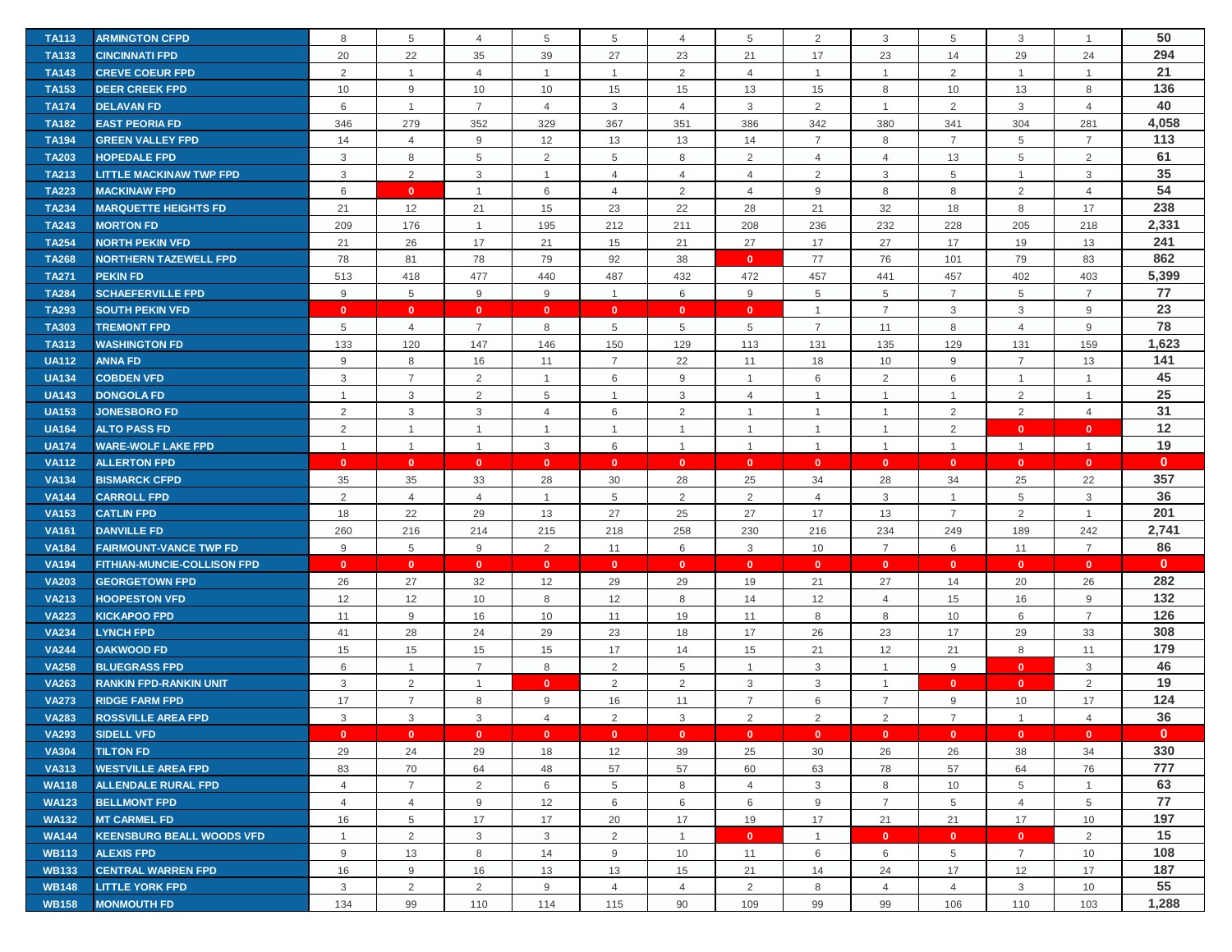| | | | | | | | | | | | | | | |
|---|---|---|---|---|---|---|---|---|---|---|---|---|---|---|
| TA113 | ARMINGTON CFPD | 8 | 5 | 4 | 5 | 5 | 4 | 5 | 2 | 3 | 5 | 3 | 1 | **50** |
| TA133 | CINCINNATI FPD | 20 | 22 | 35 | 39 | 27 | 23 | 21 | 17 | 23 | 14 | 29 | 24 | **294** |
| TA143 | CREVE COEUR FPD | 2 | 1 | 4 | 1 | 1 | 2 | 4 | 1 | 1 | 2 | 1 | 1 | **21** |
| TA153 | DEER CREEK FPD | 10 | 9 | 10 | 10 | 15 | 15 | 13 | 15 | 8 | 10 | 13 | 8 | **136** |
| TA174 | DELAVAN FD | 6 | 1 | 7 | 4 | 3 | 4 | 3 | 2 | 1 | 2 | 3 | 4 | **40** |
| TA182 | EAST PEORIA FD | 346 | 279 | 352 | 329 | 367 | 351 | 386 | 342 | 380 | 341 | 304 | 281 | **4,058** |
| TA194 | GREEN VALLEY FPD | 14 | 4 | 9 | 12 | 13 | 13 | 14 | 7 | 8 | 7 | 5 | 7 | **113** |
| TA203 | HOPEDALE FPD | 3 | 8 | 5 | 2 | 5 | 8 | 2 | 4 | 4 | 13 | 5 | 2 | **61** |
| TA213 | LITTLE MACKINAW TWP FPD | 3 | 2 | 3 | 1 | 4 | 4 | 4 | 2 | 3 | 5 | 1 | 3 | **35** |
| TA223 | MACKINAW FPD | 6 | 0 | 1 | 6 | 4 | 2 | 4 | 9 | 8 | 8 | 2 | 4 | **54** |
| TA234 | MARQUETTE HEIGHTS FD | 21 | 12 | 21 | 15 | 23 | 22 | 28 | 21 | 32 | 18 | 8 | 17 | **238** |
| TA243 | MORTON FD | 209 | 176 | 1 | 195 | 212 | 211 | 208 | 236 | 232 | 228 | 205 | 218 | **2,331** |
| TA254 | NORTH PEKIN VFD | 21 | 26 | 17 | 21 | 15 | 21 | 27 | 17 | 27 | 17 | 19 | 13 | **241** |
| TA268 | NORTHERN TAZEWELL FPD | 78 | 81 | 78 | 79 | 92 | 38 | 0 | 77 | 76 | 101 | 79 | 83 | **862** |
| TA271 | PEKIN FD | 513 | 418 | 477 | 440 | 487 | 432 | 472 | 457 | 441 | 457 | 402 | 403 | **5,399** |
| TA284 | SCHAEFERVILLE FPD | 9 | 5 | 9 | 9 | 1 | 6 | 9 | 5 | 5 | 7 | 5 | 7 | **77** |
| TA293 | SOUTH PEKIN VFD | 0 | 0 | 0 | 0 | 0 | 0 | 0 | 1 | 7 | 3 | 3 | 9 | **23** |
| TA303 | TREMONT FPD | 5 | 4 | 7 | 8 | 5 | 5 | 5 | 7 | 11 | 8 | 4 | 9 | **78** |
| TA313 | WASHINGTON FD | 133 | 120 | 147 | 146 | 150 | 129 | 113 | 131 | 135 | 129 | 131 | 159 | **1,623** |
| UA112 | ANNA FD | 9 | 8 | 16 | 11 | 7 | 22 | 11 | 18 | 10 | 9 | 7 | 13 | **141** |
| UA134 | COBDEN VFD | 3 | 7 | 2 | 1 | 6 | 9 | 1 | 6 | 2 | 6 | 1 | 1 | **45** |
| UA143 | DONGOLA FD | 1 | 3 | 2 | 5 | 1 | 3 | 4 | 1 | 1 | 1 | 2 | 1 | **25** |
| UA153 | JONESBORO FD | 2 | 3 | 3 | 4 | 6 | 2 | 1 | 1 | 1 | 2 | 2 | 4 | **31** |
| UA164 | ALTO PASS FD | 2 | 1 | 1 | 1 | 1 | 1 | 1 | 1 | 1 | 2 | 0 | 0 | **12** |
| UA174 | WARE-WOLF LAKE FPD | 1 | 1 | 1 | 3 | 6 | 1 | 1 | 1 | 1 | 1 | 1 | 1 | **19** |
| VA112 | ALLERTON FPD | 0 | 0 | 0 | 0 | 0 | 0 | 0 | 0 | 0 | 0 | 0 | 0 | **0** |
| VA134 | BISMARCK CFPD | 35 | 35 | 33 | 28 | 30 | 28 | 25 | 34 | 28 | 34 | 25 | 22 | **357** |
| VA144 | CARROLL FPD | 2 | 4 | 4 | 1 | 5 | 2 | 2 | 4 | 3 | 1 | 5 | 3 | **36** |
| VA153 | CATLIN FPD | 18 | 22 | 29 | 13 | 27 | 25 | 27 | 17 | 13 | 7 | 2 | 1 | **201** |
| VA161 | DANVILLE FD | 260 | 216 | 214 | 215 | 218 | 258 | 230 | 216 | 234 | 249 | 189 | 242 | **2,741** |
| VA184 | FAIRMOUNT-VANCE TWP FD | 9 | 5 | 9 | 2 | 11 | 6 | 3 | 10 | 7 | 6 | 11 | 7 | **86** |
| VA194 | FITHIAN-MUNCIE-COLLISON FPD | 0 | 0 | 0 | 0 | 0 | 0 | 0 | 0 | 0 | 0 | 0 | 0 | **0** |
| VA203 | GEORGETOWN FPD | 26 | 27 | 32 | 12 | 29 | 29 | 19 | 21 | 27 | 14 | 20 | 26 | **282** |
| VA213 | HOOPESTON VFD | 12 | 12 | 10 | 8 | 12 | 8 | 14 | 12 | 4 | 15 | 16 | 9 | **132** |
| VA223 | KICKAPOO FPD | 11 | 9 | 16 | 10 | 11 | 19 | 11 | 8 | 8 | 10 | 6 | 7 | **126** |
| VA234 | LYNCH FPD | 41 | 28 | 24 | 29 | 23 | 18 | 17 | 26 | 23 | 17 | 29 | 33 | **308** |
| VA244 | OAKWOOD FD | 15 | 15 | 15 | 15 | 17 | 14 | 15 | 21 | 12 | 21 | 8 | 11 | **179** |
| VA258 | BLUEGRASS FPD | 6 | 1 | 7 | 8 | 2 | 5 | 1 | 3 | 1 | 9 | 0 | 3 | **46** |
| VA263 | RANKIN FPD-RANKIN UNIT | 3 | 2 | 1 | 0 | 2 | 2 | 3 | 3 | 1 | 0 | 0 | 2 | **19** |
| VA273 | RIDGE FARM FPD | 17 | 7 | 8 | 9 | 16 | 11 | 7 | 6 | 7 | 9 | 10 | 17 | **124** |
| VA283 | ROSSVILLE AREA FPD | 3 | 3 | 3 | 4 | 2 | 3 | 2 | 2 | 2 | 7 | 1 | 4 | **36** |
| VA293 | SIDELL VFD | 0 | 0 | 0 | 0 | 0 | 0 | 0 | 0 | 0 | 0 | 0 | 0 | **0** |
| VA304 | TILTON FD | 29 | 24 | 29 | 18 | 12 | 39 | 25 | 30 | 26 | 26 | 38 | 34 | **330** |
| VA313 | WESTVILLE AREA FPD | 83 | 70 | 64 | 48 | 57 | 57 | 60 | 63 | 78 | 57 | 64 | 76 | **777** |
| WA118 | ALLENDALE RURAL FPD | 4 | 7 | 2 | 6 | 5 | 8 | 4 | 3 | 8 | 10 | 5 | 1 | **63** |
| WA123 | BELLMONT FPD | 4 | 4 | 9 | 12 | 6 | 6 | 6 | 9 | 7 | 5 | 4 | 5 | **77** |
| WA132 | MT CARMEL FD | 16 | 5 | 17 | 17 | 20 | 17 | 19 | 17 | 21 | 21 | 17 | 10 | **197** |
| WA144 | KEENSBURG BEALL WOODS VFD | 1 | 2 | 3 | 3 | 2 | 1 | 0 | 1 | 0 | 0 | 0 | 2 | **15** |
| WB113 | ALEXIS FPD | 9 | 13 | 8 | 14 | 9 | 10 | 11 | 6 | 6 | 5 | 7 | 10 | **108** |
| WB133 | CENTRAL WARREN FPD | 16 | 9 | 16 | 13 | 13 | 15 | 21 | 14 | 24 | 17 | 12 | 17 | **187** |
| WB148 | LITTLE YORK FPD | 3 | 2 | 2 | 9 | 4 | 4 | 2 | 8 | 4 | 4 | 3 | 10 | **55** |
| WB158 | MONMOUTH FD | 134 | 99 | 110 | 114 | 115 | 90 | 109 | 99 | 99 | 106 | 110 | 103 | **1,288** |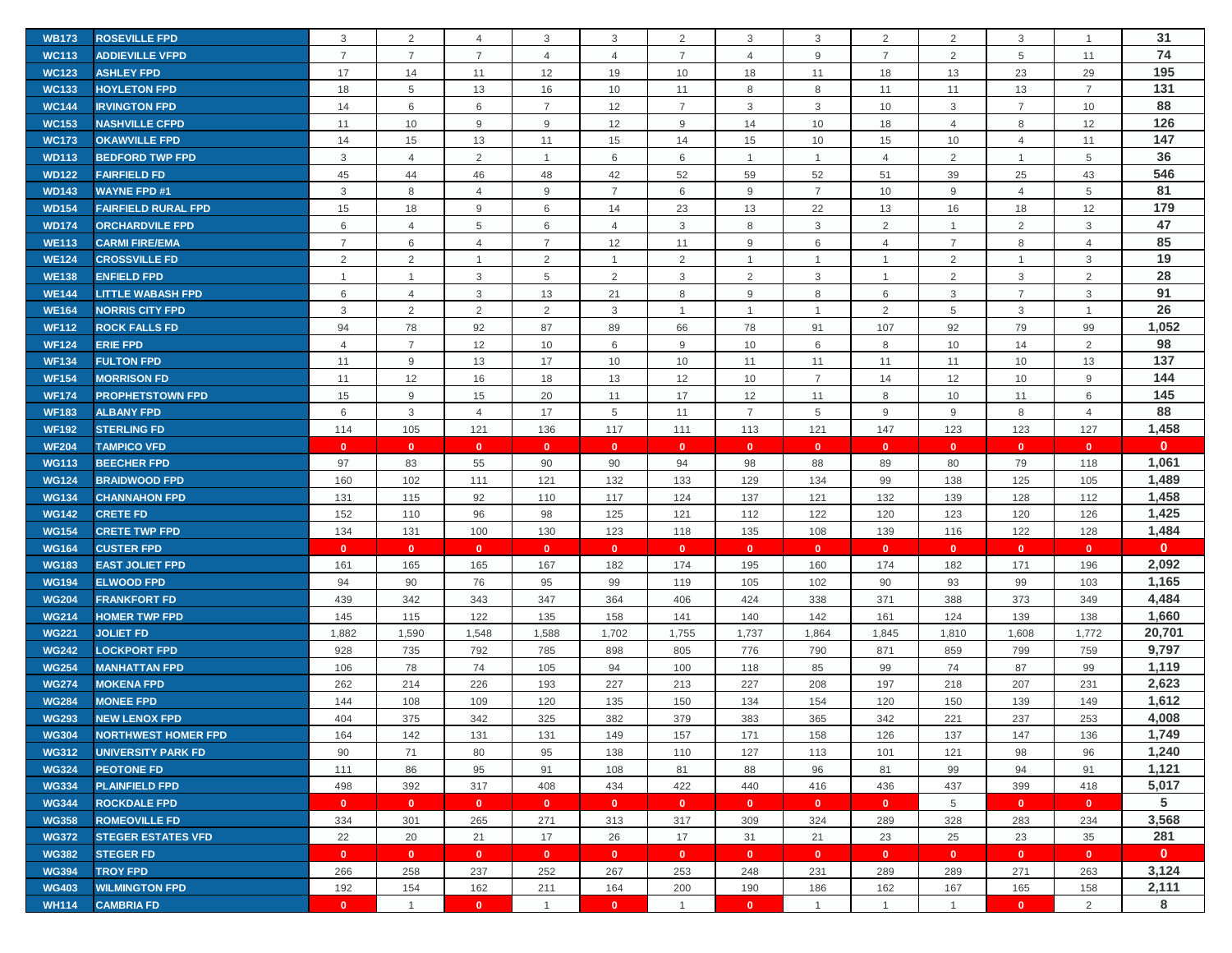| WB173 | ROSEVILLE FPD | 3 | 2 | 4 | 3 | 3 | 2 | 3 | 3 | 2 | 2 | 3 | 1 | 31 |
|---|---|---|---|---|---|---|---|---|---|---|---|---|---|---|
| WC113 | ADDIEVILLE VFPD | 7 | 7 | 7 | 4 | 4 | 7 | 4 | 9 | 7 | 2 | 5 | 11 | 74 |
| WC123 | ASHLEY FPD | 17 | 14 | 11 | 12 | 19 | 10 | 18 | 11 | 18 | 13 | 23 | 29 | 195 |
| WC133 | HOYLETON FPD | 18 | 5 | 13 | 16 | 10 | 11 | 8 | 8 | 11 | 11 | 13 | 7 | 131 |
| WC144 | IRVINGTON FPD | 14 | 6 | 6 | 7 | 12 | 7 | 3 | 3 | 10 | 3 | 7 | 10 | 88 |
| WC153 | NASHVILLE CFPD | 11 | 10 | 9 | 9 | 12 | 9 | 14 | 10 | 18 | 4 | 8 | 12 | 126 |
| WC173 | OKAWVILLE FPD | 14 | 15 | 13 | 11 | 15 | 14 | 15 | 10 | 15 | 10 | 4 | 11 | 147 |
| WD113 | BEDFORD TWP FPD | 3 | 4 | 2 | 1 | 6 | 6 | 1 | 1 | 4 | 2 | 1 | 5 | 36 |
| WD122 | FAIRFIELD FD | 45 | 44 | 46 | 48 | 42 | 52 | 59 | 52 | 51 | 39 | 25 | 43 | 546 |
| WD143 | WAYNE FPD #1 | 3 | 8 | 4 | 9 | 7 | 6 | 9 | 7 | 10 | 9 | 4 | 5 | 81 |
| WD154 | FAIRFIELD RURAL FPD | 15 | 18 | 9 | 6 | 14 | 23 | 13 | 22 | 13 | 16 | 18 | 12 | 179 |
| WD174 | ORCHARDVILE FPD | 6 | 4 | 5 | 6 | 4 | 3 | 8 | 3 | 2 | 1 | 2 | 3 | 47 |
| WE113 | CARMI FIRE/EMA | 7 | 6 | 4 | 7 | 12 | 11 | 9 | 6 | 4 | 7 | 8 | 4 | 85 |
| WE124 | CROSSVILLE FD | 2 | 2 | 1 | 2 | 1 | 2 | 1 | 1 | 1 | 2 | 1 | 3 | 19 |
| WE138 | ENFIELD FPD | 1 | 1 | 3 | 5 | 2 | 3 | 2 | 3 | 1 | 2 | 3 | 2 | 28 |
| WE144 | LITTLE WABASH FPD | 6 | 4 | 3 | 13 | 21 | 8 | 9 | 8 | 6 | 3 | 7 | 3 | 91 |
| WE164 | NORRIS CITY FPD | 3 | 2 | 2 | 2 | 3 | 1 | 1 | 1 | 2 | 5 | 3 | 1 | 26 |
| WF112 | ROCK FALLS FD | 94 | 78 | 92 | 87 | 89 | 66 | 78 | 91 | 107 | 92 | 79 | 99 | 1,052 |
| WF124 | ERIE FPD | 4 | 7 | 12 | 10 | 6 | 9 | 10 | 6 | 8 | 10 | 14 | 2 | 98 |
| WF134 | FULTON FPD | 11 | 9 | 13 | 17 | 10 | 10 | 11 | 11 | 11 | 11 | 10 | 13 | 137 |
| WF154 | MORRISON FD | 11 | 12 | 16 | 18 | 13 | 12 | 10 | 7 | 14 | 12 | 10 | 9 | 144 |
| WF174 | PROPHETSTOWN FPD | 15 | 9 | 15 | 20 | 11 | 17 | 12 | 11 | 8 | 10 | 11 | 6 | 145 |
| WF183 | ALBANY FPD | 6 | 3 | 4 | 17 | 5 | 11 | 7 | 5 | 9 | 9 | 8 | 4 | 88 |
| WF192 | STERLING FD | 114 | 105 | 121 | 136 | 117 | 111 | 113 | 121 | 147 | 123 | 123 | 127 | 1,458 |
| WF204 | TAMPICO VFD | 0 | 0 | 0 | 0 | 0 | 0 | 0 | 0 | 0 | 0 | 0 | 0 | 0 |
| WG113 | BEECHER FPD | 97 | 83 | 55 | 90 | 90 | 94 | 98 | 88 | 89 | 80 | 79 | 118 | 1,061 |
| WG124 | BRAIDWOOD FPD | 160 | 102 | 111 | 121 | 132 | 133 | 129 | 134 | 99 | 138 | 125 | 105 | 1,489 |
| WG134 | CHANNAHON FPD | 131 | 115 | 92 | 110 | 117 | 124 | 137 | 121 | 132 | 139 | 128 | 112 | 1,458 |
| WG142 | CRETE FD | 152 | 110 | 96 | 98 | 125 | 121 | 112 | 122 | 120 | 123 | 120 | 126 | 1,425 |
| WG154 | CRETE TWP FPD | 134 | 131 | 100 | 130 | 123 | 118 | 135 | 108 | 139 | 116 | 122 | 128 | 1,484 |
| WG164 | CUSTER FPD | 0 | 0 | 0 | 0 | 0 | 0 | 0 | 0 | 0 | 0 | 0 | 0 | 0 |
| WG183 | EAST JOLIET FPD | 161 | 165 | 165 | 167 | 182 | 174 | 195 | 160 | 174 | 182 | 171 | 196 | 2,092 |
| WG194 | ELWOOD FPD | 94 | 90 | 76 | 95 | 99 | 119 | 105 | 102 | 90 | 93 | 99 | 103 | 1,165 |
| WG204 | FRANKFORT FD | 439 | 342 | 343 | 347 | 364 | 406 | 424 | 338 | 371 | 388 | 373 | 349 | 4,484 |
| WG214 | HOMER TWP FPD | 145 | 115 | 122 | 135 | 158 | 141 | 140 | 142 | 161 | 124 | 139 | 138 | 1,660 |
| WG221 | JOLIET FD | 1,882 | 1,590 | 1,548 | 1,588 | 1,702 | 1,755 | 1,737 | 1,864 | 1,845 | 1,810 | 1,608 | 1,772 | 20,701 |
| WG242 | LOCKPORT FPD | 928 | 735 | 792 | 785 | 898 | 805 | 776 | 790 | 871 | 859 | 799 | 759 | 9,797 |
| WG254 | MANHATTAN FPD | 106 | 78 | 74 | 105 | 94 | 100 | 118 | 85 | 99 | 74 | 87 | 99 | 1,119 |
| WG274 | MOKENA FPD | 262 | 214 | 226 | 193 | 227 | 213 | 227 | 208 | 197 | 218 | 207 | 231 | 2,623 |
| WG284 | MONEE FPD | 144 | 108 | 109 | 120 | 135 | 150 | 134 | 154 | 120 | 150 | 139 | 149 | 1,612 |
| WG293 | NEW LENOX FPD | 404 | 375 | 342 | 325 | 382 | 379 | 383 | 365 | 342 | 221 | 237 | 253 | 4,008 |
| WG304 | NORTHWEST HOMER FPD | 164 | 142 | 131 | 131 | 149 | 157 | 171 | 158 | 126 | 137 | 147 | 136 | 1,749 |
| WG312 | UNIVERSITY PARK FD | 90 | 71 | 80 | 95 | 138 | 110 | 127 | 113 | 101 | 121 | 98 | 96 | 1,240 |
| WG324 | PEOTONE FD | 111 | 86 | 95 | 91 | 108 | 81 | 88 | 96 | 81 | 99 | 94 | 91 | 1,121 |
| WG334 | PLAINFIELD FPD | 498 | 392 | 317 | 408 | 434 | 422 | 440 | 416 | 436 | 437 | 399 | 418 | 5,017 |
| WG344 | ROCKDALE FPD | 0 | 0 | 0 | 0 | 0 | 0 | 0 | 0 | 0 | 5 | 0 | 0 | 5 |
| WG358 | ROMEOVILLE FD | 334 | 301 | 265 | 271 | 313 | 317 | 309 | 324 | 289 | 328 | 283 | 234 | 3,568 |
| WG372 | STEGER ESTATES VFD | 22 | 20 | 21 | 17 | 26 | 17 | 31 | 21 | 23 | 25 | 23 | 35 | 281 |
| WG382 | STEGER FD | 0 | 0 | 0 | 0 | 0 | 0 | 0 | 0 | 0 | 0 | 0 | 0 | 0 |
| WG394 | TROY FPD | 266 | 258 | 237 | 252 | 267 | 253 | 248 | 231 | 289 | 289 | 271 | 263 | 3,124 |
| WG403 | WILMINGTON FPD | 192 | 154 | 162 | 211 | 164 | 200 | 190 | 186 | 162 | 167 | 165 | 158 | 2,111 |
| WH114 | CAMBRIA FD | 0 | 1 | 0 | 1 | 0 | 1 | 0 | 1 | 1 | 1 | 0 | 2 | 8 |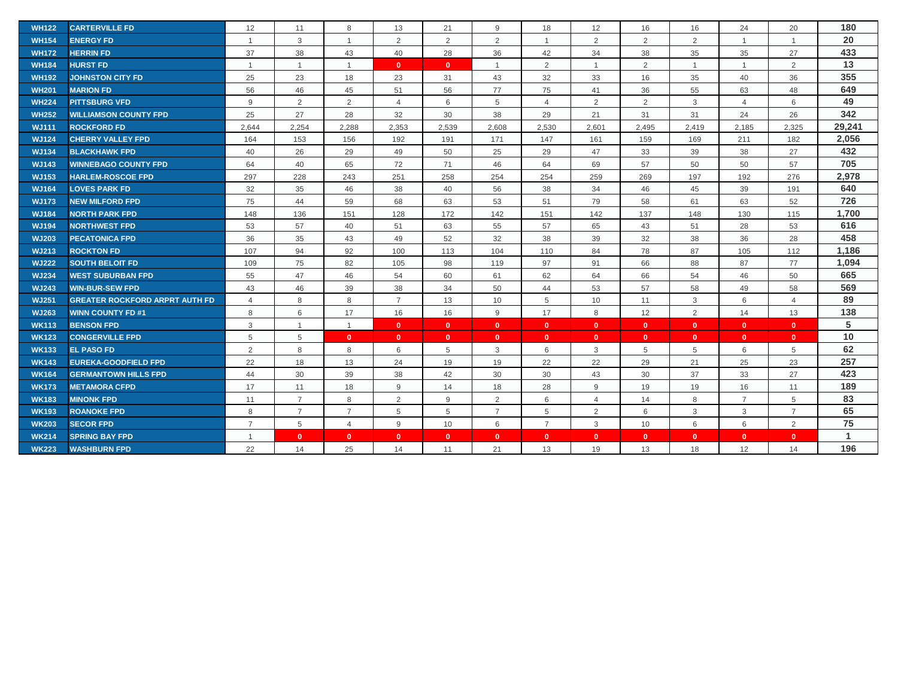| | | | | | | | | | | | | | | |
|---|---|---|---|---|---|---|---|---|---|---|---|---|---|---|
| WH122 | CARTERVILLE FD | 12 | 11 | 8 | 13 | 21 | 9 | 18 | 12 | 16 | 16 | 24 | 20 | 180 |
| WH154 | ENERGY FD | 1 | 3 | 1 | 2 | 2 | 2 | 1 | 2 | 2 | 2 | 1 | 1 | 20 |
| WH172 | HERRIN FD | 37 | 38 | 43 | 40 | 28 | 36 | 42 | 34 | 38 | 35 | 35 | 27 | 433 |
| WH184 | HURST FD | 1 | 1 | 1 | 0 | 0 | 1 | 2 | 1 | 2 | 1 | 1 | 2 | 13 |
| WH192 | JOHNSTON CITY FD | 25 | 23 | 18 | 23 | 31 | 43 | 32 | 33 | 16 | 35 | 40 | 36 | 355 |
| WH201 | MARION FD | 56 | 46 | 45 | 51 | 56 | 77 | 75 | 41 | 36 | 55 | 63 | 48 | 649 |
| WH224 | PITTSBURG VFD | 9 | 2 | 2 | 4 | 6 | 5 | 4 | 2 | 2 | 3 | 4 | 6 | 49 |
| WH252 | WILLIAMSON COUNTY FPD | 25 | 27 | 28 | 32 | 30 | 38 | 29 | 21 | 31 | 31 | 24 | 26 | 342 |
| WJ111 | ROCKFORD FD | 2,644 | 2,254 | 2,288 | 2,353 | 2,539 | 2,608 | 2,530 | 2,601 | 2,495 | 2,419 | 2,185 | 2,325 | 29,241 |
| WJ124 | CHERRY VALLEY FPD | 164 | 153 | 156 | 192 | 191 | 171 | 147 | 161 | 159 | 169 | 211 | 182 | 2,056 |
| WJ134 | BLACKHAWK FPD | 40 | 26 | 29 | 49 | 50 | 25 | 29 | 47 | 33 | 39 | 38 | 27 | 432 |
| WJ143 | WINNEBAGO COUNTY FPD | 64 | 40 | 65 | 72 | 71 | 46 | 64 | 69 | 57 | 50 | 50 | 57 | 705 |
| WJ153 | HARLEM-ROSCOE FPD | 297 | 228 | 243 | 251 | 258 | 254 | 254 | 259 | 269 | 197 | 192 | 276 | 2,978 |
| WJ164 | LOVES PARK FD | 32 | 35 | 46 | 38 | 40 | 56 | 38 | 34 | 46 | 45 | 39 | 191 | 640 |
| WJ173 | NEW MILFORD FPD | 75 | 44 | 59 | 68 | 63 | 53 | 51 | 79 | 58 | 61 | 63 | 52 | 726 |
| WJ184 | NORTH PARK FPD | 148 | 136 | 151 | 128 | 172 | 142 | 151 | 142 | 137 | 148 | 130 | 115 | 1,700 |
| WJ194 | NORTHWEST FPD | 53 | 57 | 40 | 51 | 63 | 55 | 57 | 65 | 43 | 51 | 28 | 53 | 616 |
| WJ203 | PECATONICA FPD | 36 | 35 | 43 | 49 | 52 | 32 | 38 | 39 | 32 | 38 | 36 | 28 | 458 |
| WJ213 | ROCKTON FD | 107 | 94 | 92 | 100 | 113 | 104 | 110 | 84 | 78 | 87 | 105 | 112 | 1,186 |
| WJ222 | SOUTH BELOIT FD | 109 | 75 | 82 | 105 | 98 | 119 | 97 | 91 | 66 | 88 | 87 | 77 | 1,094 |
| WJ234 | WEST SUBURBAN FPD | 55 | 47 | 46 | 54 | 60 | 61 | 62 | 64 | 66 | 54 | 46 | 50 | 665 |
| WJ243 | WIN-BUR-SEW FPD | 43 | 46 | 39 | 38 | 34 | 50 | 44 | 53 | 57 | 58 | 49 | 58 | 569 |
| WJ251 | GREATER ROCKFORD ARPRT AUTH FD | 4 | 8 | 8 | 7 | 13 | 10 | 5 | 10 | 11 | 3 | 6 | 4 | 89 |
| WJ263 | WINN COUNTY FD #1 | 8 | 6 | 17 | 16 | 16 | 9 | 17 | 8 | 12 | 2 | 14 | 13 | 138 |
| WK113 | BENSON FPD | 3 | 1 | 1 | 0 | 0 | 0 | 0 | 0 | 0 | 0 | 0 | 0 | 5 |
| WK123 | CONGERVILLE FPD | 5 | 5 | 0 | 0 | 0 | 0 | 0 | 0 | 0 | 0 | 0 | 0 | 10 |
| WK133 | EL PASO FD | 2 | 8 | 8 | 6 | 5 | 3 | 6 | 3 | 5 | 5 | 6 | 5 | 62 |
| WK143 | EUREKA-GOODFIELD FPD | 22 | 18 | 13 | 24 | 19 | 19 | 22 | 22 | 29 | 21 | 25 | 23 | 257 |
| WK164 | GERMANTOWN HILLS FPD | 44 | 30 | 39 | 38 | 42 | 30 | 30 | 43 | 30 | 37 | 33 | 27 | 423 |
| WK173 | METAMORA CFPD | 17 | 11 | 18 | 9 | 14 | 18 | 28 | 9 | 19 | 19 | 16 | 11 | 189 |
| WK183 | MINONK FPD | 11 | 7 | 8 | 2 | 9 | 2 | 6 | 4 | 14 | 8 | 7 | 5 | 83 |
| WK193 | ROANOKE FPD | 8 | 7 | 7 | 5 | 5 | 7 | 5 | 2 | 6 | 3 | 3 | 7 | 65 |
| WK203 | SECOR FPD | 7 | 5 | 4 | 9 | 10 | 6 | 7 | 3 | 10 | 6 | 6 | 2 | 75 |
| WK214 | SPRING BAY FPD | 1 | 0 | 0 | 0 | 0 | 0 | 0 | 0 | 0 | 0 | 0 | 0 | 1 |
| WK223 | WASHBURN FPD | 22 | 14 | 25 | 14 | 11 | 21 | 13 | 19 | 13 | 18 | 12 | 14 | 196 |